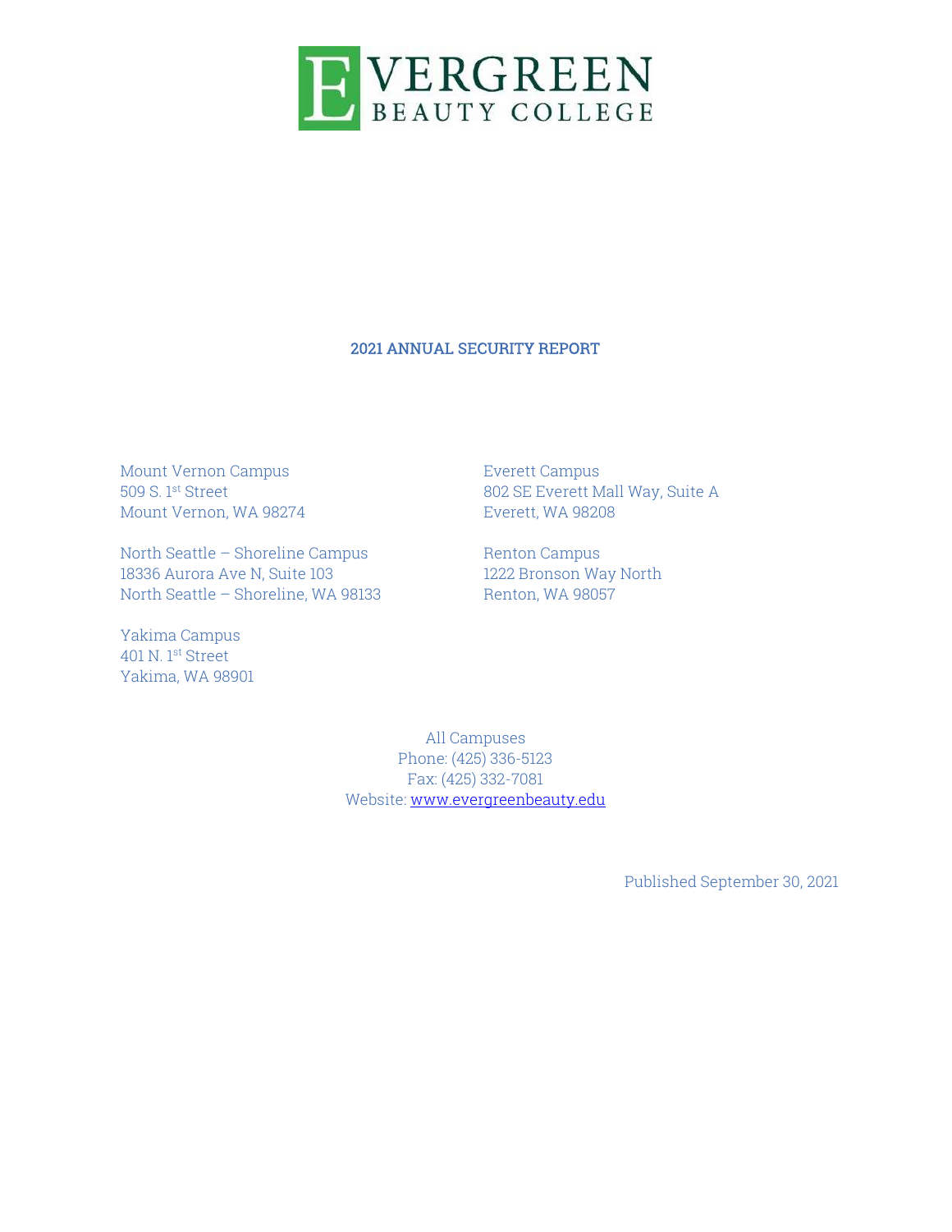# EVERGREEN BEAUTY COLLEGE

## 2021 ANNUAL SECURITY REPORT

Mount Vernon Campus
509 S. 1st Street
Mount Vernon, WA 98274

Everett Campus
802 SE Everett Mall Way, Suite A
Everett, WA 98208

North Seattle – Shoreline Campus
18336 Aurora Ave N, Suite 103
North Seattle – Shoreline, WA 98133

Renton Campus
1222 Bronson Way North
Renton, WA 98057

Yakima Campus
401 N. 1st Street
Yakima, WA 98901

All Campuses
Phone: (425) 336-5123
Fax: (425) 332-7081
Website: [www.evergreenbeauty.edu](http://www.evergreenbeauty.edu)

Published September 30, 2021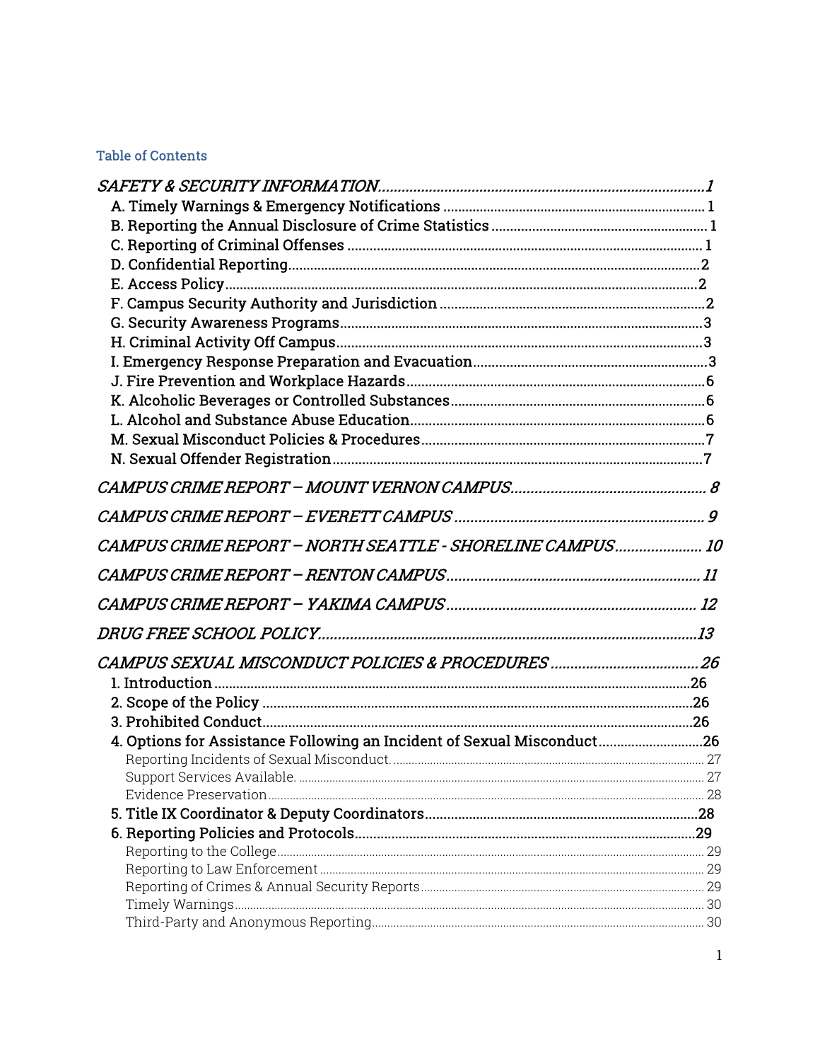## Table of Contents

*SAFETY & SECURITY INFORMATION* .......... 1

- A. Timely Warnings & Emergency Notifications .......... 1
- B. Reporting the Annual Disclosure of Crime Statistics .......... 1
- C. Reporting of Criminal Offenses .......... 1
- D. Confidential Reporting .......... 2
- E. Access Policy .......... 2
- F. Campus Security Authority and Jurisdiction .......... 2
- G. Security Awareness Programs .......... 3
- H. Criminal Activity Off Campus .......... 3
- I. Emergency Response Preparation and Evacuation .......... 3
- J. Fire Prevention and Workplace Hazards .......... 6
- K. Alcoholic Beverages or Controlled Substances .......... 6
- L. Alcohol and Substance Abuse Education .......... 6
- M. Sexual Misconduct Policies & Procedures .......... 7
- N. Sexual Offender Registration .......... 7

*CAMPUS CRIME REPORT – MOUNT VERNON CAMPUS* .......... 8

*CAMPUS CRIME REPORT – EVERETT CAMPUS* .......... 9

*CAMPUS CRIME REPORT – NORTH SEATTLE - SHORELINE CAMPUS* .......... 10

*CAMPUS CRIME REPORT – RENTON CAMPUS* .......... 11

*CAMPUS CRIME REPORT – YAKIMA CAMPUS* .......... 12

*DRUG FREE SCHOOL POLICY* .......... 13

*CAMPUS SEXUAL MISCONDUCT POLICIES & PROCEDURES* .......... 26

- 1. Introduction .......... 26
- 2. Scope of the Policy .......... 26
- 3. Prohibited Conduct .......... 26
- 4. Options for Assistance Following an Incident of Sexual Misconduct .......... 26
  - Reporting Incidents of Sexual Misconduct. .......... 27
  - Support Services Available. .......... 27
  - Evidence Preservation .......... 28
- 5. Title IX Coordinator & Deputy Coordinators .......... 28
- 6. Reporting Policies and Protocols .......... 29
  - Reporting to the College .......... 29
  - Reporting to Law Enforcement .......... 29
  - Reporting of Crimes & Annual Security Reports .......... 29
  - Timely Warnings .......... 30
  - Third-Party and Anonymous Reporting .......... 30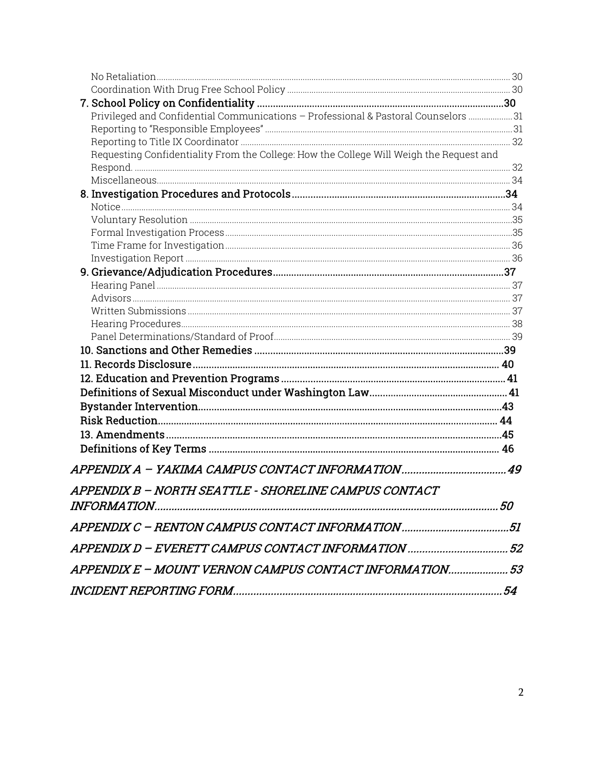- No Retaliation ........ 30
- Coordination With Drug Free School Policy ........ 30

**7. School Policy on Confidentiality ........ 30**

- Privileged and Confidential Communications – Professional & Pastoral Counselors ........ 31
- Reporting to "Responsible Employees" ........ 31
- Reporting to Title IX Coordinator ........ 32
- Requesting Confidentiality From the College: How the College Will Weigh the Request and Respond. ........ 32
- Miscellaneous ........ 34

**8. Investigation Procedures and Protocols ........ 34**

- Notice ........ 34
- Voluntary Resolution ........ 35
- Formal Investigation Process ........ 35
- Time Frame for Investigation ........ 36
- Investigation Report ........ 36

**9. Grievance/Adjudication Procedures ........ 37**

- Hearing Panel ........ 37
- Advisors ........ 37
- Written Submissions ........ 37
- Hearing Procedures ........ 38
- Panel Determinations/Standard of Proof ........ 39

**10. Sanctions and Other Remedies ........ 39**

**11. Records Disclosure ........ 40**

**12. Education and Prevention Programs ........ 41**

**Definitions of Sexual Misconduct under Washington Law ........ 41**

**Bystander Intervention ........ 43**

**Risk Reduction ........ 44**

**13. Amendments ........ 45**

**Definitions of Key Terms ........ 46**

*APPENDIX A – YAKIMA CAMPUS CONTACT INFORMATION ........ 49*

*APPENDIX B – NORTH SEATTLE - SHORELINE CAMPUS CONTACT INFORMATION ........ 50*

*APPENDIX C – RENTON CAMPUS CONTACT INFORMATION ........ 51*

*APPENDIX D – EVERETT CAMPUS CONTACT INFORMATION ........ 52*

*APPENDIX E – MOUNT VERNON CAMPUS CONTACT INFORMATION ........ 53*

*INCIDENT REPORTING FORM ........ 54*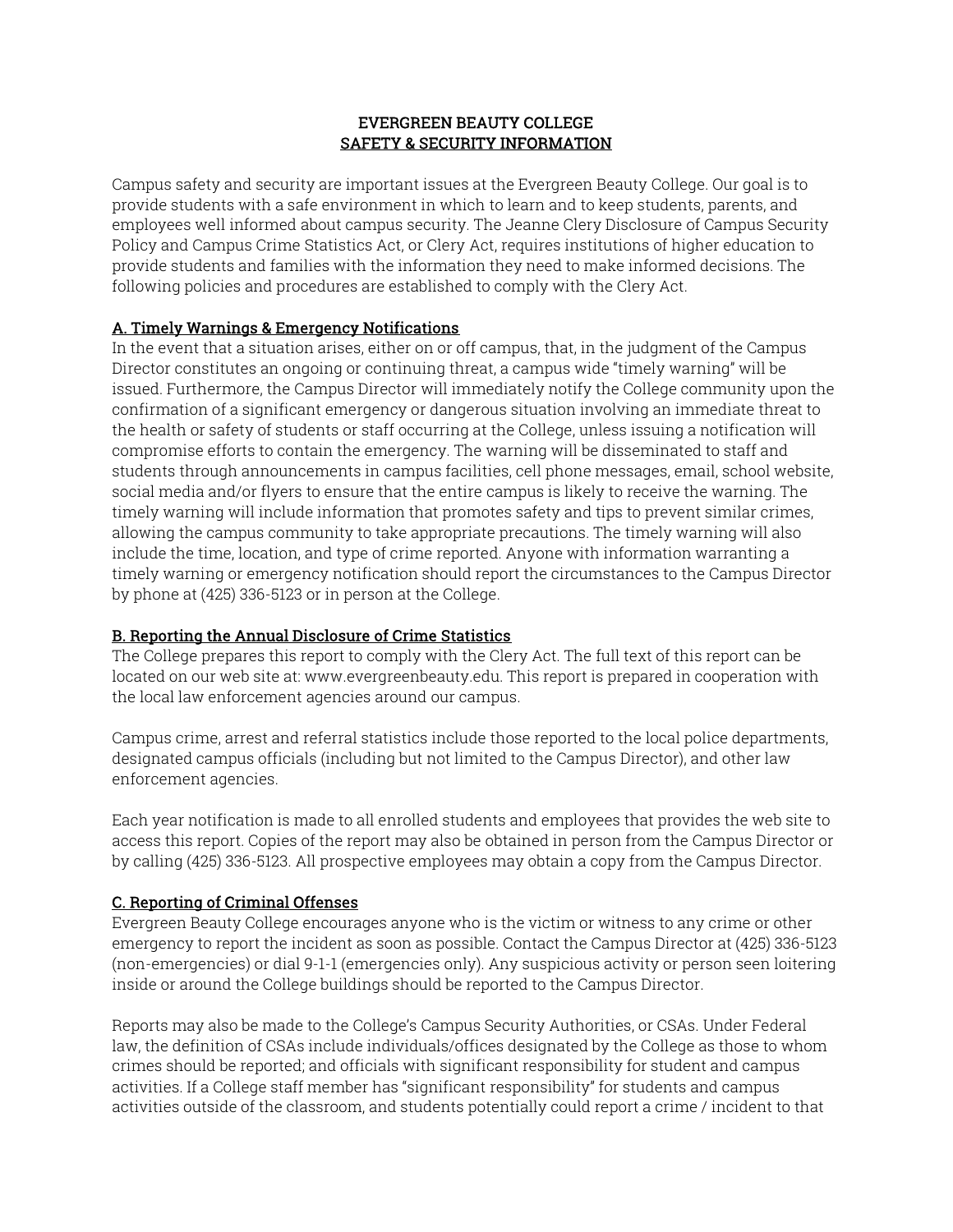**EVERGREEN BEAUTY COLLEGE**
**SAFETY & SECURITY INFORMATION**

Campus safety and security are important issues at the Evergreen Beauty College. Our goal is to provide students with a safe environment in which to learn and to keep students, parents, and employees well informed about campus security. The Jeanne Clery Disclosure of Campus Security Policy and Campus Crime Statistics Act, or Clery Act, requires institutions of higher education to provide students and families with the information they need to make informed decisions. The following policies and procedures are established to comply with the Clery Act.

## A. Timely Warnings & Emergency Notifications

In the event that a situation arises, either on or off campus, that, in the judgment of the Campus Director constitutes an ongoing or continuing threat, a campus wide "timely warning" will be issued. Furthermore, the Campus Director will immediately notify the College community upon the confirmation of a significant emergency or dangerous situation involving an immediate threat to the health or safety of students or staff occurring at the College, unless issuing a notification will compromise efforts to contain the emergency. The warning will be disseminated to staff and students through announcements in campus facilities, cell phone messages, email, school website, social media and/or flyers to ensure that the entire campus is likely to receive the warning. The timely warning will include information that promotes safety and tips to prevent similar crimes, allowing the campus community to take appropriate precautions. The timely warning will also include the time, location, and type of crime reported. Anyone with information warranting a timely warning or emergency notification should report the circumstances to the Campus Director by phone at (425) 336-5123 or in person at the College.

## B. Reporting the Annual Disclosure of Crime Statistics

The College prepares this report to comply with the Clery Act. The full text of this report can be located on our web site at: www.evergreenbeauty.edu. This report is prepared in cooperation with the local law enforcement agencies around our campus.

Campus crime, arrest and referral statistics include those reported to the local police departments, designated campus officials (including but not limited to the Campus Director), and other law enforcement agencies.

Each year notification is made to all enrolled students and employees that provides the web site to access this report. Copies of the report may also be obtained in person from the Campus Director or by calling (425) 336-5123. All prospective employees may obtain a copy from the Campus Director.

## C. Reporting of Criminal Offenses

Evergreen Beauty College encourages anyone who is the victim or witness to any crime or other emergency to report the incident as soon as possible. Contact the Campus Director at (425) 336-5123 (non-emergencies) or dial 9-1-1 (emergencies only). Any suspicious activity or person seen loitering inside or around the College buildings should be reported to the Campus Director.

Reports may also be made to the College's Campus Security Authorities, or CSAs. Under Federal law, the definition of CSAs include individuals/offices designated by the College as those to whom crimes should be reported; and officials with significant responsibility for student and campus activities. If a College staff member has "significant responsibility" for students and campus activities outside of the classroom, and students potentially could report a crime / incident to that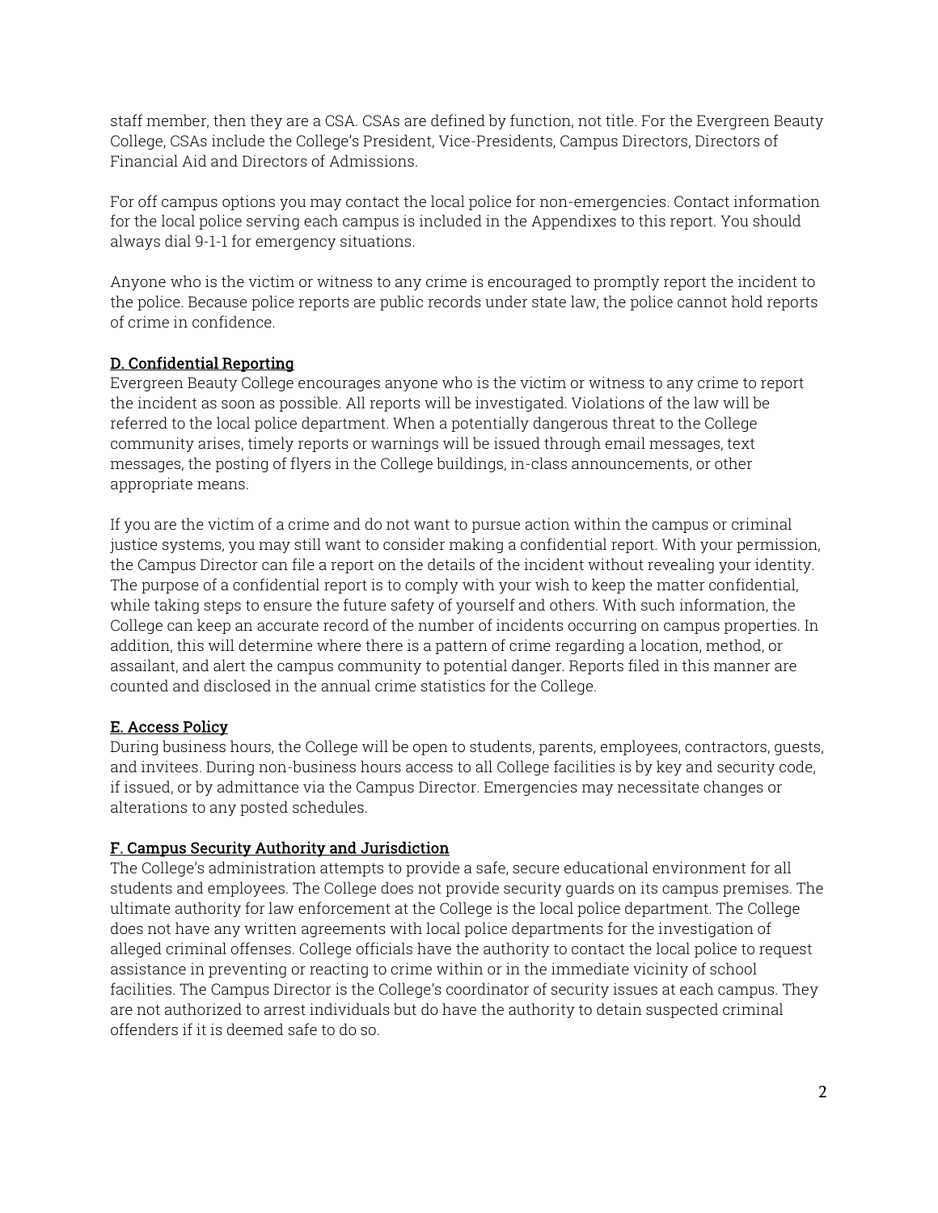staff member, then they are a CSA. CSAs are defined by function, not title. For the Evergreen Beauty College, CSAs include the College's President, Vice-Presidents, Campus Directors, Directors of Financial Aid and Directors of Admissions.

For off campus options you may contact the local police for non-emergencies. Contact information for the local police serving each campus is included in the Appendixes to this report. You should always dial 9-1-1 for emergency situations.

Anyone who is the victim or witness to any crime is encouraged to promptly report the incident to the police. Because police reports are public records under state law, the police cannot hold reports of crime in confidence.

### D. Confidential Reporting

Evergreen Beauty College encourages anyone who is the victim or witness to any crime to report the incident as soon as possible. All reports will be investigated. Violations of the law will be referred to the local police department. When a potentially dangerous threat to the College community arises, timely reports or warnings will be issued through email messages, text messages, the posting of flyers in the College buildings, in-class announcements, or other appropriate means.

If you are the victim of a crime and do not want to pursue action within the campus or criminal justice systems, you may still want to consider making a confidential report. With your permission, the Campus Director can file a report on the details of the incident without revealing your identity. The purpose of a confidential report is to comply with your wish to keep the matter confidential, while taking steps to ensure the future safety of yourself and others. With such information, the College can keep an accurate record of the number of incidents occurring on campus properties. In addition, this will determine where there is a pattern of crime regarding a location, method, or assailant, and alert the campus community to potential danger. Reports filed in this manner are counted and disclosed in the annual crime statistics for the College.

### E. Access Policy

During business hours, the College will be open to students, parents, employees, contractors, guests, and invitees. During non-business hours access to all College facilities is by key and security code, if issued, or by admittance via the Campus Director. Emergencies may necessitate changes or alterations to any posted schedules.

### F. Campus Security Authority and Jurisdiction

The College's administration attempts to provide a safe, secure educational environment for all students and employees. The College does not provide security guards on its campus premises. The ultimate authority for law enforcement at the College is the local police department. The College does not have any written agreements with local police departments for the investigation of alleged criminal offenses. College officials have the authority to contact the local police to request assistance in preventing or reacting to crime within or in the immediate vicinity of school facilities. The Campus Director is the College's coordinator of security issues at each campus. They are not authorized to arrest individuals but do have the authority to detain suspected criminal offenders if it is deemed safe to do so.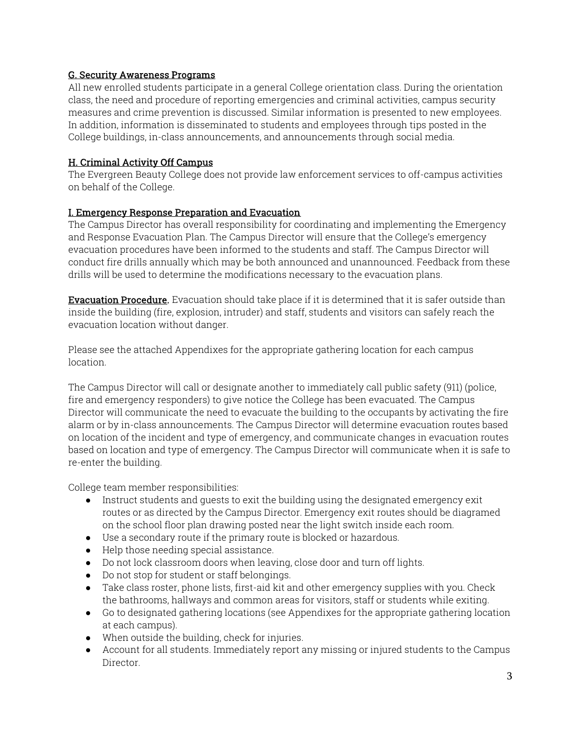### G. Security Awareness Programs

All new enrolled students participate in a general College orientation class. During the orientation class, the need and procedure of reporting emergencies and criminal activities, campus security measures and crime prevention is discussed. Similar information is presented to new employees. In addition, information is disseminated to students and employees through tips posted in the College buildings, in-class announcements, and announcements through social media.

### H. Criminal Activity Off Campus

The Evergreen Beauty College does not provide law enforcement services to off-campus activities on behalf of the College.

### I. Emergency Response Preparation and Evacuation

The Campus Director has overall responsibility for coordinating and implementing the Emergency and Response Evacuation Plan. The Campus Director will ensure that the College's emergency evacuation procedures have been informed to the students and staff. The Campus Director will conduct fire drills annually which may be both announced and unannounced. Feedback from these drills will be used to determine the modifications necessary to the evacuation plans.

**Evacuation Procedure.** Evacuation should take place if it is determined that it is safer outside than inside the building (fire, explosion, intruder) and staff, students and visitors can safely reach the evacuation location without danger.

Please see the attached Appendixes for the appropriate gathering location for each campus location.

The Campus Director will call or designate another to immediately call public safety (911) (police, fire and emergency responders) to give notice the College has been evacuated. The Campus Director will communicate the need to evacuate the building to the occupants by activating the fire alarm or by in-class announcements. The Campus Director will determine evacuation routes based on location of the incident and type of emergency, and communicate changes in evacuation routes based on location and type of emergency. The Campus Director will communicate when it is safe to re-enter the building.

College team member responsibilities:

- Instruct students and guests to exit the building using the designated emergency exit routes or as directed by the Campus Director. Emergency exit routes should be diagramed on the school floor plan drawing posted near the light switch inside each room.
- Use a secondary route if the primary route is blocked or hazardous.
- Help those needing special assistance.
- Do not lock classroom doors when leaving, close door and turn off lights.
- Do not stop for student or staff belongings.
- Take class roster, phone lists, first-aid kit and other emergency supplies with you. Check the bathrooms, hallways and common areas for visitors, staff or students while exiting.
- Go to designated gathering locations (see Appendixes for the appropriate gathering location at each campus).
- When outside the building, check for injuries.
- Account for all students. Immediately report any missing or injured students to the Campus Director.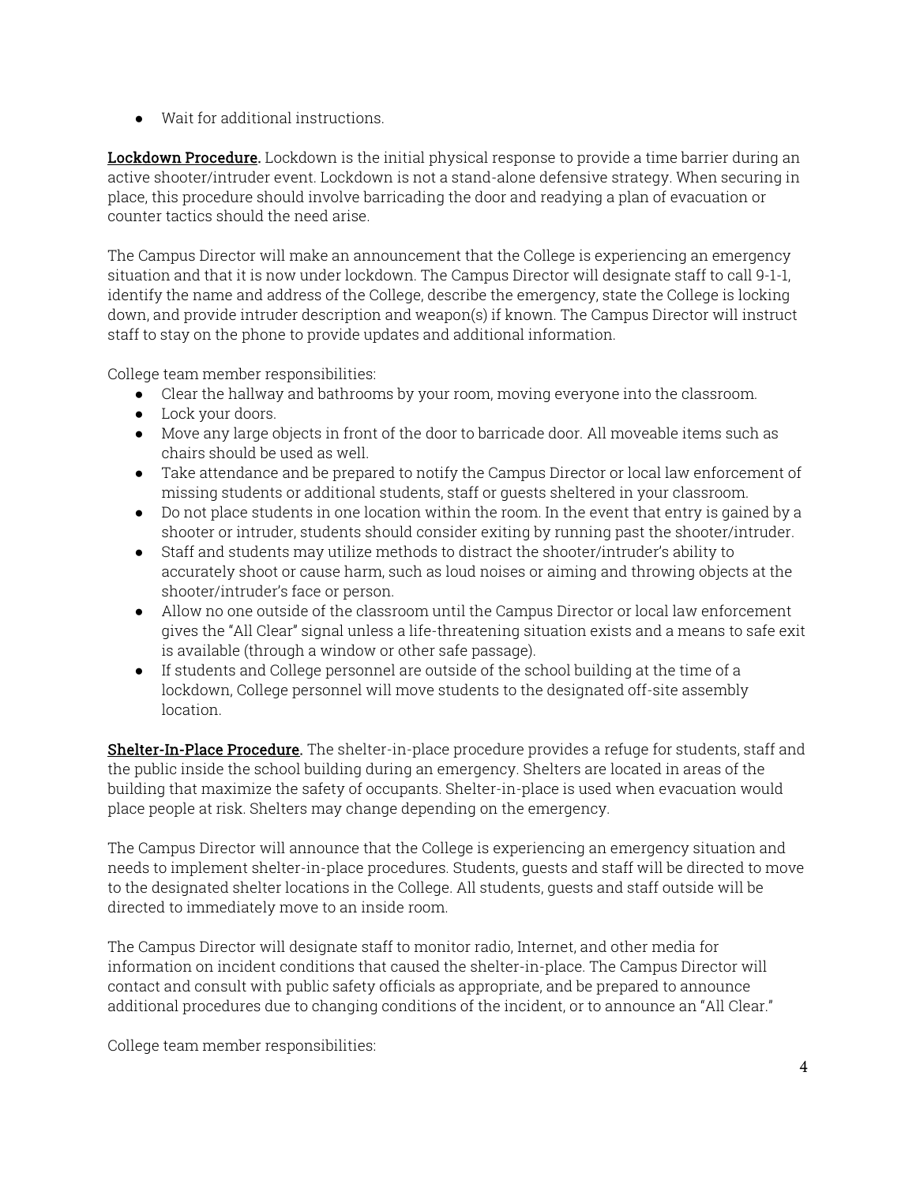- Wait for additional instructions.

**Lockdown Procedure.** Lockdown is the initial physical response to provide a time barrier during an active shooter/intruder event. Lockdown is not a stand-alone defensive strategy. When securing in place, this procedure should involve barricading the door and readying a plan of evacuation or counter tactics should the need arise.

The Campus Director will make an announcement that the College is experiencing an emergency situation and that it is now under lockdown. The Campus Director will designate staff to call 9-1-1, identify the name and address of the College, describe the emergency, state the College is locking down, and provide intruder description and weapon(s) if known. The Campus Director will instruct staff to stay on the phone to provide updates and additional information.

College team member responsibilities:

- Clear the hallway and bathrooms by your room, moving everyone into the classroom.
- Lock your doors.
- Move any large objects in front of the door to barricade door. All moveable items such as chairs should be used as well.
- Take attendance and be prepared to notify the Campus Director or local law enforcement of missing students or additional students, staff or guests sheltered in your classroom.
- Do not place students in one location within the room. In the event that entry is gained by a shooter or intruder, students should consider exiting by running past the shooter/intruder.
- Staff and students may utilize methods to distract the shooter/intruder's ability to accurately shoot or cause harm, such as loud noises or aiming and throwing objects at the shooter/intruder's face or person.
- Allow no one outside of the classroom until the Campus Director or local law enforcement gives the "All Clear" signal unless a life-threatening situation exists and a means to safe exit is available (through a window or other safe passage).
- If students and College personnel are outside of the school building at the time of a lockdown, College personnel will move students to the designated off-site assembly location.

**Shelter-In-Place Procedure.** The shelter-in-place procedure provides a refuge for students, staff and the public inside the school building during an emergency. Shelters are located in areas of the building that maximize the safety of occupants. Shelter-in-place is used when evacuation would place people at risk. Shelters may change depending on the emergency.

The Campus Director will announce that the College is experiencing an emergency situation and needs to implement shelter-in-place procedures. Students, guests and staff will be directed to move to the designated shelter locations in the College. All students, guests and staff outside will be directed to immediately move to an inside room.

The Campus Director will designate staff to monitor radio, Internet, and other media for information on incident conditions that caused the shelter-in-place. The Campus Director will contact and consult with public safety officials as appropriate, and be prepared to announce additional procedures due to changing conditions of the incident, or to announce an "All Clear."

College team member responsibilities: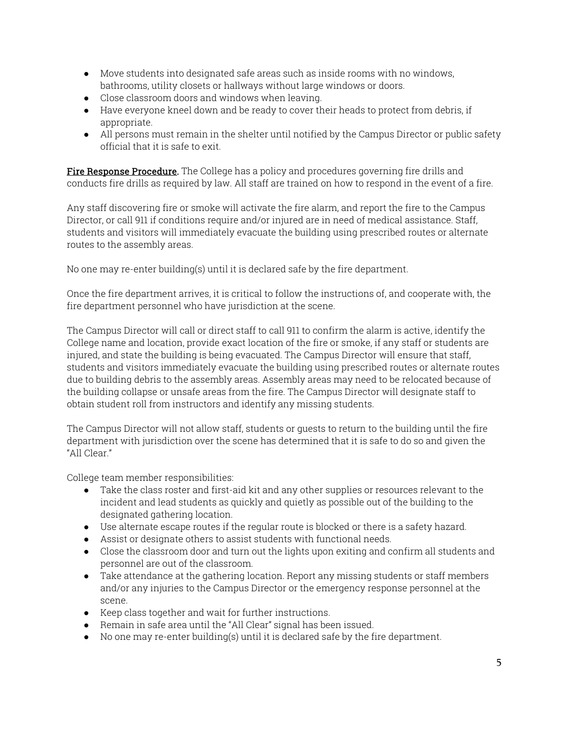- Move students into designated safe areas such as inside rooms with no windows, bathrooms, utility closets or hallways without large windows or doors.
- Close classroom doors and windows when leaving.
- Have everyone kneel down and be ready to cover their heads to protect from debris, if appropriate.
- All persons must remain in the shelter until notified by the Campus Director or public safety official that it is safe to exit.

**Fire Response Procedure.** The College has a policy and procedures governing fire drills and conducts fire drills as required by law. All staff are trained on how to respond in the event of a fire.

Any staff discovering fire or smoke will activate the fire alarm, and report the fire to the Campus Director, or call 911 if conditions require and/or injured are in need of medical assistance. Staff, students and visitors will immediately evacuate the building using prescribed routes or alternate routes to the assembly areas.

No one may re-enter building(s) until it is declared safe by the fire department.

Once the fire department arrives, it is critical to follow the instructions of, and cooperate with, the fire department personnel who have jurisdiction at the scene.

The Campus Director will call or direct staff to call 911 to confirm the alarm is active, identify the College name and location, provide exact location of the fire or smoke, if any staff or students are injured, and state the building is being evacuated. The Campus Director will ensure that staff, students and visitors immediately evacuate the building using prescribed routes or alternate routes due to building debris to the assembly areas. Assembly areas may need to be relocated because of the building collapse or unsafe areas from the fire. The Campus Director will designate staff to obtain student roll from instructors and identify any missing students.

The Campus Director will not allow staff, students or guests to return to the building until the fire department with jurisdiction over the scene has determined that it is safe to do so and given the "All Clear."

College team member responsibilities:

- Take the class roster and first-aid kit and any other supplies or resources relevant to the incident and lead students as quickly and quietly as possible out of the building to the designated gathering location.
- Use alternate escape routes if the regular route is blocked or there is a safety hazard.
- Assist or designate others to assist students with functional needs.
- Close the classroom door and turn out the lights upon exiting and confirm all students and personnel are out of the classroom.
- Take attendance at the gathering location. Report any missing students or staff members and/or any injuries to the Campus Director or the emergency response personnel at the scene.
- Keep class together and wait for further instructions.
- Remain in safe area until the "All Clear" signal has been issued.
- No one may re-enter building(s) until it is declared safe by the fire department.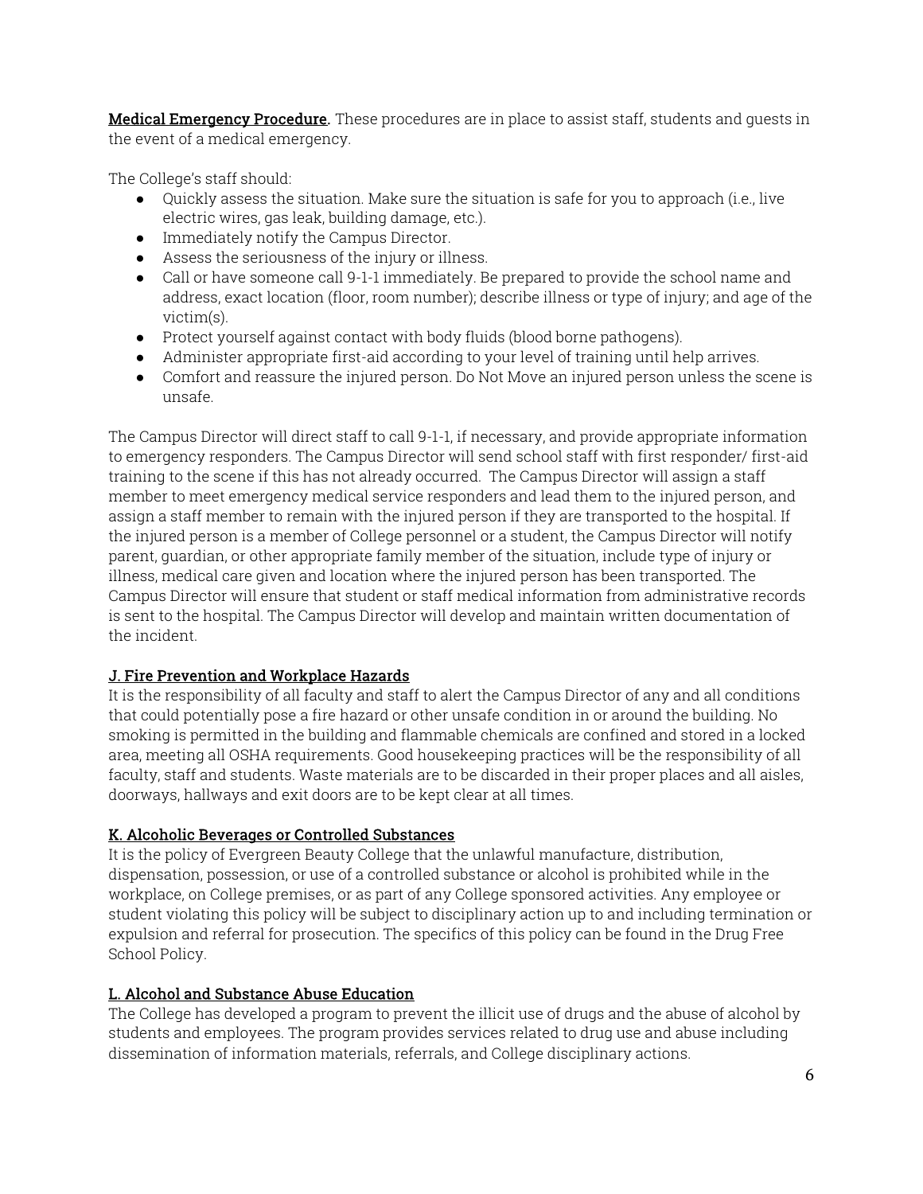**Medical Emergency Procedure.** These procedures are in place to assist staff, students and guests in the event of a medical emergency.

The College's staff should:

- Quickly assess the situation. Make sure the situation is safe for you to approach (i.e., live electric wires, gas leak, building damage, etc.).
- Immediately notify the Campus Director.
- Assess the seriousness of the injury or illness.
- Call or have someone call 9-1-1 immediately. Be prepared to provide the school name and address, exact location (floor, room number); describe illness or type of injury; and age of the victim(s).
- Protect yourself against contact with body fluids (blood borne pathogens).
- Administer appropriate first-aid according to your level of training until help arrives.
- Comfort and reassure the injured person. Do Not Move an injured person unless the scene is unsafe.

The Campus Director will direct staff to call 9-1-1, if necessary, and provide appropriate information to emergency responders. The Campus Director will send school staff with first responder/ first-aid training to the scene if this has not already occurred. The Campus Director will assign a staff member to meet emergency medical service responders and lead them to the injured person, and assign a staff member to remain with the injured person if they are transported to the hospital. If the injured person is a member of College personnel or a student, the Campus Director will notify parent, guardian, or other appropriate family member of the situation, include type of injury or illness, medical care given and location where the injured person has been transported. The Campus Director will ensure that student or staff medical information from administrative records is sent to the hospital. The Campus Director will develop and maintain written documentation of the incident.

## J. Fire Prevention and Workplace Hazards

It is the responsibility of all faculty and staff to alert the Campus Director of any and all conditions that could potentially pose a fire hazard or other unsafe condition in or around the building. No smoking is permitted in the building and flammable chemicals are confined and stored in a locked area, meeting all OSHA requirements. Good housekeeping practices will be the responsibility of all faculty, staff and students. Waste materials are to be discarded in their proper places and all aisles, doorways, hallways and exit doors are to be kept clear at all times.

## K. Alcoholic Beverages or Controlled Substances

It is the policy of Evergreen Beauty College that the unlawful manufacture, distribution, dispensation, possession, or use of a controlled substance or alcohol is prohibited while in the workplace, on College premises, or as part of any College sponsored activities. Any employee or student violating this policy will be subject to disciplinary action up to and including termination or expulsion and referral for prosecution. The specifics of this policy can be found in the Drug Free School Policy.

## L. Alcohol and Substance Abuse Education

The College has developed a program to prevent the illicit use of drugs and the abuse of alcohol by students and employees. The program provides services related to drug use and abuse including dissemination of information materials, referrals, and College disciplinary actions.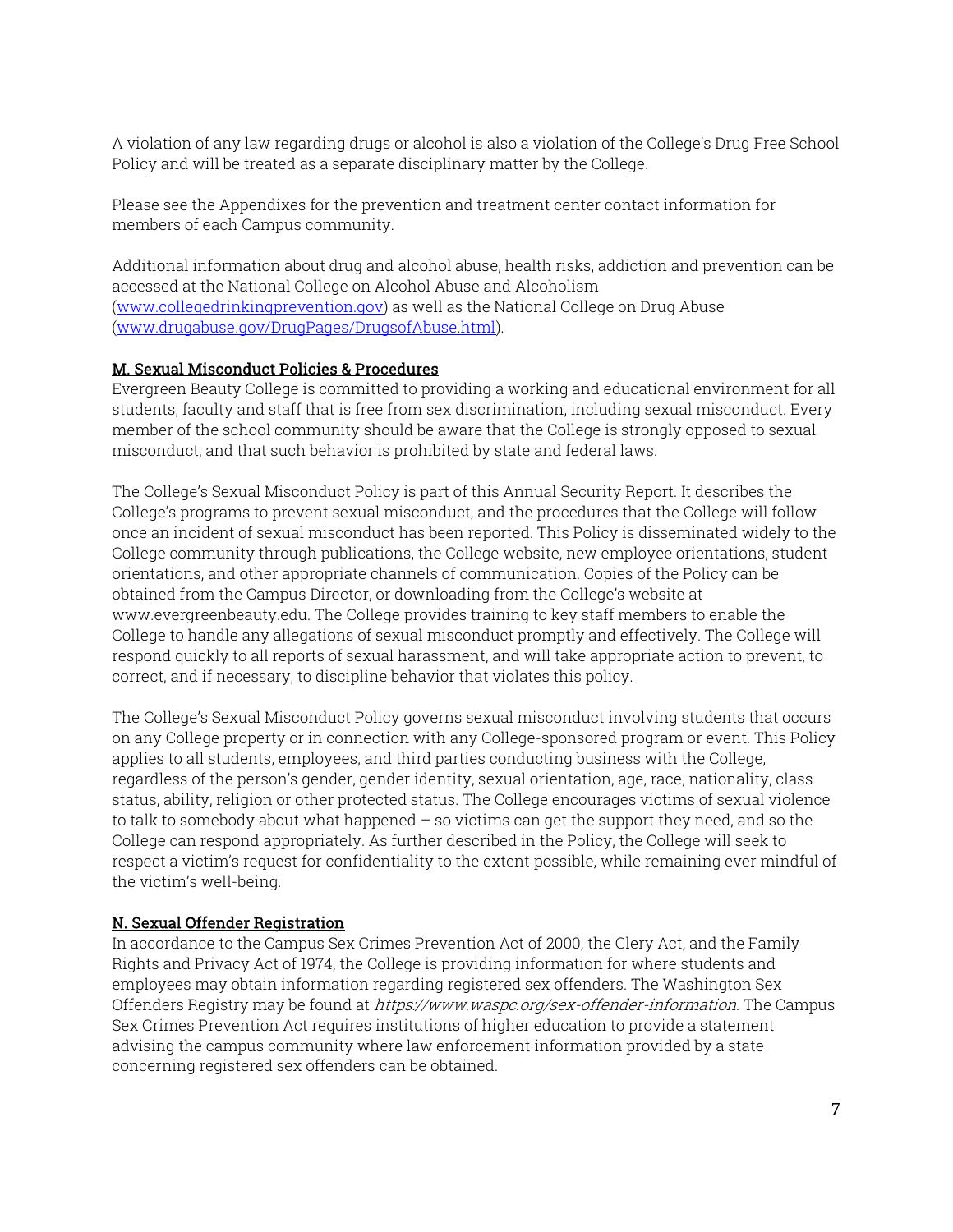A violation of any law regarding drugs or alcohol is also a violation of the College's Drug Free School Policy and will be treated as a separate disciplinary matter by the College.

Please see the Appendixes for the prevention and treatment center contact information for members of each Campus community.

Additional information about drug and alcohol abuse, health risks, addiction and prevention can be accessed at the National College on Alcohol Abuse and Alcoholism ([www.collegedrinkingprevention.gov](www.collegedrinkingprevention.gov)) as well as the National College on Drug Abuse ([www.drugabuse.gov/DrugPages/DrugsofAbuse.html](www.drugabuse.gov/DrugPages/DrugsofAbuse.html)).

## M. Sexual Misconduct Policies & Procedures

Evergreen Beauty College is committed to providing a working and educational environment for all students, faculty and staff that is free from sex discrimination, including sexual misconduct. Every member of the school community should be aware that the College is strongly opposed to sexual misconduct, and that such behavior is prohibited by state and federal laws.

The College's Sexual Misconduct Policy is part of this Annual Security Report. It describes the College's programs to prevent sexual misconduct, and the procedures that the College will follow once an incident of sexual misconduct has been reported. This Policy is disseminated widely to the College community through publications, the College website, new employee orientations, student orientations, and other appropriate channels of communication. Copies of the Policy can be obtained from the Campus Director, or downloading from the College's website at www.evergreenbeauty.edu. The College provides training to key staff members to enable the College to handle any allegations of sexual misconduct promptly and effectively. The College will respond quickly to all reports of sexual harassment, and will take appropriate action to prevent, to correct, and if necessary, to discipline behavior that violates this policy.

The College's Sexual Misconduct Policy governs sexual misconduct involving students that occurs on any College property or in connection with any College-sponsored program or event. This Policy applies to all students, employees, and third parties conducting business with the College, regardless of the person's gender, gender identity, sexual orientation, age, race, nationality, class status, ability, religion or other protected status. The College encourages victims of sexual violence to talk to somebody about what happened – so victims can get the support they need, and so the College can respond appropriately. As further described in the Policy, the College will seek to respect a victim's request for confidentiality to the extent possible, while remaining ever mindful of the victim's well-being.

## N. Sexual Offender Registration

In accordance to the Campus Sex Crimes Prevention Act of 2000, the Clery Act, and the Family Rights and Privacy Act of 1974, the College is providing information for where students and employees may obtain information regarding registered sex offenders. The Washington Sex Offenders Registry may be found at *https://www.waspc.org/sex-offender-information*. The Campus Sex Crimes Prevention Act requires institutions of higher education to provide a statement advising the campus community where law enforcement information provided by a state concerning registered sex offenders can be obtained.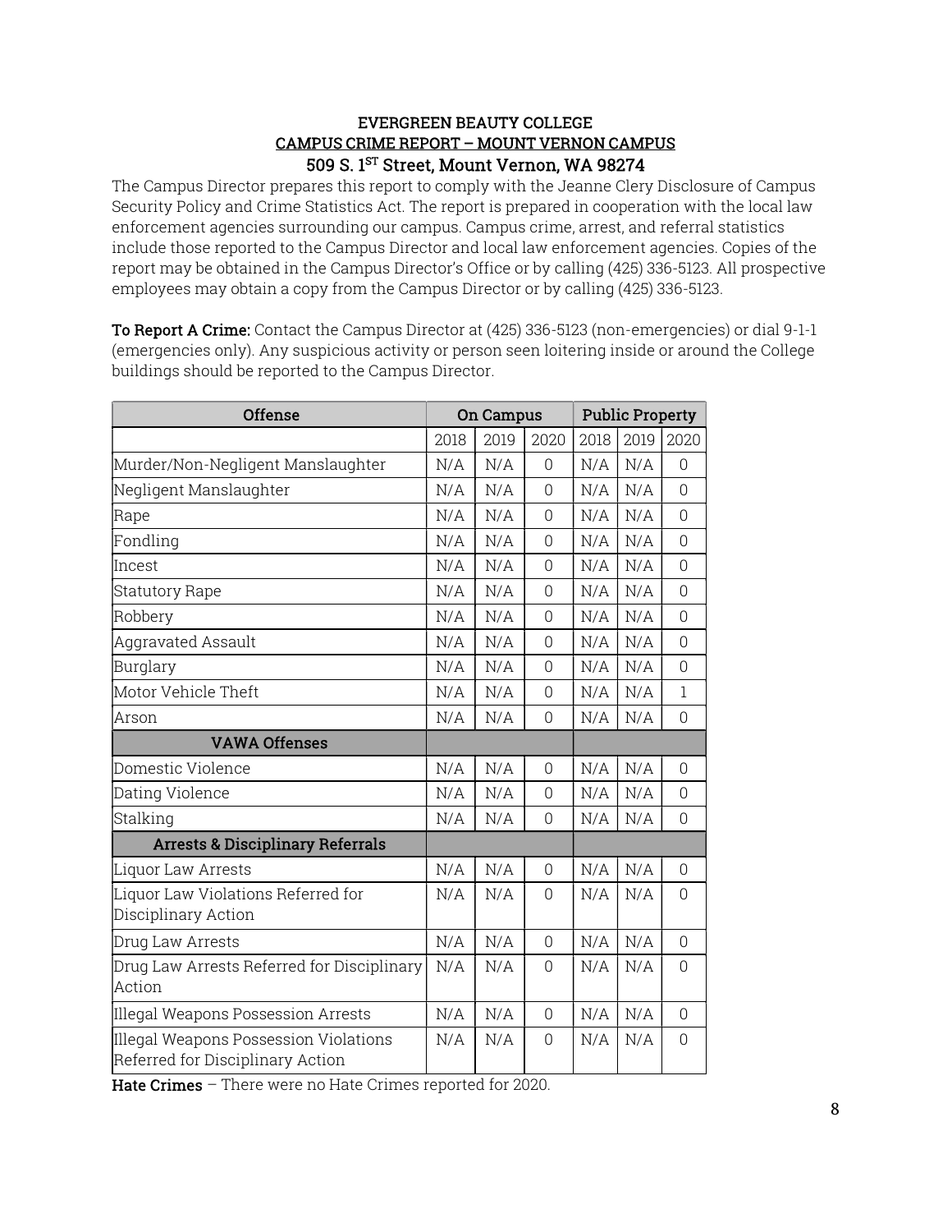**EVERGREEN BEAUTY COLLEGE**
**CAMPUS CRIME REPORT – MOUNT VERNON CAMPUS**
**509 S. 1ST Street, Mount Vernon, WA 98274**

The Campus Director prepares this report to comply with the Jeanne Clery Disclosure of Campus Security Policy and Crime Statistics Act. The report is prepared in cooperation with the local law enforcement agencies surrounding our campus. Campus crime, arrest, and referral statistics include those reported to the Campus Director and local law enforcement agencies. Copies of the report may be obtained in the Campus Director's Office or by calling (425) 336-5123. All prospective employees may obtain a copy from the Campus Director or by calling (425) 336-5123.

**To Report A Crime:** Contact the Campus Director at (425) 336-5123 (non-emergencies) or dial 9-1-1 (emergencies only). Any suspicious activity or person seen loitering inside or around the College buildings should be reported to the Campus Director.

| Offense | On Campus | | | Public Property | | |
|---|---|---|---|---|---|---|
| | 2018 | 2019 | 2020 | 2018 | 2019 | 2020 |
| Murder/Non-Negligent Manslaughter | N/A | N/A | 0 | N/A | N/A | 0 |
| Negligent Manslaughter | N/A | N/A | 0 | N/A | N/A | 0 |
| Rape | N/A | N/A | 0 | N/A | N/A | 0 |
| Fondling | N/A | N/A | 0 | N/A | N/A | 0 |
| Incest | N/A | N/A | 0 | N/A | N/A | 0 |
| Statutory Rape | N/A | N/A | 0 | N/A | N/A | 0 |
| Robbery | N/A | N/A | 0 | N/A | N/A | 0 |
| Aggravated Assault | N/A | N/A | 0 | N/A | N/A | 0 |
| Burglary | N/A | N/A | 0 | N/A | N/A | 0 |
| Motor Vehicle Theft | N/A | N/A | 0 | N/A | N/A | 1 |
| Arson | N/A | N/A | 0 | N/A | N/A | 0 |
| **VAWA Offenses** | | | | | | |
| Domestic Violence | N/A | N/A | 0 | N/A | N/A | 0 |
| Dating Violence | N/A | N/A | 0 | N/A | N/A | 0 |
| Stalking | N/A | N/A | 0 | N/A | N/A | 0 |
| **Arrests & Disciplinary Referrals** | | | | | | |
| Liquor Law Arrests | N/A | N/A | 0 | N/A | N/A | 0 |
| Liquor Law Violations Referred for Disciplinary Action | N/A | N/A | 0 | N/A | N/A | 0 |
| Drug Law Arrests | N/A | N/A | 0 | N/A | N/A | 0 |
| Drug Law Arrests Referred for Disciplinary Action | N/A | N/A | 0 | N/A | N/A | 0 |
| Illegal Weapons Possession Arrests | N/A | N/A | 0 | N/A | N/A | 0 |
| Illegal Weapons Possession Violations Referred for Disciplinary Action | N/A | N/A | 0 | N/A | N/A | 0 |

**Hate Crimes** – There were no Hate Crimes reported for 2020.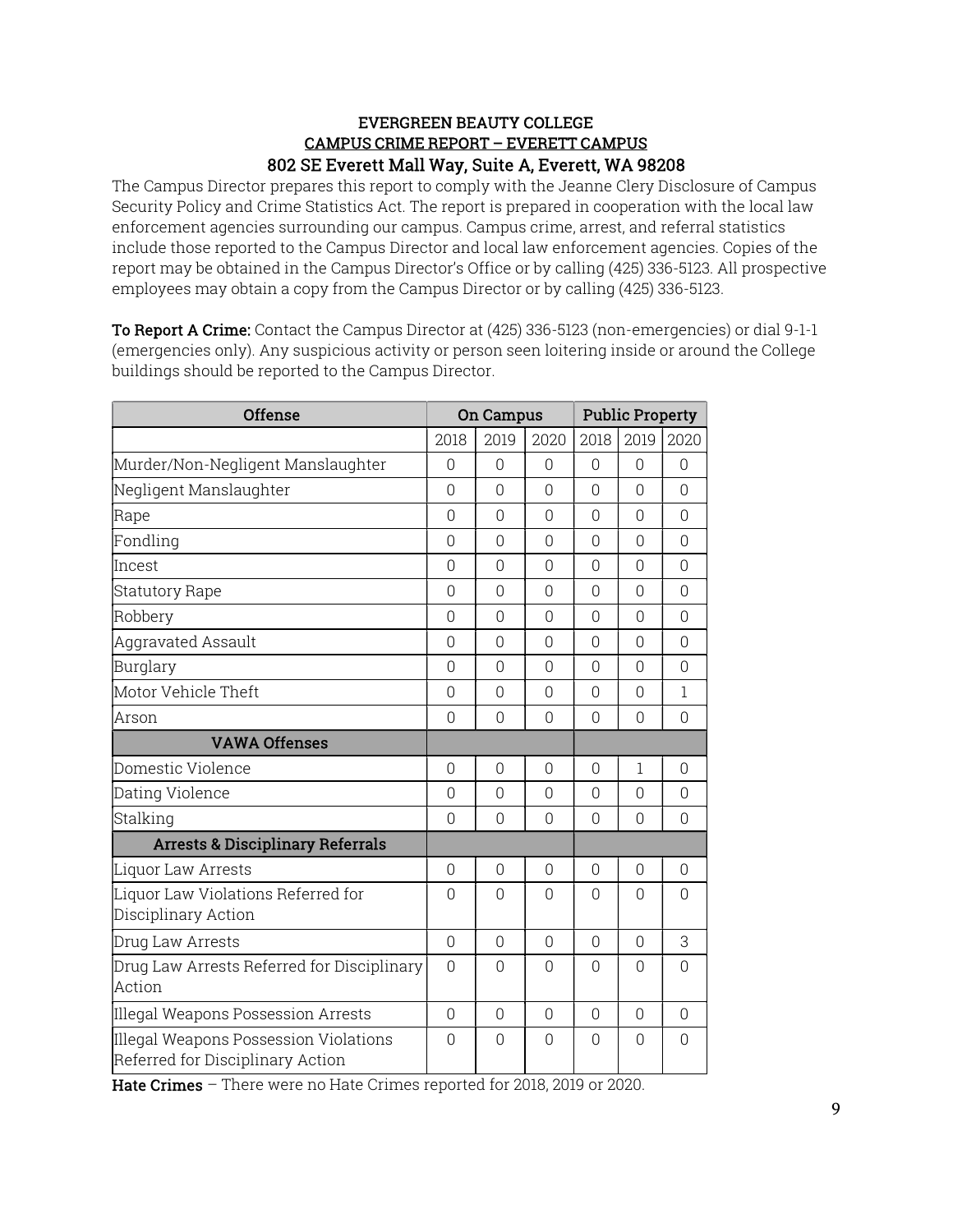**EVERGREEN BEAUTY COLLEGE**
**CAMPUS CRIME REPORT – EVERETT CAMPUS**
**802 SE Everett Mall Way, Suite A, Everett, WA 98208**

The Campus Director prepares this report to comply with the Jeanne Clery Disclosure of Campus Security Policy and Crime Statistics Act. The report is prepared in cooperation with the local law enforcement agencies surrounding our campus. Campus crime, arrest, and referral statistics include those reported to the Campus Director and local law enforcement agencies. Copies of the report may be obtained in the Campus Director's Office or by calling (425) 336-5123. All prospective employees may obtain a copy from the Campus Director or by calling (425) 336-5123.

**To Report A Crime:** Contact the Campus Director at (425) 336-5123 (non-emergencies) or dial 9-1-1 (emergencies only). Any suspicious activity or person seen loitering inside or around the College buildings should be reported to the Campus Director.

| Offense | On Campus | | | Public Property | | |
|---|---|---|---|---|---|---|
| | 2018 | 2019 | 2020 | 2018 | 2019 | 2020 |
| Murder/Non-Negligent Manslaughter | 0 | 0 | 0 | 0 | 0 | 0 |
| Negligent Manslaughter | 0 | 0 | 0 | 0 | 0 | 0 |
| Rape | 0 | 0 | 0 | 0 | 0 | 0 |
| Fondling | 0 | 0 | 0 | 0 | 0 | 0 |
| Incest | 0 | 0 | 0 | 0 | 0 | 0 |
| Statutory Rape | 0 | 0 | 0 | 0 | 0 | 0 |
| Robbery | 0 | 0 | 0 | 0 | 0 | 0 |
| Aggravated Assault | 0 | 0 | 0 | 0 | 0 | 0 |
| Burglary | 0 | 0 | 0 | 0 | 0 | 0 |
| Motor Vehicle Theft | 0 | 0 | 0 | 0 | 0 | 1 |
| Arson | 0 | 0 | 0 | 0 | 0 | 0 |
| **VAWA Offenses** | | | | | | |
| Domestic Violence | 0 | 0 | 0 | 0 | 1 | 0 |
| Dating Violence | 0 | 0 | 0 | 0 | 0 | 0 |
| Stalking | 0 | 0 | 0 | 0 | 0 | 0 |
| **Arrests & Disciplinary Referrals** | | | | | | |
| Liquor Law Arrests | 0 | 0 | 0 | 0 | 0 | 0 |
| Liquor Law Violations Referred for Disciplinary Action | 0 | 0 | 0 | 0 | 0 | 0 |
| Drug Law Arrests | 0 | 0 | 0 | 0 | 0 | 3 |
| Drug Law Arrests Referred for Disciplinary Action | 0 | 0 | 0 | 0 | 0 | 0 |
| Illegal Weapons Possession Arrests | 0 | 0 | 0 | 0 | 0 | 0 |
| Illegal Weapons Possession Violations Referred for Disciplinary Action | 0 | 0 | 0 | 0 | 0 | 0 |

**Hate Crimes** – There were no Hate Crimes reported for 2018, 2019 or 2020.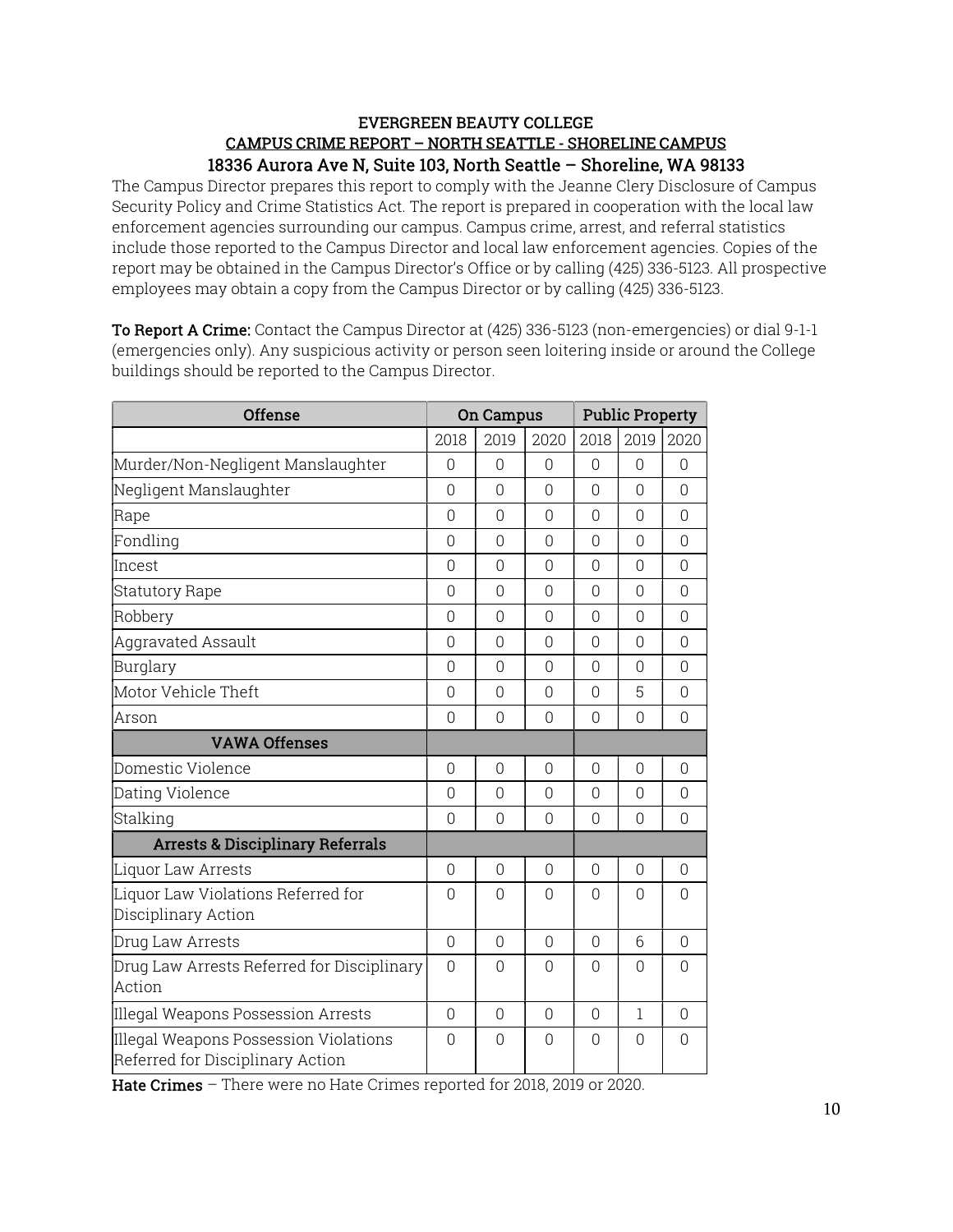**EVERGREEN BEAUTY COLLEGE**
**CAMPUS CRIME REPORT – NORTH SEATTLE - SHORELINE CAMPUS**
**18336 Aurora Ave N, Suite 103, North Seattle – Shoreline, WA 98133**

The Campus Director prepares this report to comply with the Jeanne Clery Disclosure of Campus Security Policy and Crime Statistics Act. The report is prepared in cooperation with the local law enforcement agencies surrounding our campus. Campus crime, arrest, and referral statistics include those reported to the Campus Director and local law enforcement agencies. Copies of the report may be obtained in the Campus Director's Office or by calling (425) 336-5123. All prospective employees may obtain a copy from the Campus Director or by calling (425) 336-5123.

**To Report A Crime:** Contact the Campus Director at (425) 336-5123 (non-emergencies) or dial 9-1-1 (emergencies only). Any suspicious activity or person seen loitering inside or around the College buildings should be reported to the Campus Director.

| Offense | On Campus | | | Public Property | | |
|---|---|---|---|---|---|---|
| | 2018 | 2019 | 2020 | 2018 | 2019 | 2020 |
| Murder/Non-Negligent Manslaughter | 0 | 0 | 0 | 0 | 0 | 0 |
| Negligent Manslaughter | 0 | 0 | 0 | 0 | 0 | 0 |
| Rape | 0 | 0 | 0 | 0 | 0 | 0 |
| Fondling | 0 | 0 | 0 | 0 | 0 | 0 |
| Incest | 0 | 0 | 0 | 0 | 0 | 0 |
| Statutory Rape | 0 | 0 | 0 | 0 | 0 | 0 |
| Robbery | 0 | 0 | 0 | 0 | 0 | 0 |
| Aggravated Assault | 0 | 0 | 0 | 0 | 0 | 0 |
| Burglary | 0 | 0 | 0 | 0 | 0 | 0 |
| Motor Vehicle Theft | 0 | 0 | 0 | 0 | 5 | 0 |
| Arson | 0 | 0 | 0 | 0 | 0 | 0 |
| **VAWA Offenses** | | | | | | |
| Domestic Violence | 0 | 0 | 0 | 0 | 0 | 0 |
| Dating Violence | 0 | 0 | 0 | 0 | 0 | 0 |
| Stalking | 0 | 0 | 0 | 0 | 0 | 0 |
| **Arrests & Disciplinary Referrals** | | | | | | |
| Liquor Law Arrests | 0 | 0 | 0 | 0 | 0 | 0 |
| Liquor Law Violations Referred for Disciplinary Action | 0 | 0 | 0 | 0 | 0 | 0 |
| Drug Law Arrests | 0 | 0 | 0 | 0 | 6 | 0 |
| Drug Law Arrests Referred for Disciplinary Action | 0 | 0 | 0 | 0 | 0 | 0 |
| Illegal Weapons Possession Arrests | 0 | 0 | 0 | 0 | 1 | 0 |
| Illegal Weapons Possession Violations Referred for Disciplinary Action | 0 | 0 | 0 | 0 | 0 | 0 |

**Hate Crimes** – There were no Hate Crimes reported for 2018, 2019 or 2020.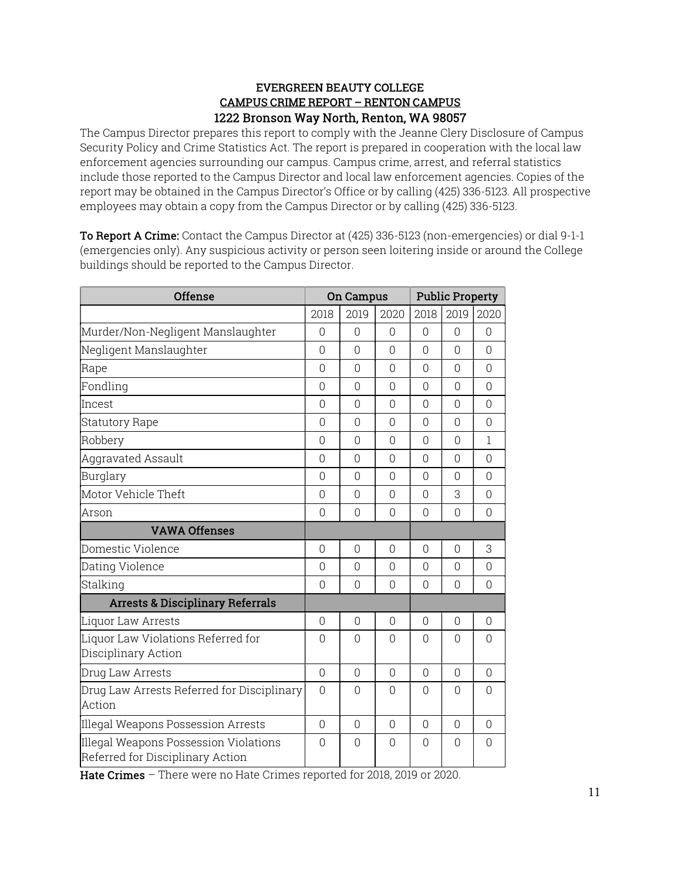# EVERGREEN BEAUTY COLLEGE

## CAMPUS CRIME REPORT – RENTON CAMPUS

## 1222 Bronson Way North, Renton, WA 98057

The Campus Director prepares this report to comply with the Jeanne Clery Disclosure of Campus Security Policy and Crime Statistics Act. The report is prepared in cooperation with the local law enforcement agencies surrounding our campus. Campus crime, arrest, and referral statistics include those reported to the Campus Director and local law enforcement agencies. Copies of the report may be obtained in the Campus Director's Office or by calling (425) 336-5123. All prospective employees may obtain a copy from the Campus Director or by calling (425) 336-5123.

**To Report A Crime:** Contact the Campus Director at (425) 336-5123 (non-emergencies) or dial 9-1-1 (emergencies only). Any suspicious activity or person seen loitering inside or around the College buildings should be reported to the Campus Director.

| Offense | On Campus | | | Public Property | | |
|---|---|---|---|---|---|---|
| | 2018 | 2019 | 2020 | 2018 | 2019 | 2020 |
| Murder/Non-Negligent Manslaughter | 0 | 0 | 0 | 0 | 0 | 0 |
| Negligent Manslaughter | 0 | 0 | 0 | 0 | 0 | 0 |
| Rape | 0 | 0 | 0 | 0 | 0 | 0 |
| Fondling | 0 | 0 | 0 | 0 | 0 | 0 |
| Incest | 0 | 0 | 0 | 0 | 0 | 0 |
| Statutory Rape | 0 | 0 | 0 | 0 | 0 | 0 |
| Robbery | 0 | 0 | 0 | 0 | 0 | 1 |
| Aggravated Assault | 0 | 0 | 0 | 0 | 0 | 0 |
| Burglary | 0 | 0 | 0 | 0 | 0 | 0 |
| Motor Vehicle Theft | 0 | 0 | 0 | 0 | 3 | 0 |
| Arson | 0 | 0 | 0 | 0 | 0 | 0 |
| **VAWA Offenses** | | | | | | |
| Domestic Violence | 0 | 0 | 0 | 0 | 0 | 3 |
| Dating Violence | 0 | 0 | 0 | 0 | 0 | 0 |
| Stalking | 0 | 0 | 0 | 0 | 0 | 0 |
| **Arrests & Disciplinary Referrals** | | | | | | |
| Liquor Law Arrests | 0 | 0 | 0 | 0 | 0 | 0 |
| Liquor Law Violations Referred for Disciplinary Action | 0 | 0 | 0 | 0 | 0 | 0 |
| Drug Law Arrests | 0 | 0 | 0 | 0 | 0 | 0 |
| Drug Law Arrests Referred for Disciplinary Action | 0 | 0 | 0 | 0 | 0 | 0 |
| Illegal Weapons Possession Arrests | 0 | 0 | 0 | 0 | 0 | 0 |
| Illegal Weapons Possession Violations Referred for Disciplinary Action | 0 | 0 | 0 | 0 | 0 | 0 |

**Hate Crimes** – There were no Hate Crimes reported for 2018, 2019 or 2020.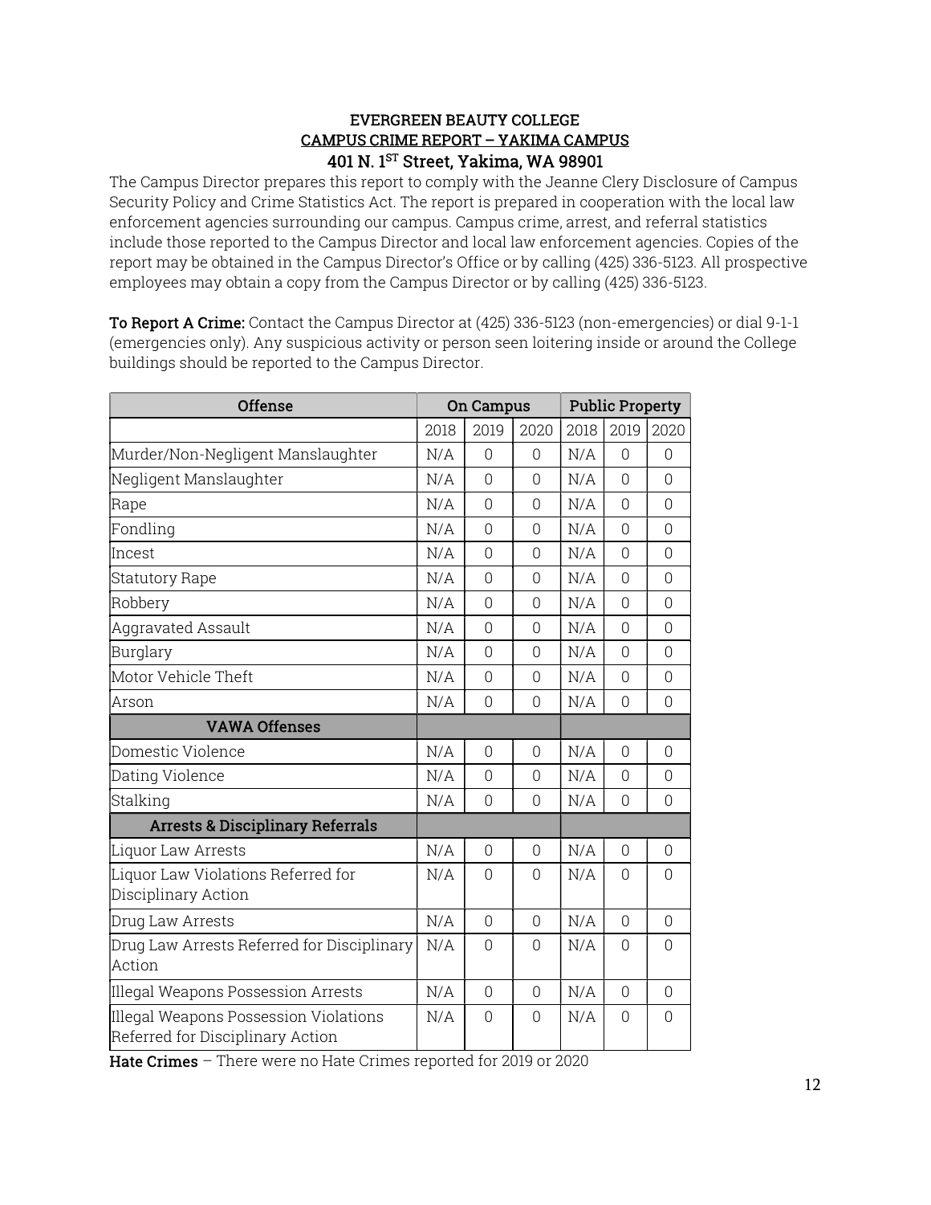**EVERGREEN BEAUTY COLLEGE**
**CAMPUS CRIME REPORT – YAKIMA CAMPUS**
**401 N. 1ST Street, Yakima, WA 98901**

The Campus Director prepares this report to comply with the Jeanne Clery Disclosure of Campus Security Policy and Crime Statistics Act. The report is prepared in cooperation with the local law enforcement agencies surrounding our campus. Campus crime, arrest, and referral statistics include those reported to the Campus Director and local law enforcement agencies. Copies of the report may be obtained in the Campus Director's Office or by calling (425) 336-5123. All prospective employees may obtain a copy from the Campus Director or by calling (425) 336-5123.

**To Report A Crime:** Contact the Campus Director at (425) 336-5123 (non-emergencies) or dial 9-1-1 (emergencies only). Any suspicious activity or person seen loitering inside or around the College buildings should be reported to the Campus Director.

| Offense | On Campus | | | Public Property | | |
|---|---|---|---|---|---|---|
| | 2018 | 2019 | 2020 | 2018 | 2019 | 2020 |
| Murder/Non-Negligent Manslaughter | N/A | 0 | 0 | N/A | 0 | 0 |
| Negligent Manslaughter | N/A | 0 | 0 | N/A | 0 | 0 |
| Rape | N/A | 0 | 0 | N/A | 0 | 0 |
| Fondling | N/A | 0 | 0 | N/A | 0 | 0 |
| Incest | N/A | 0 | 0 | N/A | 0 | 0 |
| Statutory Rape | N/A | 0 | 0 | N/A | 0 | 0 |
| Robbery | N/A | 0 | 0 | N/A | 0 | 0 |
| Aggravated Assault | N/A | 0 | 0 | N/A | 0 | 0 |
| Burglary | N/A | 0 | 0 | N/A | 0 | 0 |
| Motor Vehicle Theft | N/A | 0 | 0 | N/A | 0 | 0 |
| Arson | N/A | 0 | 0 | N/A | 0 | 0 |
| **VAWA Offenses** | | | | | | |
| Domestic Violence | N/A | 0 | 0 | N/A | 0 | 0 |
| Dating Violence | N/A | 0 | 0 | N/A | 0 | 0 |
| Stalking | N/A | 0 | 0 | N/A | 0 | 0 |
| **Arrests & Disciplinary Referrals** | | | | | | |
| Liquor Law Arrests | N/A | 0 | 0 | N/A | 0 | 0 |
| Liquor Law Violations Referred for Disciplinary Action | N/A | 0 | 0 | N/A | 0 | 0 |
| Drug Law Arrests | N/A | 0 | 0 | N/A | 0 | 0 |
| Drug Law Arrests Referred for Disciplinary Action | N/A | 0 | 0 | N/A | 0 | 0 |
| Illegal Weapons Possession Arrests | N/A | 0 | 0 | N/A | 0 | 0 |
| Illegal Weapons Possession Violations Referred for Disciplinary Action | N/A | 0 | 0 | N/A | 0 | 0 |

**Hate Crimes** – There were no Hate Crimes reported for 2019 or 2020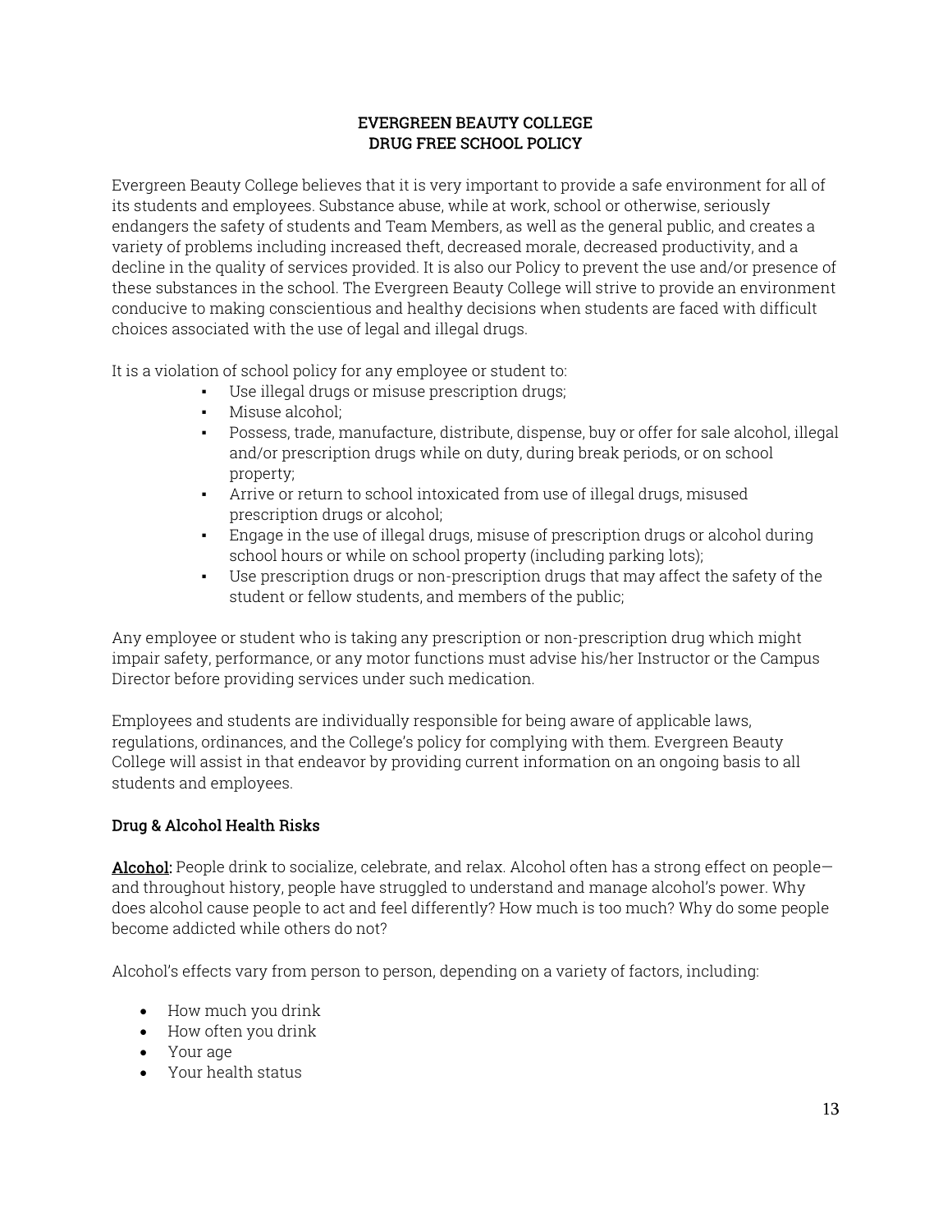## EVERGREEN BEAUTY COLLEGE
## DRUG FREE SCHOOL POLICY

Evergreen Beauty College believes that it is very important to provide a safe environment for all of its students and employees. Substance abuse, while at work, school or otherwise, seriously endangers the safety of students and Team Members, as well as the general public, and creates a variety of problems including increased theft, decreased morale, decreased productivity, and a decline in the quality of services provided. It is also our Policy to prevent the use and/or presence of these substances in the school. The Evergreen Beauty College will strive to provide an environment conducive to making conscientious and healthy decisions when students are faced with difficult choices associated with the use of legal and illegal drugs.

It is a violation of school policy for any employee or student to:

- Use illegal drugs or misuse prescription drugs;
- Misuse alcohol;
- Possess, trade, manufacture, distribute, dispense, buy or offer for sale alcohol, illegal and/or prescription drugs while on duty, during break periods, or on school property;
- Arrive or return to school intoxicated from use of illegal drugs, misused prescription drugs or alcohol;
- Engage in the use of illegal drugs, misuse of prescription drugs or alcohol during school hours or while on school property (including parking lots);
- Use prescription drugs or non-prescription drugs that may affect the safety of the student or fellow students, and members of the public;

Any employee or student who is taking any prescription or non-prescription drug which might impair safety, performance, or any motor functions must advise his/her Instructor or the Campus Director before providing services under such medication.

Employees and students are individually responsible for being aware of applicable laws, regulations, ordinances, and the College's policy for complying with them. Evergreen Beauty College will assist in that endeavor by providing current information on an ongoing basis to all students and employees.

### Drug & Alcohol Health Risks

**Alcohol:** People drink to socialize, celebrate, and relax. Alcohol often has a strong effect on people—and throughout history, people have struggled to understand and manage alcohol's power. Why does alcohol cause people to act and feel differently? How much is too much? Why do some people become addicted while others do not?

Alcohol's effects vary from person to person, depending on a variety of factors, including:

- How much you drink
- How often you drink
- Your age
- Your health status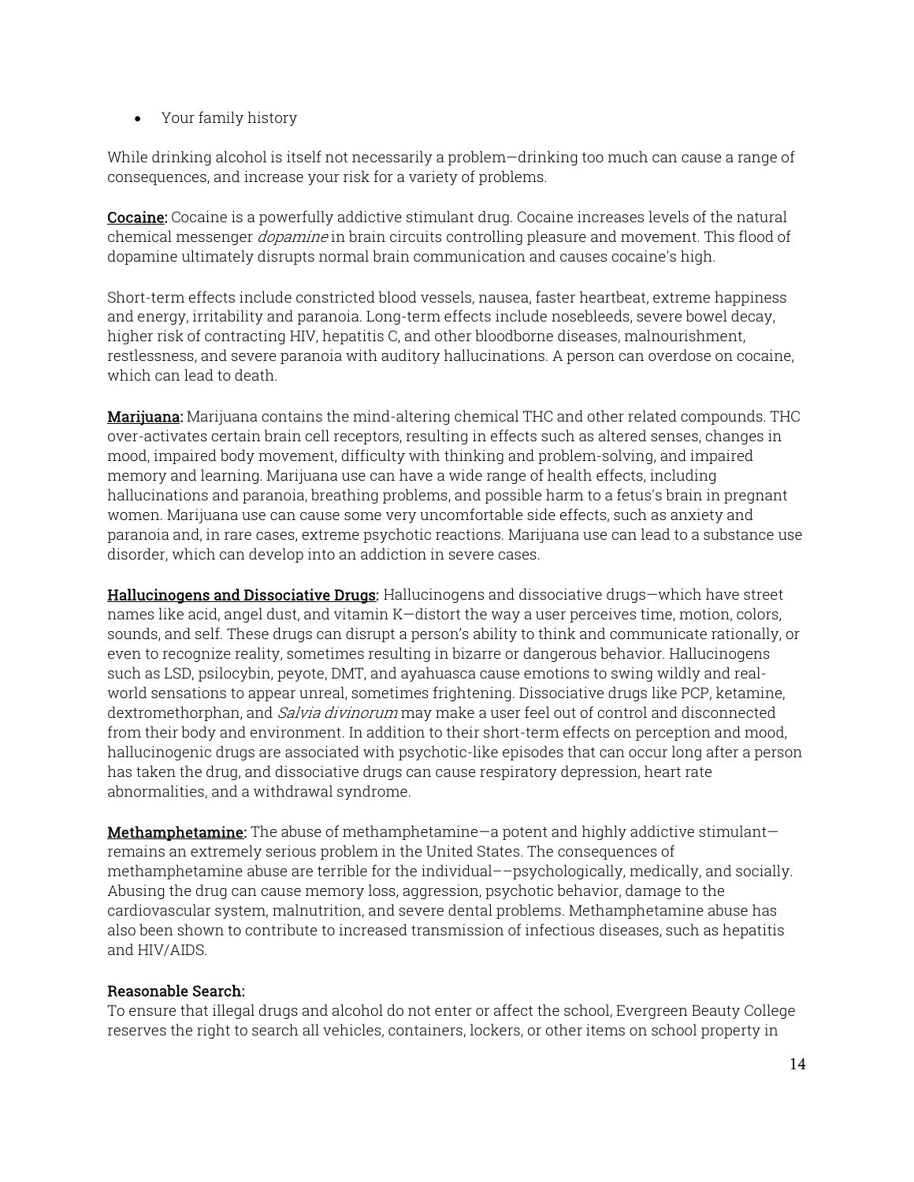- Your family history

While drinking alcohol is itself not necessarily a problem—drinking too much can cause a range of consequences, and increase your risk for a variety of problems.

**Cocaine:** Cocaine is a powerfully addictive stimulant drug. Cocaine increases levels of the natural chemical messenger *dopamine* in brain circuits controlling pleasure and movement. This flood of dopamine ultimately disrupts normal brain communication and causes cocaine's high.

Short-term effects include constricted blood vessels, nausea, faster heartbeat, extreme happiness and energy, irritability and paranoia. Long-term effects include nosebleeds, severe bowel decay, higher risk of contracting HIV, hepatitis C, and other bloodborne diseases, malnourishment, restlessness, and severe paranoia with auditory hallucinations. A person can overdose on cocaine, which can lead to death.

**Marijuana:** Marijuana contains the mind-altering chemical THC and other related compounds. THC over-activates certain brain cell receptors, resulting in effects such as altered senses, changes in mood, impaired body movement, difficulty with thinking and problem-solving, and impaired memory and learning. Marijuana use can have a wide range of health effects, including hallucinations and paranoia, breathing problems, and possible harm to a fetus's brain in pregnant women. Marijuana use can cause some very uncomfortable side effects, such as anxiety and paranoia and, in rare cases, extreme psychotic reactions. Marijuana use can lead to a substance use disorder, which can develop into an addiction in severe cases.

**Hallucinogens and Dissociative Drugs:** Hallucinogens and dissociative drugs—which have street names like acid, angel dust, and vitamin K—distort the way a user perceives time, motion, colors, sounds, and self. These drugs can disrupt a person's ability to think and communicate rationally, or even to recognize reality, sometimes resulting in bizarre or dangerous behavior. Hallucinogens such as LSD, psilocybin, peyote, DMT, and ayahuasca cause emotions to swing wildly and real-world sensations to appear unreal, sometimes frightening. Dissociative drugs like PCP, ketamine, dextromethorphan, and *Salvia divinorum* may make a user feel out of control and disconnected from their body and environment. In addition to their short-term effects on perception and mood, hallucinogenic drugs are associated with psychotic-like episodes that can occur long after a person has taken the drug, and dissociative drugs can cause respiratory depression, heart rate abnormalities, and a withdrawal syndrome.

**Methamphetamine:** The abuse of methamphetamine—a potent and highly addictive stimulant—remains an extremely serious problem in the United States. The consequences of methamphetamine abuse are terrible for the individual––psychologically, medically, and socially. Abusing the drug can cause memory loss, aggression, psychotic behavior, damage to the cardiovascular system, malnutrition, and severe dental problems. Methamphetamine abuse has also been shown to contribute to increased transmission of infectious diseases, such as hepatitis and HIV/AIDS.

**Reasonable Search:**
To ensure that illegal drugs and alcohol do not enter or affect the school, Evergreen Beauty College reserves the right to search all vehicles, containers, lockers, or other items on school property in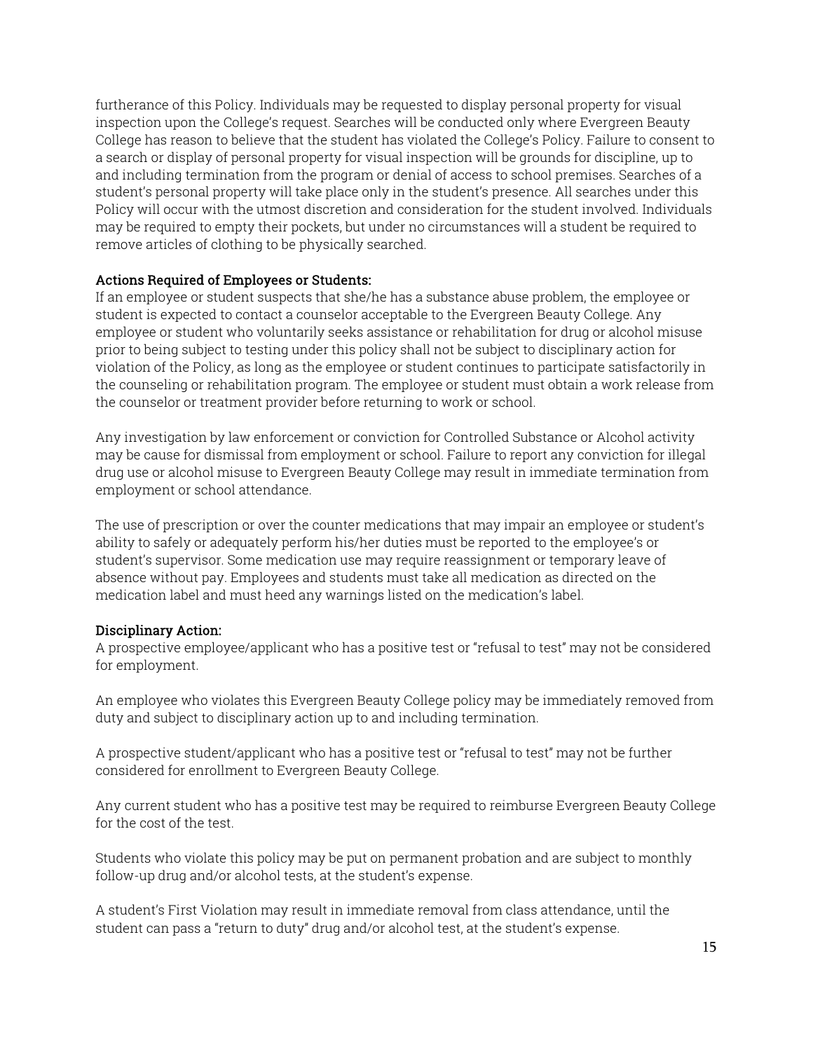furtherance of this Policy. Individuals may be requested to display personal property for visual inspection upon the College's request. Searches will be conducted only where Evergreen Beauty College has reason to believe that the student has violated the College's Policy. Failure to consent to a search or display of personal property for visual inspection will be grounds for discipline, up to and including termination from the program or denial of access to school premises. Searches of a student's personal property will take place only in the student's presence. All searches under this Policy will occur with the utmost discretion and consideration for the student involved. Individuals may be required to empty their pockets, but under no circumstances will a student be required to remove articles of clothing to be physically searched.

**Actions Required of Employees or Students:**
If an employee or student suspects that she/he has a substance abuse problem, the employee or student is expected to contact a counselor acceptable to the Evergreen Beauty College. Any employee or student who voluntarily seeks assistance or rehabilitation for drug or alcohol misuse prior to being subject to testing under this policy shall not be subject to disciplinary action for violation of the Policy, as long as the employee or student continues to participate satisfactorily in the counseling or rehabilitation program. The employee or student must obtain a work release from the counselor or treatment provider before returning to work or school.

Any investigation by law enforcement or conviction for Controlled Substance or Alcohol activity may be cause for dismissal from employment or school. Failure to report any conviction for illegal drug use or alcohol misuse to Evergreen Beauty College may result in immediate termination from employment or school attendance.

The use of prescription or over the counter medications that may impair an employee or student's ability to safely or adequately perform his/her duties must be reported to the employee's or student's supervisor. Some medication use may require reassignment or temporary leave of absence without pay. Employees and students must take all medication as directed on the medication label and must heed any warnings listed on the medication's label.

**Disciplinary Action:**
A prospective employee/applicant who has a positive test or "refusal to test" may not be considered for employment.

An employee who violates this Evergreen Beauty College policy may be immediately removed from duty and subject to disciplinary action up to and including termination.

A prospective student/applicant who has a positive test or "refusal to test" may not be further considered for enrollment to Evergreen Beauty College.

Any current student who has a positive test may be required to reimburse Evergreen Beauty College for the cost of the test.

Students who violate this policy may be put on permanent probation and are subject to monthly follow-up drug and/or alcohol tests, at the student's expense.

A student's First Violation may result in immediate removal from class attendance, until the student can pass a "return to duty" drug and/or alcohol test, at the student's expense.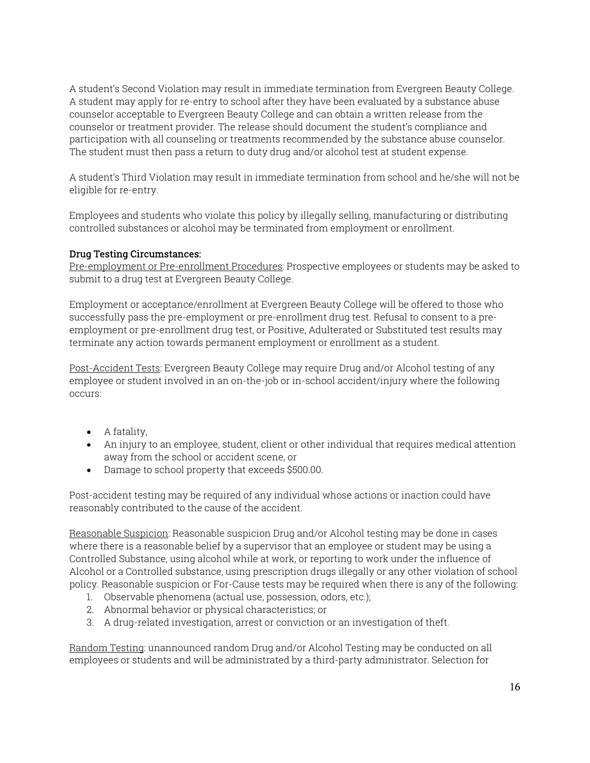A student's Second Violation may result in immediate termination from Evergreen Beauty College. A student may apply for re-entry to school after they have been evaluated by a substance abuse counselor acceptable to Evergreen Beauty College and can obtain a written release from the counselor or treatment provider. The release should document the student's compliance and participation with all counseling or treatments recommended by the substance abuse counselor. The student must then pass a return to duty drug and/or alcohol test at student expense.

A student's Third Violation may result in immediate termination from school and he/she will not be eligible for re-entry.

Employees and students who violate this policy by illegally selling, manufacturing or distributing controlled substances or alcohol may be terminated from employment or enrollment.

**Drug Testing Circumstances:**

Pre-employment or Pre-enrollment Procedures: Prospective employees or students may be asked to submit to a drug test at Evergreen Beauty College.

Employment or acceptance/enrollment at Evergreen Beauty College will be offered to those who successfully pass the pre-employment or pre-enrollment drug test. Refusal to consent to a pre-employment or pre-enrollment drug test, or Positive, Adulterated or Substituted test results may terminate any action towards permanent employment or enrollment as a student.

Post-Accident Tests: Evergreen Beauty College may require Drug and/or Alcohol testing of any employee or student involved in an on-the-job or in-school accident/injury where the following occurs:

- A fatality,
- An injury to an employee, student, client or other individual that requires medical attention away from the school or accident scene, or
- Damage to school property that exceeds $500.00.

Post-accident testing may be required of any individual whose actions or inaction could have reasonably contributed to the cause of the accident.

Reasonable Suspicion: Reasonable suspicion Drug and/or Alcohol testing may be done in cases where there is a reasonable belief by a supervisor that an employee or student may be using a Controlled Substance, using alcohol while at work, or reporting to work under the influence of Alcohol or a Controlled substance, using prescription drugs illegally or any other violation of school policy. Reasonable suspicion or For-Cause tests may be required when there is any of the following:

1. Observable phenomena (actual use, possession, odors, etc.);
2. Abnormal behavior or physical characteristics; or
3. A drug-related investigation, arrest or conviction or an investigation of theft.

Random Testing: unannounced random Drug and/or Alcohol Testing may be conducted on all employees or students and will be administrated by a third-party administrator. Selection for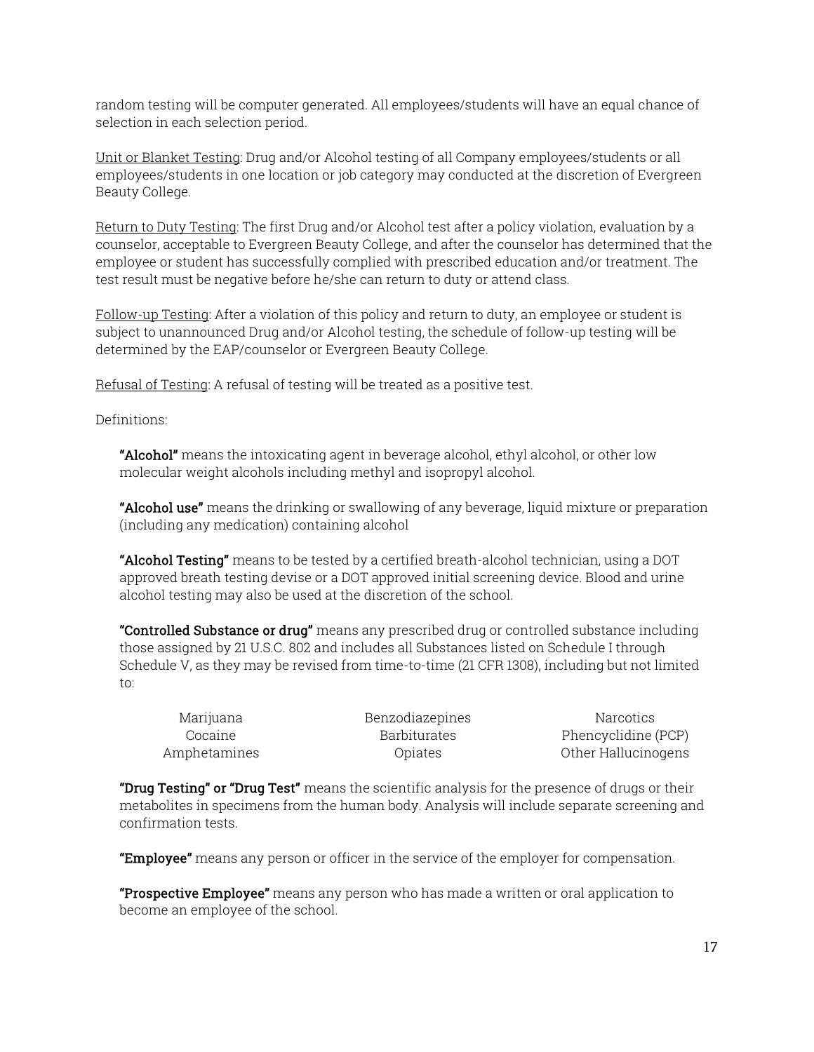random testing will be computer generated. All employees/students will have an equal chance of selection in each selection period.

Unit or Blanket Testing: Drug and/or Alcohol testing of all Company employees/students or all employees/students in one location or job category may conducted at the discretion of Evergreen Beauty College.

Return to Duty Testing: The first Drug and/or Alcohol test after a policy violation, evaluation by a counselor, acceptable to Evergreen Beauty College, and after the counselor has determined that the employee or student has successfully complied with prescribed education and/or treatment. The test result must be negative before he/she can return to duty or attend class.

Follow-up Testing: After a violation of this policy and return to duty, an employee or student is subject to unannounced Drug and/or Alcohol testing, the schedule of follow-up testing will be determined by the EAP/counselor or Evergreen Beauty College.

Refusal of Testing: A refusal of testing will be treated as a positive test.

Definitions:

**"Alcohol"** means the intoxicating agent in beverage alcohol, ethyl alcohol, or other low molecular weight alcohols including methyl and isopropyl alcohol.

**"Alcohol use"** means the drinking or swallowing of any beverage, liquid mixture or preparation (including any medication) containing alcohol

**"Alcohol Testing"** means to be tested by a certified breath-alcohol technician, using a DOT approved breath testing devise or a DOT approved initial screening device. Blood and urine alcohol testing may also be used at the discretion of the school.

**"Controlled Substance or drug"** means any prescribed drug or controlled substance including those assigned by 21 U.S.C. 802 and includes all Substances listed on Schedule I through Schedule V, as they may be revised from time-to-time (21 CFR 1308), including but not limited to:

| | | |
|---|---|---|
| Marijuana | Benzodiazepines | Narcotics |
| Cocaine | Barbiturates | Phencyclidine (PCP) |
| Amphetamines | Opiates | Other Hallucinogens |

**"Drug Testing" or "Drug Test"** means the scientific analysis for the presence of drugs or their metabolites in specimens from the human body. Analysis will include separate screening and confirmation tests.

**"Employee"** means any person or officer in the service of the employer for compensation.

**"Prospective Employee"** means any person who has made a written or oral application to become an employee of the school.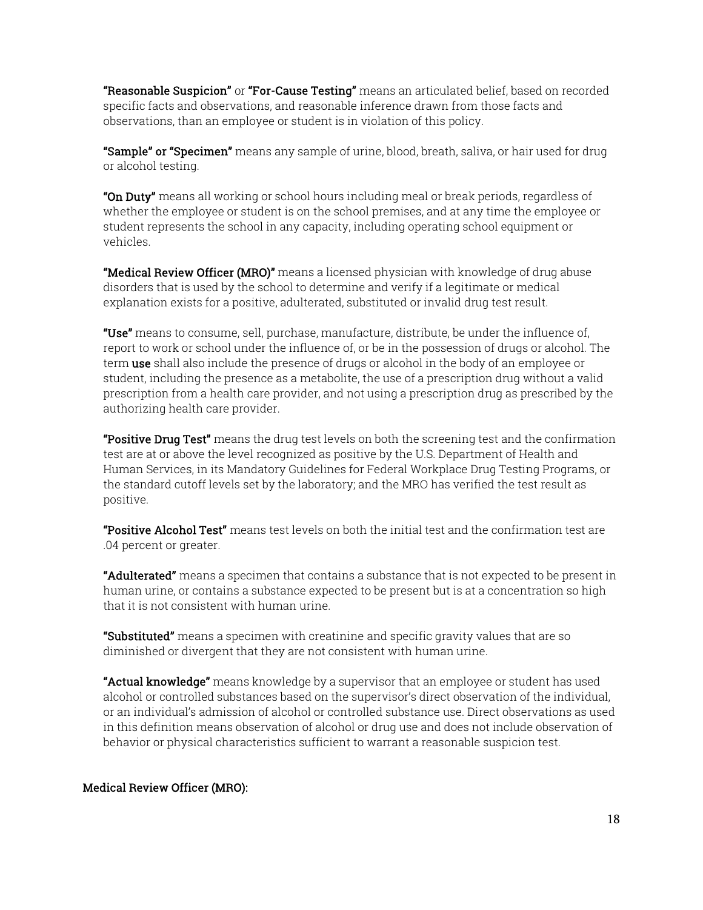**"Reasonable Suspicion"** or **"For-Cause Testing"** means an articulated belief, based on recorded specific facts and observations, and reasonable inference drawn from those facts and observations, than an employee or student is in violation of this policy.

**"Sample" or "Specimen"** means any sample of urine, blood, breath, saliva, or hair used for drug or alcohol testing.

**"On Duty"** means all working or school hours including meal or break periods, regardless of whether the employee or student is on the school premises, and at any time the employee or student represents the school in any capacity, including operating school equipment or vehicles.

**"Medical Review Officer (MRO)"** means a licensed physician with knowledge of drug abuse disorders that is used by the school to determine and verify if a legitimate or medical explanation exists for a positive, adulterated, substituted or invalid drug test result.

**"Use"** means to consume, sell, purchase, manufacture, distribute, be under the influence of, report to work or school under the influence of, or be in the possession of drugs or alcohol. The term **use** shall also include the presence of drugs or alcohol in the body of an employee or student, including the presence as a metabolite, the use of a prescription drug without a valid prescription from a health care provider, and not using a prescription drug as prescribed by the authorizing health care provider.

**"Positive Drug Test"** means the drug test levels on both the screening test and the confirmation test are at or above the level recognized as positive by the U.S. Department of Health and Human Services, in its Mandatory Guidelines for Federal Workplace Drug Testing Programs, or the standard cutoff levels set by the laboratory; and the MRO has verified the test result as positive.

**"Positive Alcohol Test"** means test levels on both the initial test and the confirmation test are .04 percent or greater.

**"Adulterated"** means a specimen that contains a substance that is not expected to be present in human urine, or contains a substance expected to be present but is at a concentration so high that it is not consistent with human urine.

**"Substituted"** means a specimen with creatinine and specific gravity values that are so diminished or divergent that they are not consistent with human urine.

**"Actual knowledge"** means knowledge by a supervisor that an employee or student has used alcohol or controlled substances based on the supervisor's direct observation of the individual, or an individual's admission of alcohol or controlled substance use. Direct observations as used in this definition means observation of alcohol or drug use and does not include observation of behavior or physical characteristics sufficient to warrant a reasonable suspicion test.

**Medical Review Officer (MRO):**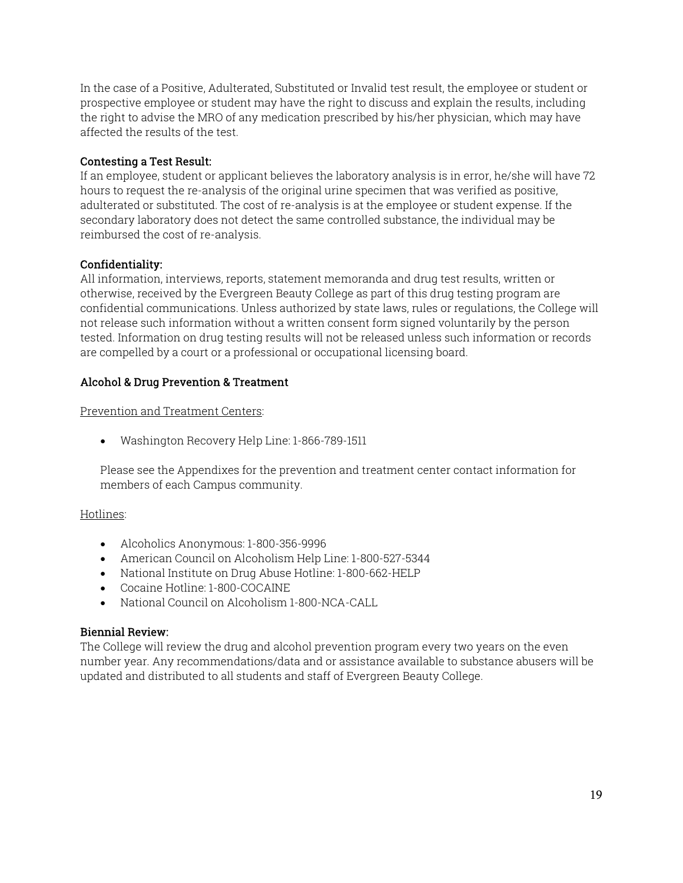In the case of a Positive, Adulterated, Substituted or Invalid test result, the employee or student or prospective employee or student may have the right to discuss and explain the results, including the right to advise the MRO of any medication prescribed by his/her physician, which may have affected the results of the test.

**Contesting a Test Result:**

If an employee, student or applicant believes the laboratory analysis is in error, he/she will have 72 hours to request the re-analysis of the original urine specimen that was verified as positive, adulterated or substituted. The cost of re-analysis is at the employee or student expense. If the secondary laboratory does not detect the same controlled substance, the individual may be reimbursed the cost of re-analysis.

**Confidentiality:**

All information, interviews, reports, statement memoranda and drug test results, written or otherwise, received by the Evergreen Beauty College as part of this drug testing program are confidential communications. Unless authorized by state laws, rules or regulations, the College will not release such information without a written consent form signed voluntarily by the person tested. Information on drug testing results will not be released unless such information or records are compelled by a court or a professional or occupational licensing board.

**Alcohol & Drug Prevention & Treatment**

Prevention and Treatment Centers:

- Washington Recovery Help Line: 1-866-789-1511

Please see the Appendixes for the prevention and treatment center contact information for members of each Campus community.

Hotlines:

- Alcoholics Anonymous: 1-800-356-9996
- American Council on Alcoholism Help Line: 1-800-527-5344
- National Institute on Drug Abuse Hotline: 1-800-662-HELP
- Cocaine Hotline: 1-800-COCAINE
- National Council on Alcoholism 1-800-NCA-CALL

**Biennial Review:**

The College will review the drug and alcohol prevention program every two years on the even number year. Any recommendations/data and or assistance available to substance abusers will be updated and distributed to all students and staff of Evergreen Beauty College.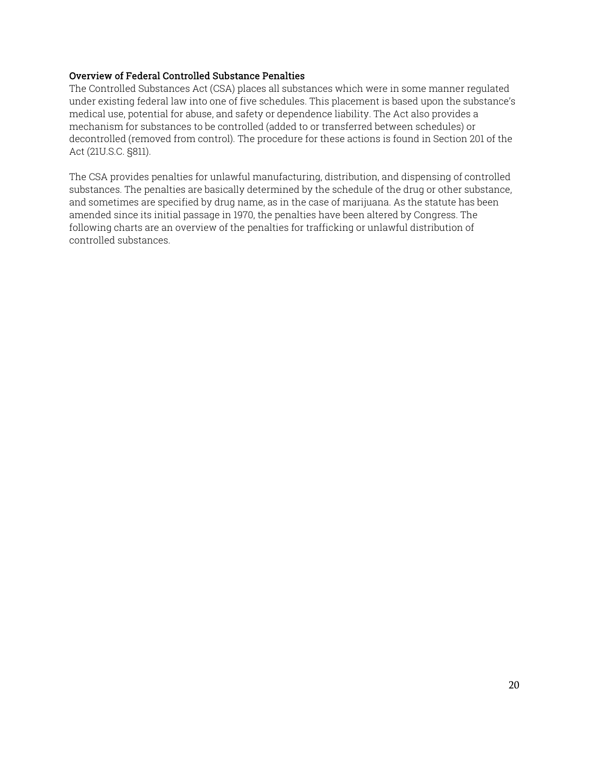### Overview of Federal Controlled Substance Penalties

The Controlled Substances Act (CSA) places all substances which were in some manner regulated under existing federal law into one of five schedules. This placement is based upon the substance's medical use, potential for abuse, and safety or dependence liability. The Act also provides a mechanism for substances to be controlled (added to or transferred between schedules) or decontrolled (removed from control). The procedure for these actions is found in Section 201 of the Act (21U.S.C. §811).

The CSA provides penalties for unlawful manufacturing, distribution, and dispensing of controlled substances. The penalties are basically determined by the schedule of the drug or other substance, and sometimes are specified by drug name, as in the case of marijuana. As the statute has been amended since its initial passage in 1970, the penalties have been altered by Congress. The following charts are an overview of the penalties for trafficking or unlawful distribution of controlled substances.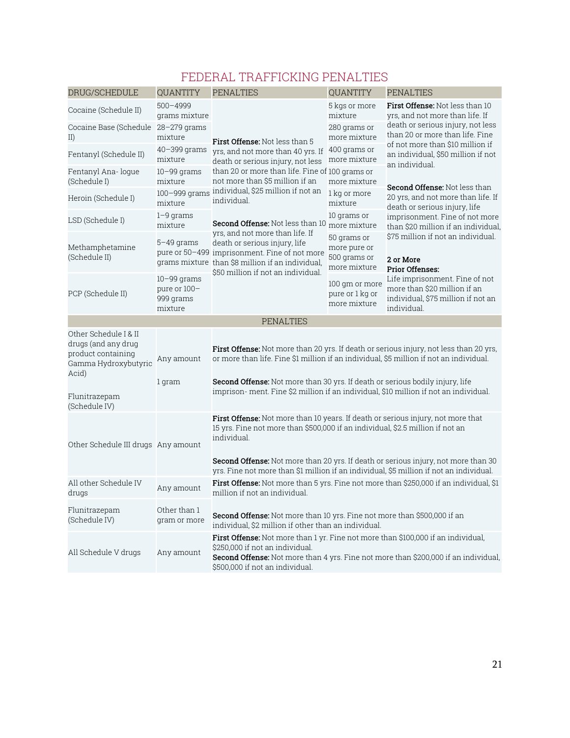# FEDERAL TRAFFICKING PENALTIES

| DRUG/SCHEDULE | QUANTITY | PENALTIES | QUANTITY | PENALTIES |
|---|---|---|---|---|
| Cocaine (Schedule II) | 500–4999 grams mixture | **First Offense:** Not less than 5 yrs, and not more than 40 yrs. If death or serious injury, not less than 20 or more than life. Fine of not more than $5 million if an individual, $25 million if not an individual.<br><br>**Second Offense:** Not less than 10 yrs, and not more than life. If death or serious injury, life imprisonment. Fine of not more than $8 million if an individual, $50 million if not an individual. | 5 kgs or more mixture | **First Offense:** Not less than 10 yrs, and not more than life. If death or serious injury, not less than 20 or more than life. Fine of not more than $10 million if an individual, $50 million if not an individual.<br><br>**Second Offense:** Not less than 20 yrs, and not more than life. If death or serious injury, life imprisonment. Fine of not more than $20 million if an individual, $75 million if not an individual.<br><br>**2 or More Prior Offenses:** Life imprisonment. Fine of not more than $20 million if an individual, $75 million if not an individual. |
| Cocaine Base (Schedule II) | 28–279 grams mixture | | 280 grams or more mixture | |
| Fentanyl (Schedule II) | 40–399 grams mixture | | 400 grams or more mixture | |
| Fentanyl Ana- logue (Schedule I) | 10–99 grams mixture | | 100 grams or more mixture | |
| Heroin (Schedule I) | 100–999 grams mixture | | 1 kg or more mixture | |
| LSD (Schedule I) | 1–9 grams mixture | | 10 grams or more mixture | |
| Methamphetamine (Schedule II) | 5–49 grams pure or 50–499 grams mixture | | 50 grams or more pure or 500 grams or more mixture | |
| PCP (Schedule II) | 10–99 grams pure or 100–999 grams mixture | | 100 gm or more pure or 1 kg or more mixture | |

| DRUG/SCHEDULE | QUANTITY | PENALTIES |
|---|---|---|
| Other Schedule I & II drugs (and any drug product containing Gamma Hydroxybutyric Acid) | Any amount | **First Offense:** Not more than 20 yrs. If death or serious injury, not less than 20 yrs, or more than life. Fine $1 million if an individual, $5 million if not an individual.<br><br>**Second Offense:** Not more than 30 yrs. If death or serious bodily injury, life imprison- ment. Fine $2 million if an individual, $10 million if not an individual. |
| Flunitrazepam (Schedule IV) | 1 gram | |
| Other Schedule III drugs | Any amount | **First Offense:** Not more than 10 years. If death or serious injury, not more that 15 yrs. Fine not more than $500,000 if an individual, $2.5 million if not an individual.<br><br>**Second Offense:** Not more than 20 yrs. If death or serious injury, not more than 30 yrs. Fine not more than $1 million if an individual, $5 million if not an individual. |
| All other Schedule IV drugs | Any amount | **First Offense:** Not more than 5 yrs. Fine not more than $250,000 if an individual, $1 million if not an individual.<br><br>**Second Offense:** Not more than 10 yrs. Fine not more than $500,000 if an individual, $2 million if other than an individual. |
| Flunitrazepam (Schedule IV) | Other than 1 gram or more | |
| All Schedule V drugs | Any amount | **First Offense:** Not more than 1 yr. Fine not more than $100,000 if an individual, $250,000 if not an individual.<br>**Second Offense:** Not more than 4 yrs. Fine not more than $200,000 if an individual, $500,000 if not an individual. |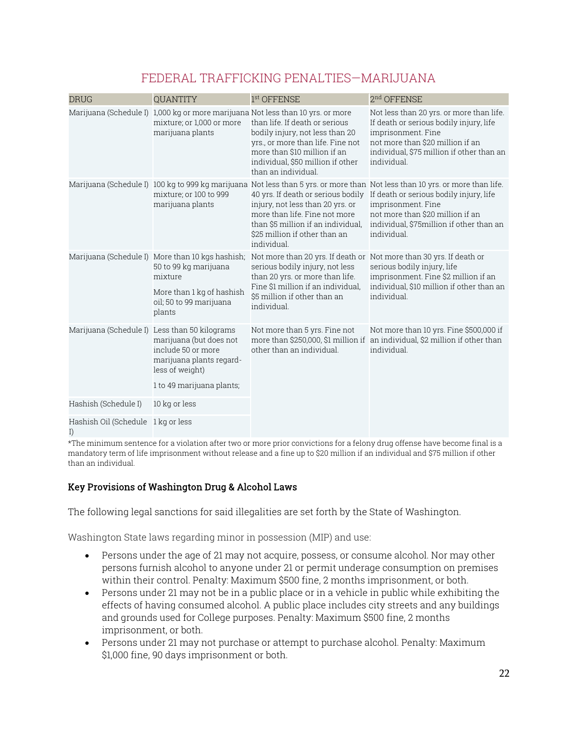## FEDERAL TRAFFICKING PENALTIES—MARIJUANA

| DRUG | QUANTITY | 1st OFFENSE | 2nd OFFENSE |
|---|---|---|---|
| Marijuana (Schedule I) | 1,000 kg or more marijuana mixture; or 1,000 or more marijuana plants | Not less than 10 yrs. or more than life. If death or serious bodily injury, not less than 20 yrs., or more than life. Fine not more than $10 million if an individual, $50 million if other than an individual. | Not less than 20 yrs. or more than life. If death or serious bodily injury, life imprisonment. Fine not more than $20 million if an individual, $75 million if other than an individual. |
| Marijuana (Schedule I) | 100 kg to 999 kg marijuana mixture; or 100 to 999 marijuana plants | Not less than 5 yrs. or more than 40 yrs. If death or serious bodily injury, not less than 20 yrs. or more than life. Fine not more than $5 million if an individual, $25 million if other than an individual. | Not less than 10 yrs. or more than life. If death or serious bodily injury, life imprisonment. Fine not more than $20 million if an individual, $75million if other than an individual. |
| Marijuana (Schedule I) | More than 10 kgs hashish; 50 to 99 kg marijuana mixture<br><br>More than 1 kg of hashish oil; 50 to 99 marijuana plants | Not more than 20 yrs. If death or serious bodily injury, not less than 20 yrs. or more than life. Fine $1 million if an individual, $5 million if other than an individual. | Not more than 30 yrs. If death or serious bodily injury, life imprisonment. Fine $2 million if an individual, $10 million if other than an individual. |
| Marijuana (Schedule I) | Less than 50 kilograms marijuana (but does not include 50 or more marijuana plants regard-less of weight)<br><br>1 to 49 marijuana plants; | Not more than 5 yrs. Fine not more than $250,000, $1 million if other than an individual. | Not more than 10 yrs. Fine $500,000 if an individual, $2 million if other than individual. |
| Hashish (Schedule I) | 10 kg or less | | |
| Hashish Oil (Schedule I) | 1 kg or less | | |

*The minimum sentence for a violation after two or more prior convictions for a felony drug offense have become final is a mandatory term of life imprisonment without release and a fine up to $20 million if an individual and $75 million if other than an individual.

### Key Provisions of Washington Drug & Alcohol Laws

The following legal sanctions for said illegalities are set forth by the State of Washington.

Washington State laws regarding minor in possession (MIP) and use:

- Persons under the age of 21 may not acquire, possess, or consume alcohol. Nor may other persons furnish alcohol to anyone under 21 or permit underage consumption on premises within their control. Penalty: Maximum $500 fine, 2 months imprisonment, or both.
- Persons under 21 may not be in a public place or in a vehicle in public while exhibiting the effects of having consumed alcohol. A public place includes city streets and any buildings and grounds used for College purposes. Penalty: Maximum $500 fine, 2 months imprisonment, or both.
- Persons under 21 may not purchase or attempt to purchase alcohol. Penalty: Maximum $1,000 fine, 90 days imprisonment or both.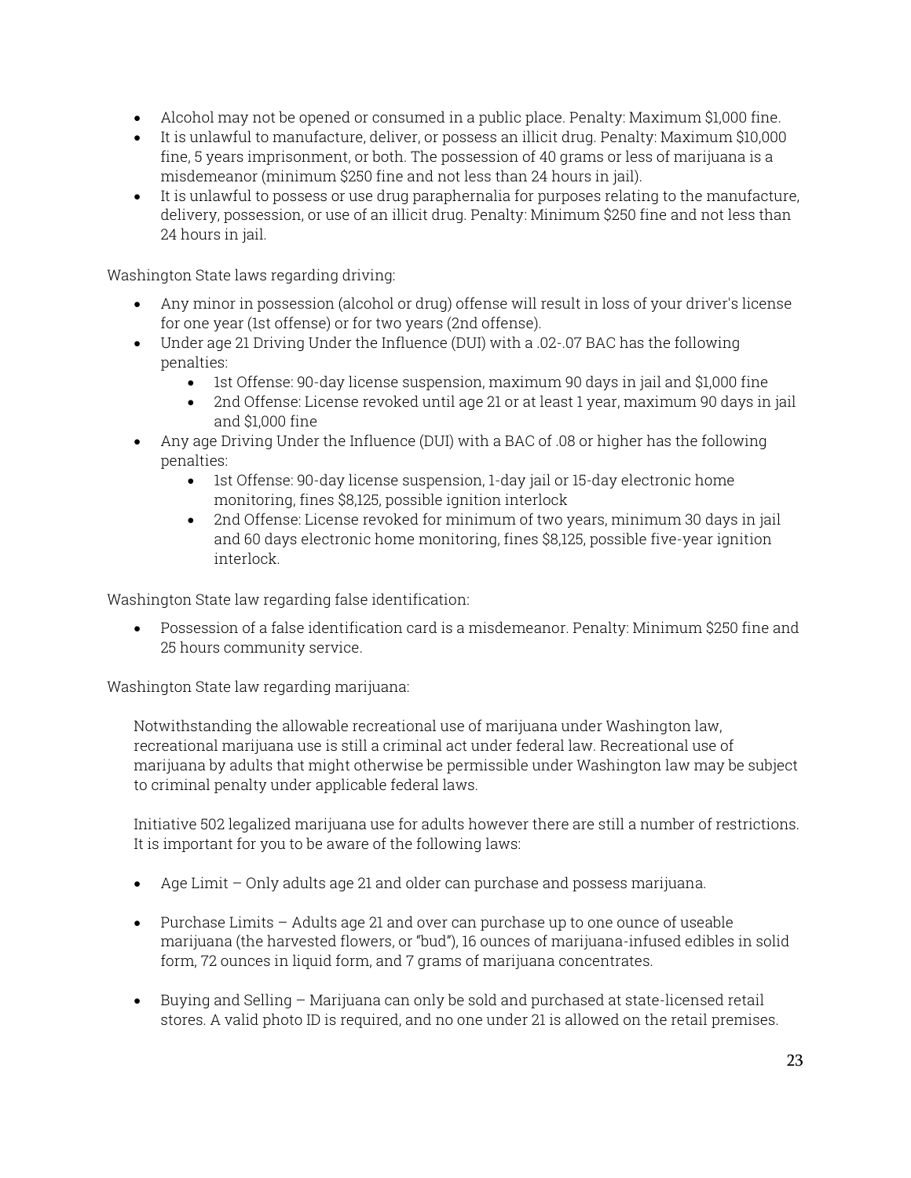- Alcohol may not be opened or consumed in a public place. Penalty: Maximum $1,000 fine.
- It is unlawful to manufacture, deliver, or possess an illicit drug. Penalty: Maximum $10,000 fine, 5 years imprisonment, or both. The possession of 40 grams or less of marijuana is a misdemeanor (minimum $250 fine and not less than 24 hours in jail).
- It is unlawful to possess or use drug paraphernalia for purposes relating to the manufacture, delivery, possession, or use of an illicit drug. Penalty: Minimum $250 fine and not less than 24 hours in jail.

Washington State laws regarding driving:

- Any minor in possession (alcohol or drug) offense will result in loss of your driver's license for one year (1st offense) or for two years (2nd offense).
- Under age 21 Driving Under the Influence (DUI) with a .02-.07 BAC has the following penalties:
  - 1st Offense: 90-day license suspension, maximum 90 days in jail and $1,000 fine
  - 2nd Offense: License revoked until age 21 or at least 1 year, maximum 90 days in jail and $1,000 fine
- Any age Driving Under the Influence (DUI) with a BAC of .08 or higher has the following penalties:
  - 1st Offense: 90-day license suspension, 1-day jail or 15-day electronic home monitoring, fines $8,125, possible ignition interlock
  - 2nd Offense: License revoked for minimum of two years, minimum 30 days in jail and 60 days electronic home monitoring, fines $8,125, possible five-year ignition interlock.

Washington State law regarding false identification:

- Possession of a false identification card is a misdemeanor. Penalty: Minimum $250 fine and 25 hours community service.

Washington State law regarding marijuana:

Notwithstanding the allowable recreational use of marijuana under Washington law, recreational marijuana use is still a criminal act under federal law. Recreational use of marijuana by adults that might otherwise be permissible under Washington law may be subject to criminal penalty under applicable federal laws.

Initiative 502 legalized marijuana use for adults however there are still a number of restrictions. It is important for you to be aware of the following laws:

- Age Limit – Only adults age 21 and older can purchase and possess marijuana.
- Purchase Limits – Adults age 21 and over can purchase up to one ounce of useable marijuana (the harvested flowers, or "bud"), 16 ounces of marijuana-infused edibles in solid form, 72 ounces in liquid form, and 7 grams of marijuana concentrates.
- Buying and Selling – Marijuana can only be sold and purchased at state-licensed retail stores. A valid photo ID is required, and no one under 21 is allowed on the retail premises.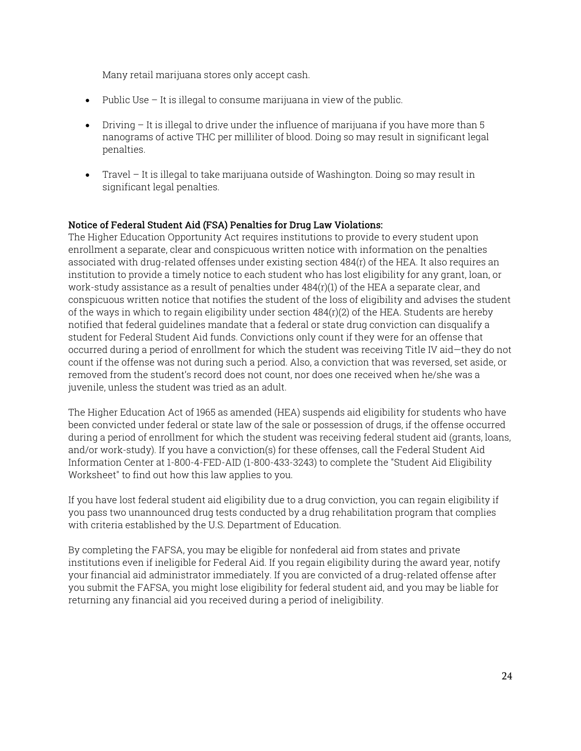Many retail marijuana stores only accept cash.

- Public Use – It is illegal to consume marijuana in view of the public.
- Driving – It is illegal to drive under the influence of marijuana if you have more than 5 nanograms of active THC per milliliter of blood. Doing so may result in significant legal penalties.
- Travel – It is illegal to take marijuana outside of Washington. Doing so may result in significant legal penalties.

**Notice of Federal Student Aid (FSA) Penalties for Drug Law Violations:**
The Higher Education Opportunity Act requires institutions to provide to every student upon enrollment a separate, clear and conspicuous written notice with information on the penalties associated with drug-related offenses under existing section 484(r) of the HEA. It also requires an institution to provide a timely notice to each student who has lost eligibility for any grant, loan, or work-study assistance as a result of penalties under 484(r)(1) of the HEA a separate clear, and conspicuous written notice that notifies the student of the loss of eligibility and advises the student of the ways in which to regain eligibility under section 484(r)(2) of the HEA. Students are hereby notified that federal guidelines mandate that a federal or state drug conviction can disqualify a student for Federal Student Aid funds. Convictions only count if they were for an offense that occurred during a period of enrollment for which the student was receiving Title IV aid—they do not count if the offense was not during such a period. Also, a conviction that was reversed, set aside, or removed from the student's record does not count, nor does one received when he/she was a juvenile, unless the student was tried as an adult.

The Higher Education Act of 1965 as amended (HEA) suspends aid eligibility for students who have been convicted under federal or state law of the sale or possession of drugs, if the offense occurred during a period of enrollment for which the student was receiving federal student aid (grants, loans, and/or work-study). If you have a conviction(s) for these offenses, call the Federal Student Aid Information Center at 1-800-4-FED-AID (1-800-433-3243) to complete the "Student Aid Eligibility Worksheet" to find out how this law applies to you.

If you have lost federal student aid eligibility due to a drug conviction, you can regain eligibility if you pass two unannounced drug tests conducted by a drug rehabilitation program that complies with criteria established by the U.S. Department of Education.

By completing the FAFSA, you may be eligible for nonfederal aid from states and private institutions even if ineligible for Federal Aid. If you regain eligibility during the award year, notify your financial aid administrator immediately. If you are convicted of a drug-related offense after you submit the FAFSA, you might lose eligibility for federal student aid, and you may be liable for returning any financial aid you received during a period of ineligibility.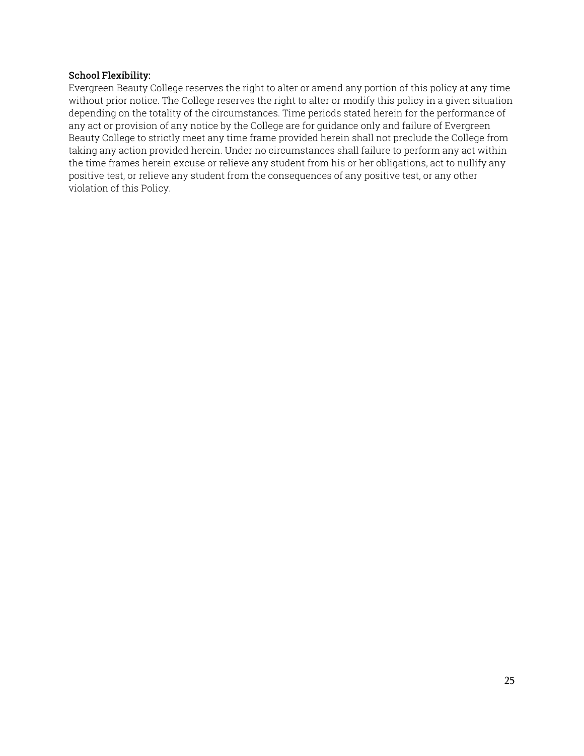**School Flexibility:**

Evergreen Beauty College reserves the right to alter or amend any portion of this policy at any time without prior notice. The College reserves the right to alter or modify this policy in a given situation depending on the totality of the circumstances. Time periods stated herein for the performance of any act or provision of any notice by the College are for guidance only and failure of Evergreen Beauty College to strictly meet any time frame provided herein shall not preclude the College from taking any action provided herein. Under no circumstances shall failure to perform any act within the time frames herein excuse or relieve any student from his or her obligations, act to nullify any positive test, or relieve any student from the consequences of any positive test, or any other violation of this Policy.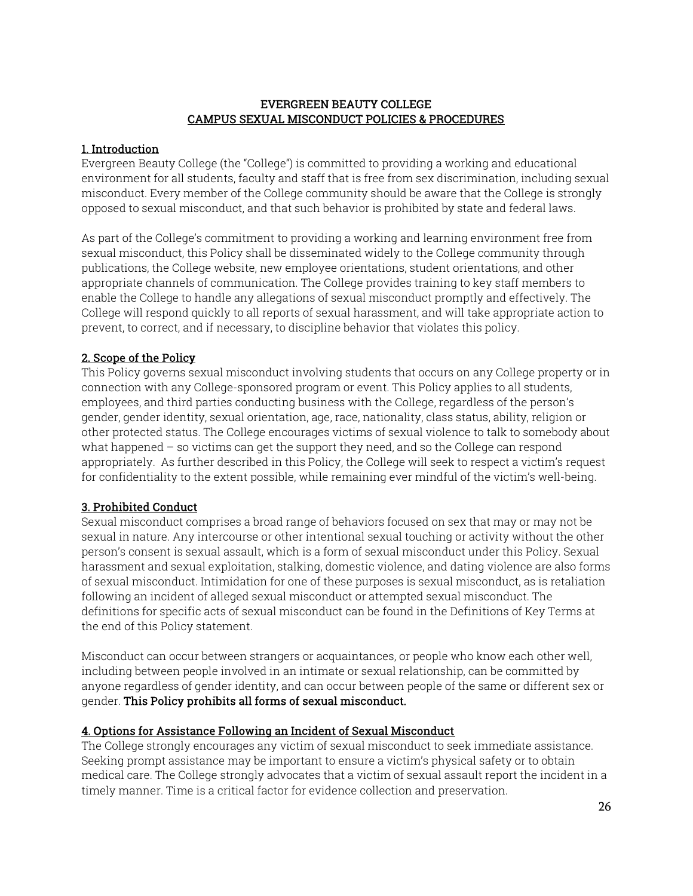# EVERGREEN BEAUTY COLLEGE
## CAMPUS SEXUAL MISCONDUCT POLICIES & PROCEDURES

### 1. Introduction

Evergreen Beauty College (the "College") is committed to providing a working and educational environment for all students, faculty and staff that is free from sex discrimination, including sexual misconduct. Every member of the College community should be aware that the College is strongly opposed to sexual misconduct, and that such behavior is prohibited by state and federal laws.

As part of the College's commitment to providing a working and learning environment free from sexual misconduct, this Policy shall be disseminated widely to the College community through publications, the College website, new employee orientations, student orientations, and other appropriate channels of communication. The College provides training to key staff members to enable the College to handle any allegations of sexual misconduct promptly and effectively. The College will respond quickly to all reports of sexual harassment, and will take appropriate action to prevent, to correct, and if necessary, to discipline behavior that violates this policy.

### 2. Scope of the Policy

This Policy governs sexual misconduct involving students that occurs on any College property or in connection with any College-sponsored program or event. This Policy applies to all students, employees, and third parties conducting business with the College, regardless of the person's gender, gender identity, sexual orientation, age, race, nationality, class status, ability, religion or other protected status. The College encourages victims of sexual violence to talk to somebody about what happened – so victims can get the support they need, and so the College can respond appropriately. As further described in this Policy, the College will seek to respect a victim's request for confidentiality to the extent possible, while remaining ever mindful of the victim's well-being.

### 3. Prohibited Conduct

Sexual misconduct comprises a broad range of behaviors focused on sex that may or may not be sexual in nature. Any intercourse or other intentional sexual touching or activity without the other person's consent is sexual assault, which is a form of sexual misconduct under this Policy. Sexual harassment and sexual exploitation, stalking, domestic violence, and dating violence are also forms of sexual misconduct. Intimidation for one of these purposes is sexual misconduct, as is retaliation following an incident of alleged sexual misconduct or attempted sexual misconduct. The definitions for specific acts of sexual misconduct can be found in the Definitions of Key Terms at the end of this Policy statement.

Misconduct can occur between strangers or acquaintances, or people who know each other well, including between people involved in an intimate or sexual relationship, can be committed by anyone regardless of gender identity, and can occur between people of the same or different sex or gender. **This Policy prohibits all forms of sexual misconduct.**

### 4. Options for Assistance Following an Incident of Sexual Misconduct

The College strongly encourages any victim of sexual misconduct to seek immediate assistance. Seeking prompt assistance may be important to ensure a victim's physical safety or to obtain medical care. The College strongly advocates that a victim of sexual assault report the incident in a timely manner. Time is a critical factor for evidence collection and preservation.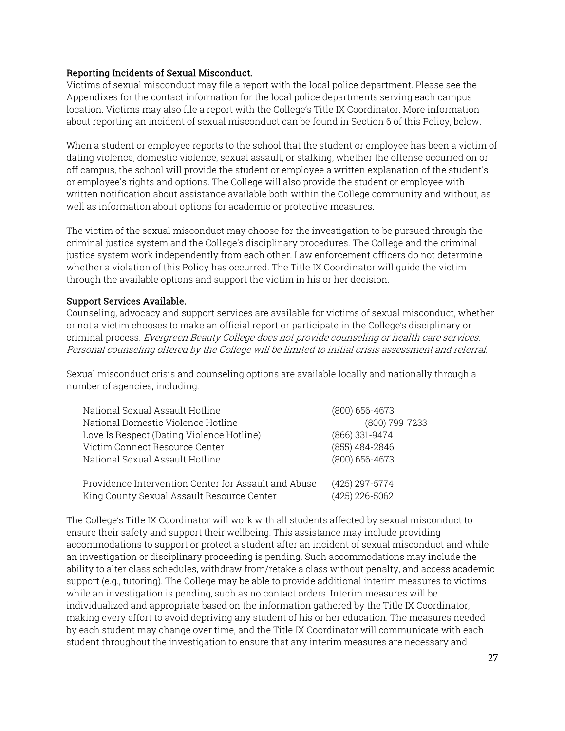**Reporting Incidents of Sexual Misconduct.**
Victims of sexual misconduct may file a report with the local police department. Please see the Appendixes for the contact information for the local police departments serving each campus location. Victims may also file a report with the College's Title IX Coordinator. More information about reporting an incident of sexual misconduct can be found in Section 6 of this Policy, below.

When a student or employee reports to the school that the student or employee has been a victim of dating violence, domestic violence, sexual assault, or stalking, whether the offense occurred on or off campus, the school will provide the student or employee a written explanation of the student's or employee's rights and options. The College will also provide the student or employee with written notification about assistance available both within the College community and without, as well as information about options for academic or protective measures.

The victim of the sexual misconduct may choose for the investigation to be pursued through the criminal justice system and the College's disciplinary procedures. The College and the criminal justice system work independently from each other. Law enforcement officers do not determine whether a violation of this Policy has occurred. The Title IX Coordinator will guide the victim through the available options and support the victim in his or her decision.

**Support Services Available.**
Counseling, advocacy and support services are available for victims of sexual misconduct, whether or not a victim chooses to make an official report or participate in the College's disciplinary or criminal process. *Evergreen Beauty College does not provide counseling or health care services. Personal counseling offered by the College will be limited to initial crisis assessment and referral.*

Sexual misconduct crisis and counseling options are available locally and nationally through a number of agencies, including:

| | |
|---|---|
| National Sexual Assault Hotline | (800) 656-4673 |
| National Domestic Violence Hotline | (800) 799-7233 |
| Love Is Respect (Dating Violence Hotline) | (866) 331-9474 |
| Victim Connect Resource Center | (855) 484-2846 |
| National Sexual Assault Hotline | (800) 656-4673 |
| Providence Intervention Center for Assault and Abuse | (425) 297-5774 |
| King County Sexual Assault Resource Center | (425) 226-5062 |

The College's Title IX Coordinator will work with all students affected by sexual misconduct to ensure their safety and support their wellbeing. This assistance may include providing accommodations to support or protect a student after an incident of sexual misconduct and while an investigation or disciplinary proceeding is pending. Such accommodations may include the ability to alter class schedules, withdraw from/retake a class without penalty, and access academic support (e.g., tutoring). The College may be able to provide additional interim measures to victims while an investigation is pending, such as no contact orders. Interim measures will be individualized and appropriate based on the information gathered by the Title IX Coordinator, making every effort to avoid depriving any student of his or her education. The measures needed by each student may change over time, and the Title IX Coordinator will communicate with each student throughout the investigation to ensure that any interim measures are necessary and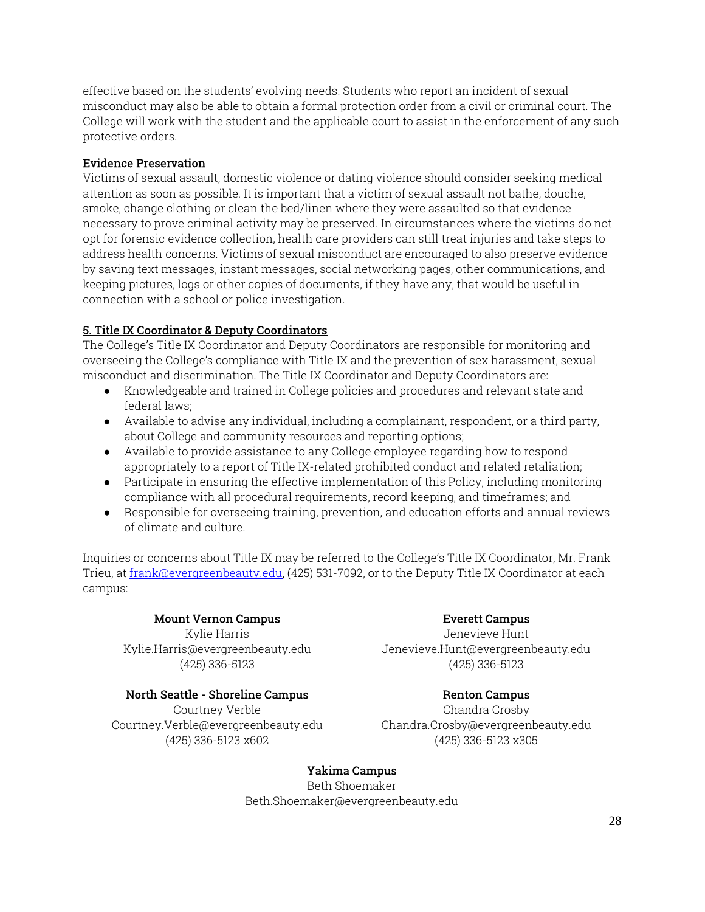effective based on the students' evolving needs. Students who report an incident of sexual misconduct may also be able to obtain a formal protection order from a civil or criminal court. The College will work with the student and the applicable court to assist in the enforcement of any such protective orders.

**Evidence Preservation**

Victims of sexual assault, domestic violence or dating violence should consider seeking medical attention as soon as possible. It is important that a victim of sexual assault not bathe, douche, smoke, change clothing or clean the bed/linen where they were assaulted so that evidence necessary to prove criminal activity may be preserved. In circumstances where the victims do not opt for forensic evidence collection, health care providers can still treat injuries and take steps to address health concerns. Victims of sexual misconduct are encouraged to also preserve evidence by saving text messages, instant messages, social networking pages, other communications, and keeping pictures, logs or other copies of documents, if they have any, that would be useful in connection with a school or police investigation.

## 5. Title IX Coordinator & Deputy Coordinators

The College's Title IX Coordinator and Deputy Coordinators are responsible for monitoring and overseeing the College's compliance with Title IX and the prevention of sex harassment, sexual misconduct and discrimination. The Title IX Coordinator and Deputy Coordinators are:

- Knowledgeable and trained in College policies and procedures and relevant state and federal laws;
- Available to advise any individual, including a complainant, respondent, or a third party, about College and community resources and reporting options;
- Available to provide assistance to any College employee regarding how to respond appropriately to a report of Title IX-related prohibited conduct and related retaliation;
- Participate in ensuring the effective implementation of this Policy, including monitoring compliance with all procedural requirements, record keeping, and timeframes; and
- Responsible for overseeing training, prevention, and education efforts and annual reviews of climate and culture.

Inquiries or concerns about Title IX may be referred to the College's Title IX Coordinator, Mr. Frank Trieu, at frank@evergreenbeauty.edu, (425) 531-7092, or to the Deputy Title IX Coordinator at each campus:

**Mount Vernon Campus**
Kylie Harris
Kylie.Harris@evergreenbeauty.edu
(425) 336-5123

**Everett Campus**
Jenevieve Hunt
Jenevieve.Hunt@evergreenbeauty.edu
(425) 336-5123

**North Seattle - Shoreline Campus**
Courtney Verble
Courtney.Verble@evergreenbeauty.edu
(425) 336-5123 x602

**Renton Campus**
Chandra Crosby
Chandra.Crosby@evergreenbeauty.edu
(425) 336-5123 x305

**Yakima Campus**
Beth Shoemaker
Beth.Shoemaker@evergreenbeauty.edu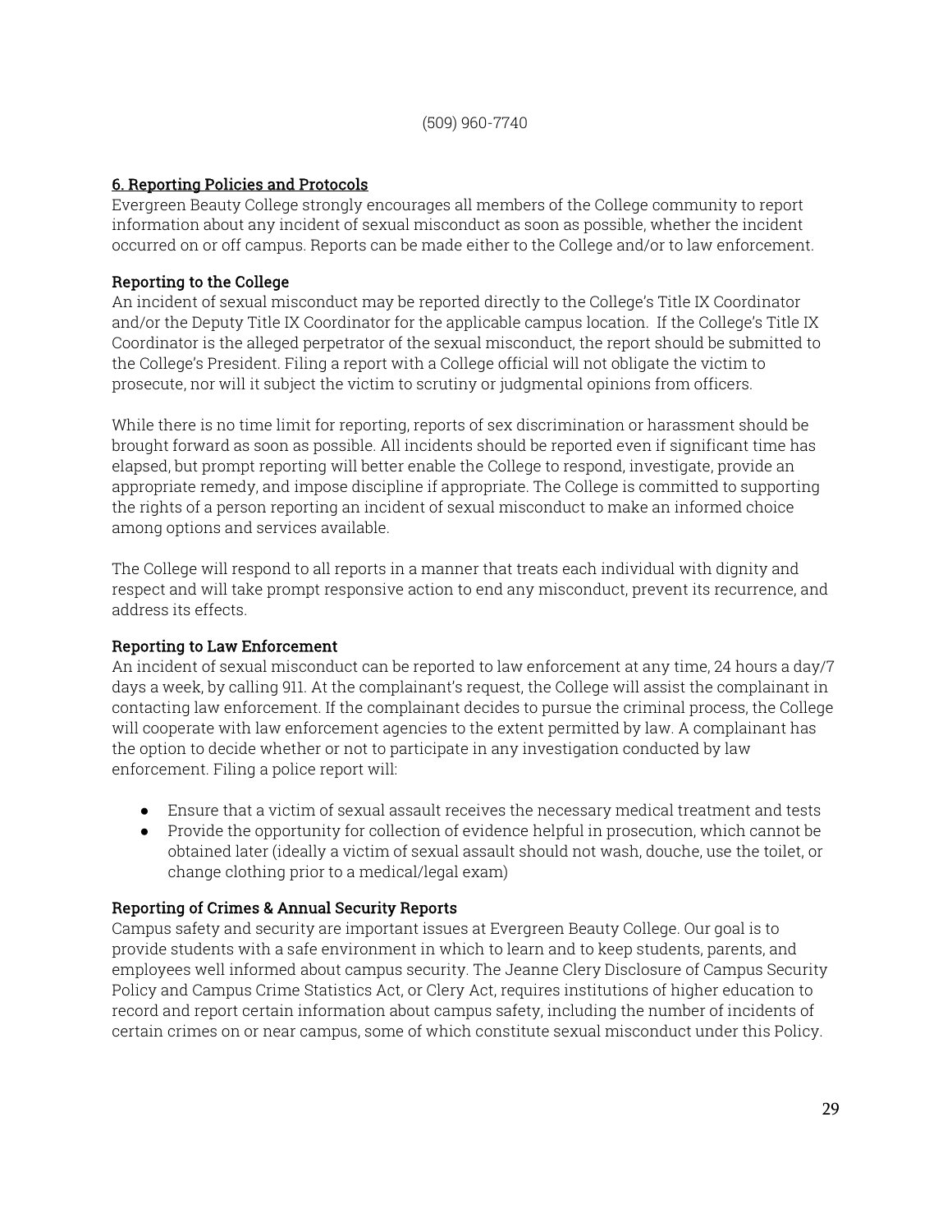(509) 960-7740

## 6. Reporting Policies and Protocols

Evergreen Beauty College strongly encourages all members of the College community to report information about any incident of sexual misconduct as soon as possible, whether the incident occurred on or off campus. Reports can be made either to the College and/or to law enforcement.

### Reporting to the College

An incident of sexual misconduct may be reported directly to the College's Title IX Coordinator and/or the Deputy Title IX Coordinator for the applicable campus location. If the College's Title IX Coordinator is the alleged perpetrator of the sexual misconduct, the report should be submitted to the College's President. Filing a report with a College official will not obligate the victim to prosecute, nor will it subject the victim to scrutiny or judgmental opinions from officers.

While there is no time limit for reporting, reports of sex discrimination or harassment should be brought forward as soon as possible. All incidents should be reported even if significant time has elapsed, but prompt reporting will better enable the College to respond, investigate, provide an appropriate remedy, and impose discipline if appropriate. The College is committed to supporting the rights of a person reporting an incident of sexual misconduct to make an informed choice among options and services available.

The College will respond to all reports in a manner that treats each individual with dignity and respect and will take prompt responsive action to end any misconduct, prevent its recurrence, and address its effects.

### Reporting to Law Enforcement

An incident of sexual misconduct can be reported to law enforcement at any time, 24 hours a day/7 days a week, by calling 911. At the complainant's request, the College will assist the complainant in contacting law enforcement. If the complainant decides to pursue the criminal process, the College will cooperate with law enforcement agencies to the extent permitted by law. A complainant has the option to decide whether or not to participate in any investigation conducted by law enforcement. Filing a police report will:

- Ensure that a victim of sexual assault receives the necessary medical treatment and tests
- Provide the opportunity for collection of evidence helpful in prosecution, which cannot be obtained later (ideally a victim of sexual assault should not wash, douche, use the toilet, or change clothing prior to a medical/legal exam)

### Reporting of Crimes & Annual Security Reports

Campus safety and security are important issues at Evergreen Beauty College. Our goal is to provide students with a safe environment in which to learn and to keep students, parents, and employees well informed about campus security. The Jeanne Clery Disclosure of Campus Security Policy and Campus Crime Statistics Act, or Clery Act, requires institutions of higher education to record and report certain information about campus safety, including the number of incidents of certain crimes on or near campus, some of which constitute sexual misconduct under this Policy.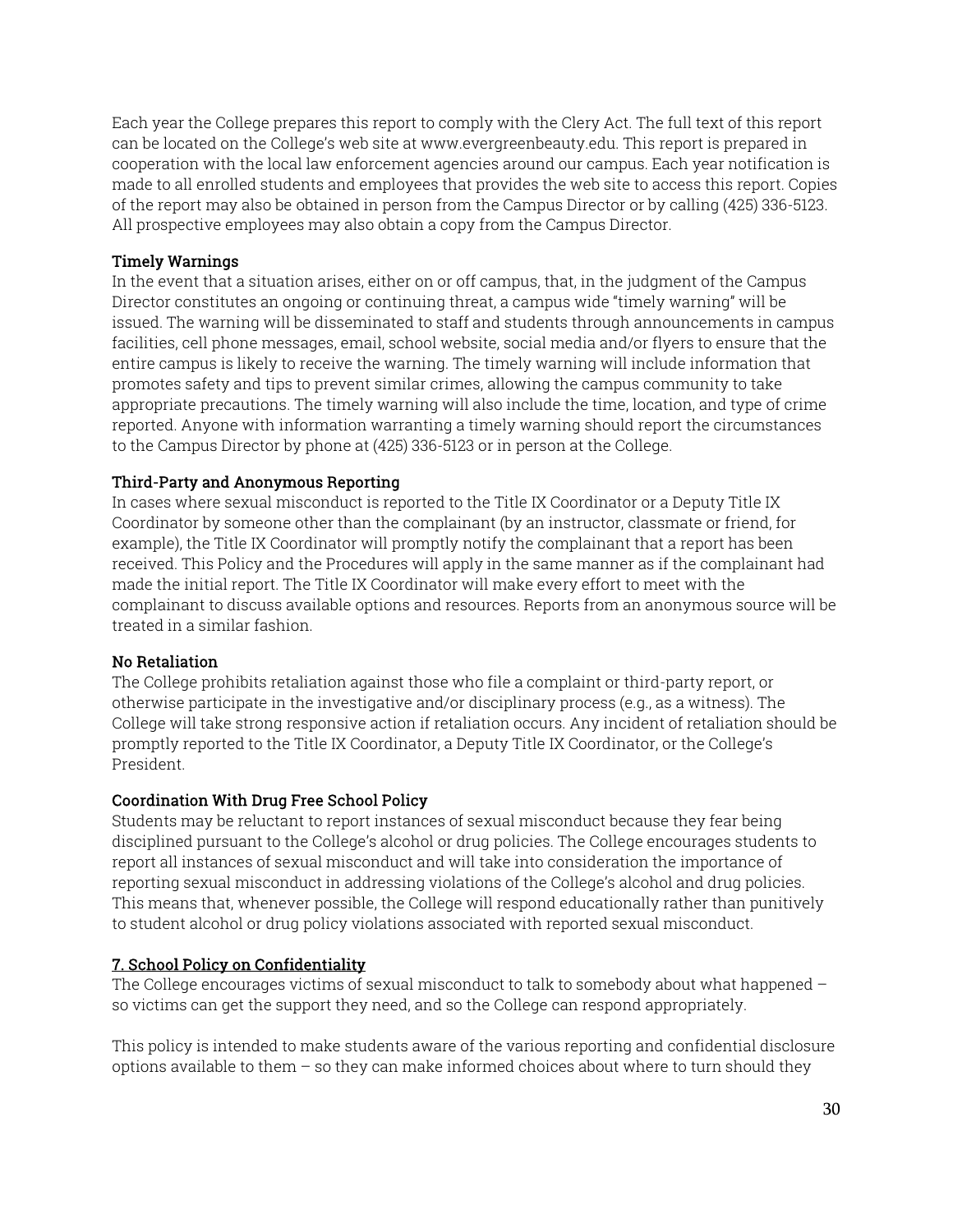Each year the College prepares this report to comply with the Clery Act. The full text of this report can be located on the College's web site at www.evergreenbeauty.edu. This report is prepared in cooperation with the local law enforcement agencies around our campus. Each year notification is made to all enrolled students and employees that provides the web site to access this report. Copies of the report may also be obtained in person from the Campus Director or by calling (425) 336-5123. All prospective employees may also obtain a copy from the Campus Director.

**Timely Warnings**

In the event that a situation arises, either on or off campus, that, in the judgment of the Campus Director constitutes an ongoing or continuing threat, a campus wide "timely warning" will be issued. The warning will be disseminated to staff and students through announcements in campus facilities, cell phone messages, email, school website, social media and/or flyers to ensure that the entire campus is likely to receive the warning. The timely warning will include information that promotes safety and tips to prevent similar crimes, allowing the campus community to take appropriate precautions. The timely warning will also include the time, location, and type of crime reported. Anyone with information warranting a timely warning should report the circumstances to the Campus Director by phone at (425) 336-5123 or in person at the College.

**Third-Party and Anonymous Reporting**

In cases where sexual misconduct is reported to the Title IX Coordinator or a Deputy Title IX Coordinator by someone other than the complainant (by an instructor, classmate or friend, for example), the Title IX Coordinator will promptly notify the complainant that a report has been received. This Policy and the Procedures will apply in the same manner as if the complainant had made the initial report. The Title IX Coordinator will make every effort to meet with the complainant to discuss available options and resources. Reports from an anonymous source will be treated in a similar fashion.

**No Retaliation**

The College prohibits retaliation against those who file a complaint or third-party report, or otherwise participate in the investigative and/or disciplinary process (e.g., as a witness). The College will take strong responsive action if retaliation occurs. Any incident of retaliation should be promptly reported to the Title IX Coordinator, a Deputy Title IX Coordinator, or the College's President.

**Coordination With Drug Free School Policy**

Students may be reluctant to report instances of sexual misconduct because they fear being disciplined pursuant to the College's alcohol or drug policies. The College encourages students to report all instances of sexual misconduct and will take into consideration the importance of reporting sexual misconduct in addressing violations of the College's alcohol and drug policies. This means that, whenever possible, the College will respond educationally rather than punitively to student alcohol or drug policy violations associated with reported sexual misconduct.

## 7. School Policy on Confidentiality

The College encourages victims of sexual misconduct to talk to somebody about what happened – so victims can get the support they need, and so the College can respond appropriately.

This policy is intended to make students aware of the various reporting and confidential disclosure options available to them – so they can make informed choices about where to turn should they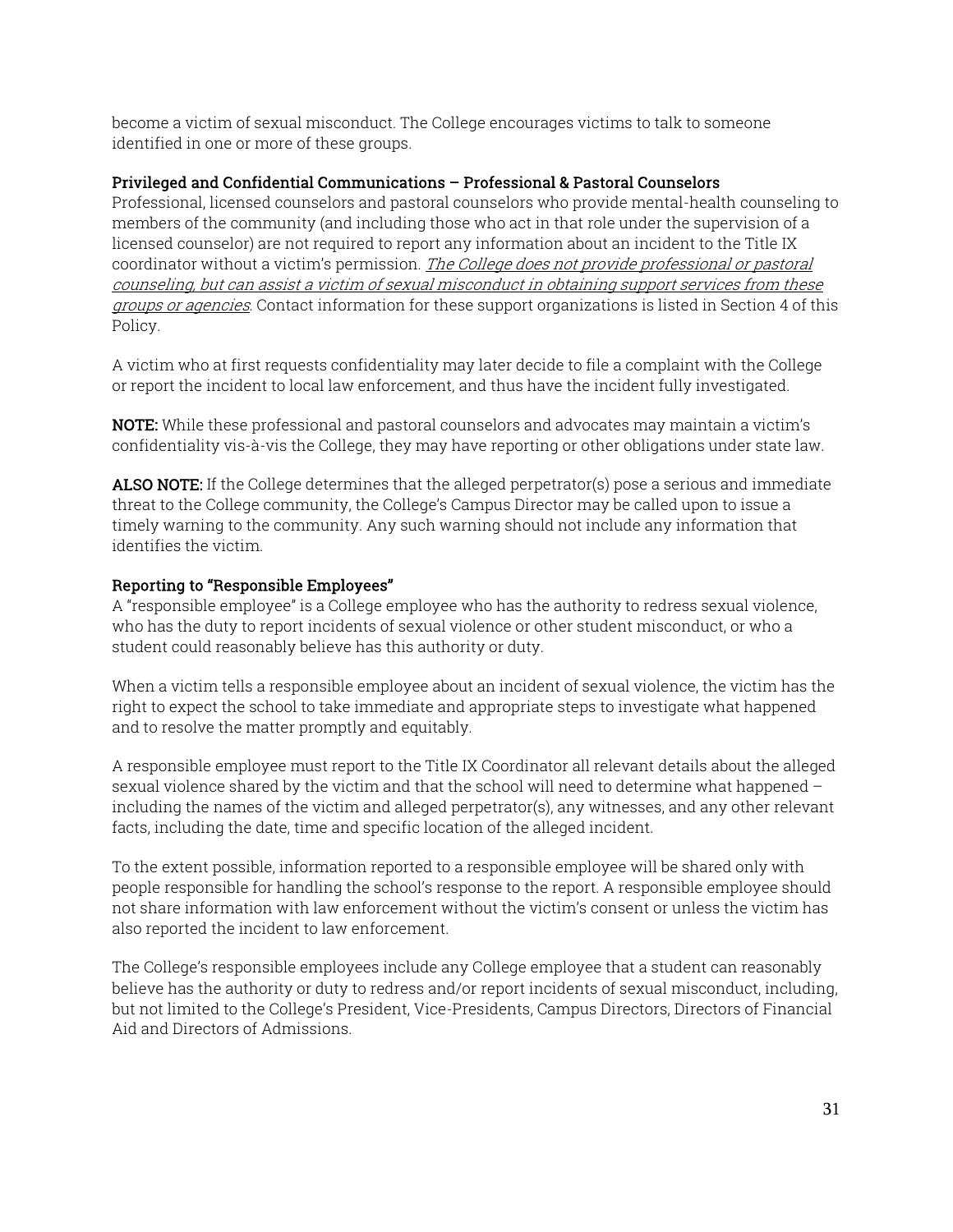become a victim of sexual misconduct. The College encourages victims to talk to someone identified in one or more of these groups.

**Privileged and Confidential Communications – Professional & Pastoral Counselors**

Professional, licensed counselors and pastoral counselors who provide mental-health counseling to members of the community (and including those who act in that role under the supervision of a licensed counselor) are not required to report any information about an incident to the Title IX coordinator without a victim's permission. *The College does not provide professional or pastoral counseling, but can assist a victim of sexual misconduct in obtaining support services from these groups or agencies*. Contact information for these support organizations is listed in Section 4 of this Policy.

A victim who at first requests confidentiality may later decide to file a complaint with the College or report the incident to local law enforcement, and thus have the incident fully investigated.

**NOTE:** While these professional and pastoral counselors and advocates may maintain a victim's confidentiality vis-à-vis the College, they may have reporting or other obligations under state law.

**ALSO NOTE:** If the College determines that the alleged perpetrator(s) pose a serious and immediate threat to the College community, the College's Campus Director may be called upon to issue a timely warning to the community. Any such warning should not include any information that identifies the victim.

**Reporting to "Responsible Employees"**

A "responsible employee" is a College employee who has the authority to redress sexual violence, who has the duty to report incidents of sexual violence or other student misconduct, or who a student could reasonably believe has this authority or duty.

When a victim tells a responsible employee about an incident of sexual violence, the victim has the right to expect the school to take immediate and appropriate steps to investigate what happened and to resolve the matter promptly and equitably.

A responsible employee must report to the Title IX Coordinator all relevant details about the alleged sexual violence shared by the victim and that the school will need to determine what happened – including the names of the victim and alleged perpetrator(s), any witnesses, and any other relevant facts, including the date, time and specific location of the alleged incident.

To the extent possible, information reported to a responsible employee will be shared only with people responsible for handling the school's response to the report. A responsible employee should not share information with law enforcement without the victim's consent or unless the victim has also reported the incident to law enforcement.

The College's responsible employees include any College employee that a student can reasonably believe has the authority or duty to redress and/or report incidents of sexual misconduct, including, but not limited to the College's President, Vice-Presidents, Campus Directors, Directors of Financial Aid and Directors of Admissions.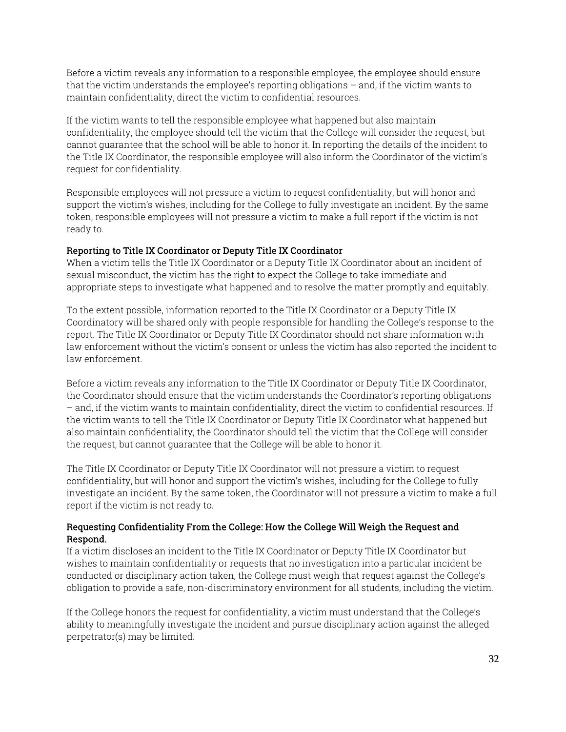Before a victim reveals any information to a responsible employee, the employee should ensure that the victim understands the employee's reporting obligations – and, if the victim wants to maintain confidentiality, direct the victim to confidential resources.

If the victim wants to tell the responsible employee what happened but also maintain confidentiality, the employee should tell the victim that the College will consider the request, but cannot guarantee that the school will be able to honor it. In reporting the details of the incident to the Title IX Coordinator, the responsible employee will also inform the Coordinator of the victim's request for confidentiality.

Responsible employees will not pressure a victim to request confidentiality, but will honor and support the victim's wishes, including for the College to fully investigate an incident. By the same token, responsible employees will not pressure a victim to make a full report if the victim is not ready to.

**Reporting to Title IX Coordinator or Deputy Title IX Coordinator**

When a victim tells the Title IX Coordinator or a Deputy Title IX Coordinator about an incident of sexual misconduct, the victim has the right to expect the College to take immediate and appropriate steps to investigate what happened and to resolve the matter promptly and equitably.

To the extent possible, information reported to the Title IX Coordinator or a Deputy Title IX Coordinatory will be shared only with people responsible for handling the College's response to the report. The Title IX Coordinator or Deputy Title IX Coordinator should not share information with law enforcement without the victim's consent or unless the victim has also reported the incident to law enforcement.

Before a victim reveals any information to the Title IX Coordinator or Deputy Title IX Coordinator, the Coordinator should ensure that the victim understands the Coordinator's reporting obligations – and, if the victim wants to maintain confidentiality, direct the victim to confidential resources. If the victim wants to tell the Title IX Coordinator or Deputy Title IX Coordinator what happened but also maintain confidentiality, the Coordinator should tell the victim that the College will consider the request, but cannot guarantee that the College will be able to honor it.

The Title IX Coordinator or Deputy Title IX Coordinator will not pressure a victim to request confidentiality, but will honor and support the victim's wishes, including for the College to fully investigate an incident. By the same token, the Coordinator will not pressure a victim to make a full report if the victim is not ready to.

**Requesting Confidentiality From the College: How the College Will Weigh the Request and Respond.**

If a victim discloses an incident to the Title IX Coordinator or Deputy Title IX Coordinator but wishes to maintain confidentiality or requests that no investigation into a particular incident be conducted or disciplinary action taken, the College must weigh that request against the College's obligation to provide a safe, non-discriminatory environment for all students, including the victim.

If the College honors the request for confidentiality, a victim must understand that the College's ability to meaningfully investigate the incident and pursue disciplinary action against the alleged perpetrator(s) may be limited.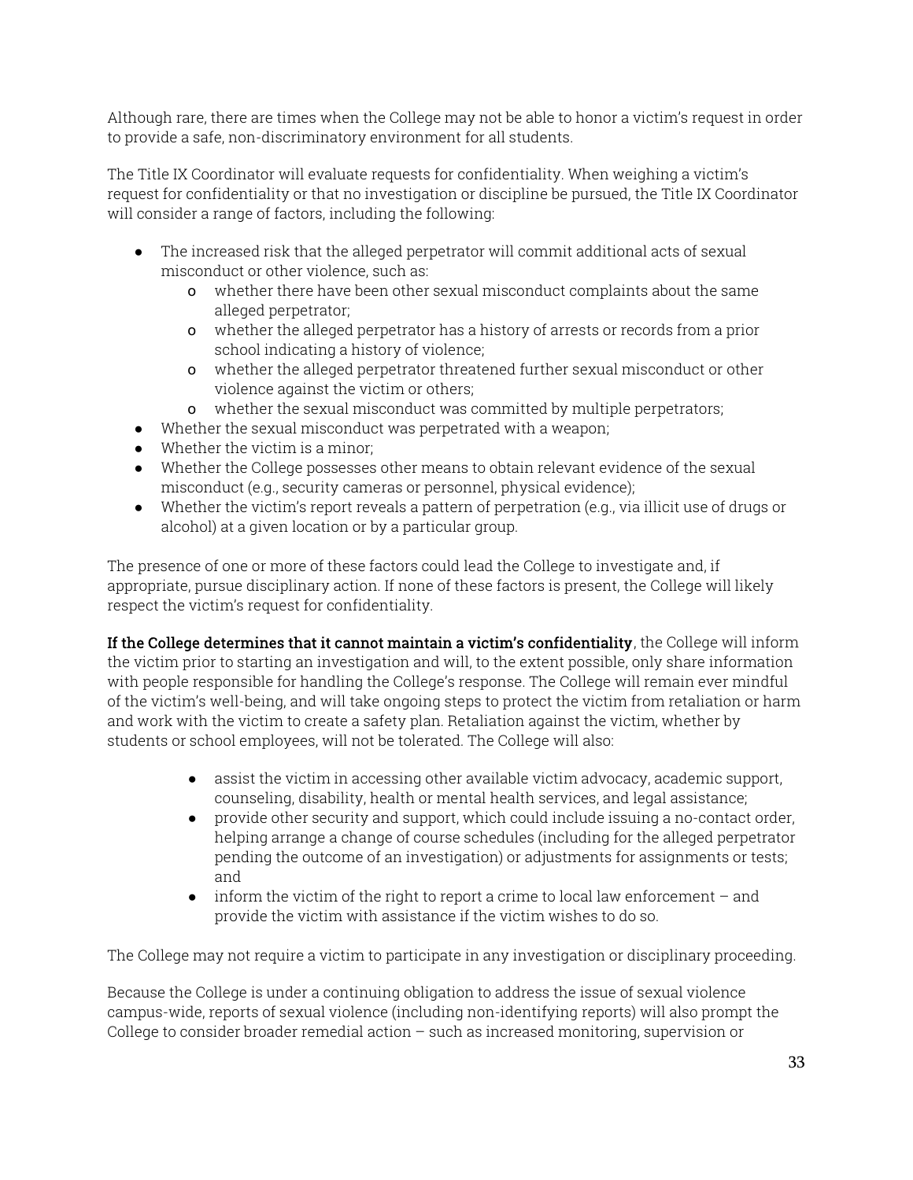Although rare, there are times when the College may not be able to honor a victim's request in order to provide a safe, non-discriminatory environment for all students.

The Title IX Coordinator will evaluate requests for confidentiality. When weighing a victim's request for confidentiality or that no investigation or discipline be pursued, the Title IX Coordinator will consider a range of factors, including the following:

- The increased risk that the alleged perpetrator will commit additional acts of sexual misconduct or other violence, such as:
  - whether there have been other sexual misconduct complaints about the same alleged perpetrator;
  - whether the alleged perpetrator has a history of arrests or records from a prior school indicating a history of violence;
  - whether the alleged perpetrator threatened further sexual misconduct or other violence against the victim or others;
  - whether the sexual misconduct was committed by multiple perpetrators;
- Whether the sexual misconduct was perpetrated with a weapon;
- Whether the victim is a minor;
- Whether the College possesses other means to obtain relevant evidence of the sexual misconduct (e.g., security cameras or personnel, physical evidence);
- Whether the victim's report reveals a pattern of perpetration (e.g., via illicit use of drugs or alcohol) at a given location or by a particular group.

The presence of one or more of these factors could lead the College to investigate and, if appropriate, pursue disciplinary action. If none of these factors is present, the College will likely respect the victim's request for confidentiality.

**If the College determines that it cannot maintain a victim's confidentiality**, the College will inform the victim prior to starting an investigation and will, to the extent possible, only share information with people responsible for handling the College's response. The College will remain ever mindful of the victim's well-being, and will take ongoing steps to protect the victim from retaliation or harm and work with the victim to create a safety plan. Retaliation against the victim, whether by students or school employees, will not be tolerated. The College will also:

- assist the victim in accessing other available victim advocacy, academic support, counseling, disability, health or mental health services, and legal assistance;
- provide other security and support, which could include issuing a no-contact order, helping arrange a change of course schedules (including for the alleged perpetrator pending the outcome of an investigation) or adjustments for assignments or tests; and
- inform the victim of the right to report a crime to local law enforcement – and provide the victim with assistance if the victim wishes to do so.

The College may not require a victim to participate in any investigation or disciplinary proceeding.

Because the College is under a continuing obligation to address the issue of sexual violence campus-wide, reports of sexual violence (including non-identifying reports) will also prompt the College to consider broader remedial action – such as increased monitoring, supervision or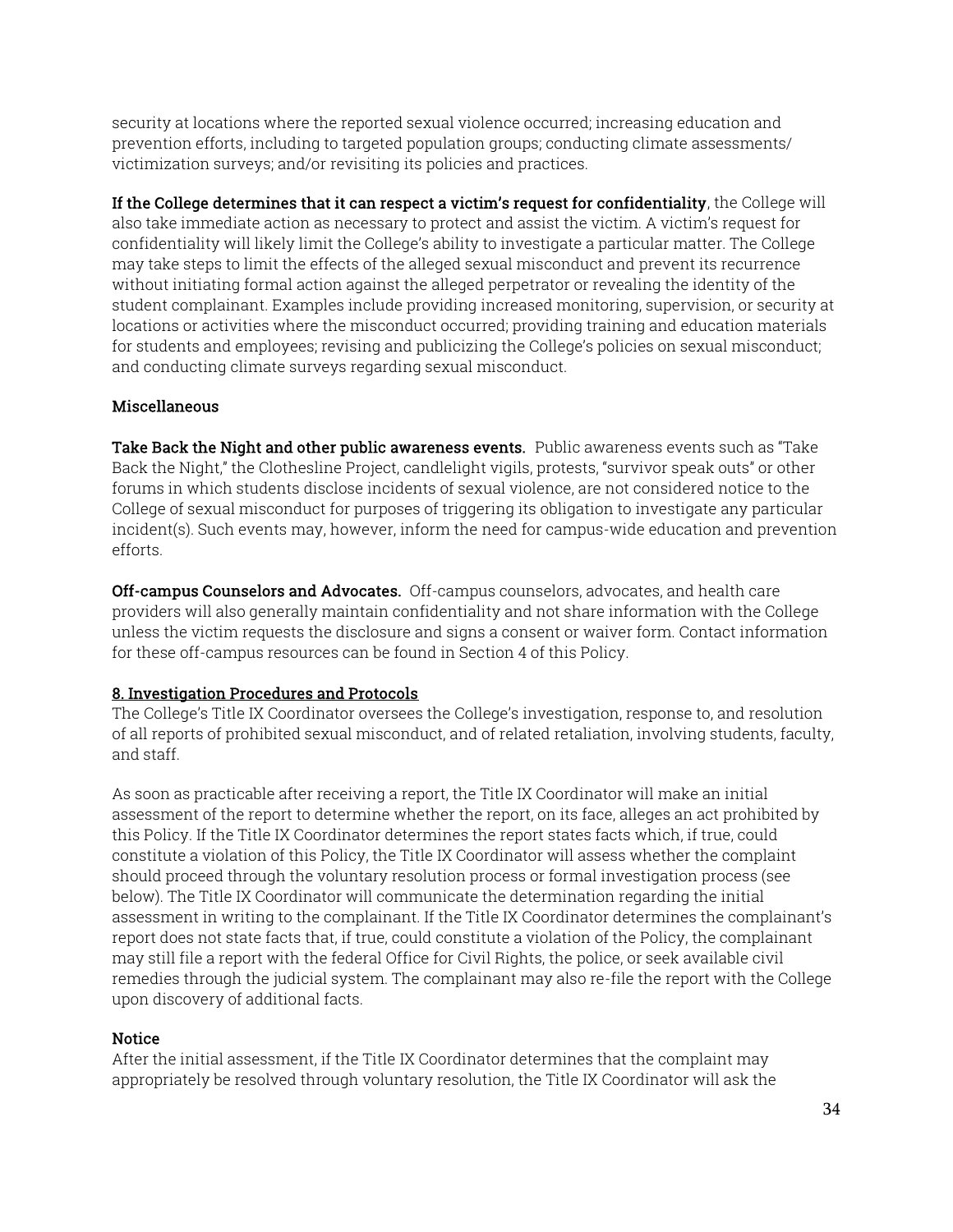security at locations where the reported sexual violence occurred; increasing education and prevention efforts, including to targeted population groups; conducting climate assessments/ victimization surveys; and/or revisiting its policies and practices.

**If the College determines that it can respect a victim's request for confidentiality**, the College will also take immediate action as necessary to protect and assist the victim. A victim's request for confidentiality will likely limit the College's ability to investigate a particular matter. The College may take steps to limit the effects of the alleged sexual misconduct and prevent its recurrence without initiating formal action against the alleged perpetrator or revealing the identity of the student complainant. Examples include providing increased monitoring, supervision, or security at locations or activities where the misconduct occurred; providing training and education materials for students and employees; revising and publicizing the College's policies on sexual misconduct; and conducting climate surveys regarding sexual misconduct.

**Miscellaneous**

**Take Back the Night and other public awareness events.** Public awareness events such as "Take Back the Night," the Clothesline Project, candlelight vigils, protests, "survivor speak outs" or other forums in which students disclose incidents of sexual violence, are not considered notice to the College of sexual misconduct for purposes of triggering its obligation to investigate any particular incident(s). Such events may, however, inform the need for campus-wide education and prevention efforts.

**Off-campus Counselors and Advocates.** Off-campus counselors, advocates, and health care providers will also generally maintain confidentiality and not share information with the College unless the victim requests the disclosure and signs a consent or waiver form. Contact information for these off-campus resources can be found in Section 4 of this Policy.

## 8. Investigation Procedures and Protocols

The College's Title IX Coordinator oversees the College's investigation, response to, and resolution of all reports of prohibited sexual misconduct, and of related retaliation, involving students, faculty, and staff.

As soon as practicable after receiving a report, the Title IX Coordinator will make an initial assessment of the report to determine whether the report, on its face, alleges an act prohibited by this Policy. If the Title IX Coordinator determines the report states facts which, if true, could constitute a violation of this Policy, the Title IX Coordinator will assess whether the complaint should proceed through the voluntary resolution process or formal investigation process (see below). The Title IX Coordinator will communicate the determination regarding the initial assessment in writing to the complainant. If the Title IX Coordinator determines the complainant's report does not state facts that, if true, could constitute a violation of the Policy, the complainant may still file a report with the federal Office for Civil Rights, the police, or seek available civil remedies through the judicial system. The complainant may also re-file the report with the College upon discovery of additional facts.

**Notice**

After the initial assessment, if the Title IX Coordinator determines that the complaint may appropriately be resolved through voluntary resolution, the Title IX Coordinator will ask the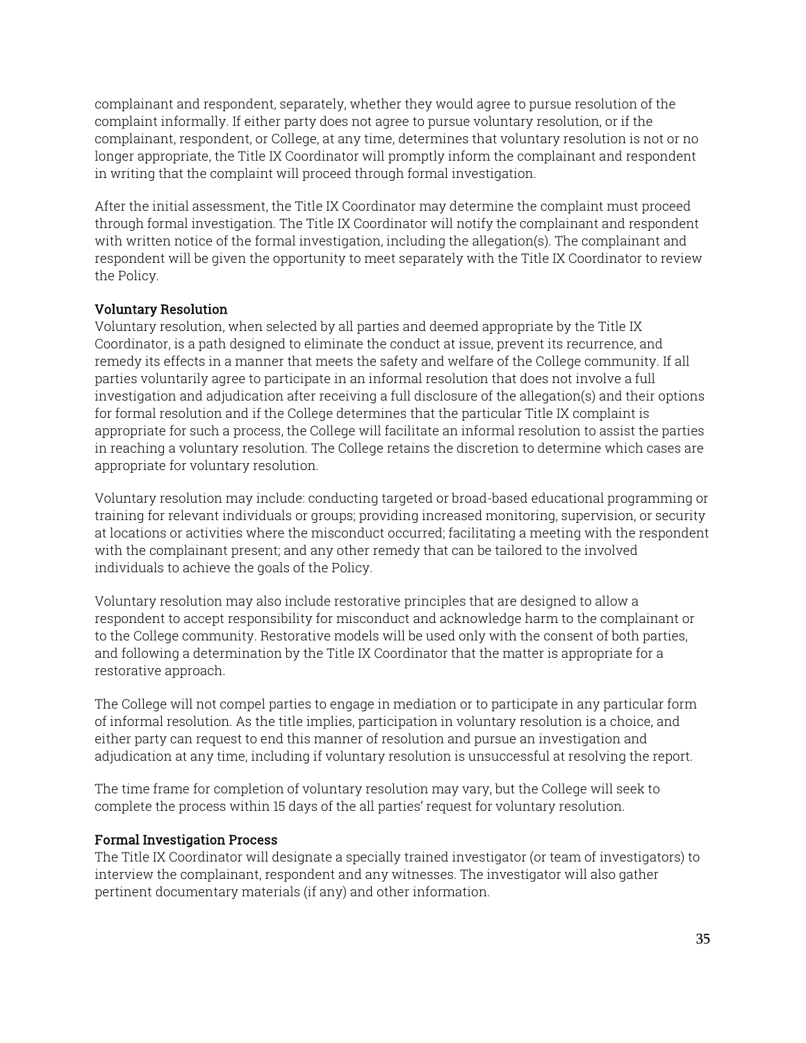complainant and respondent, separately, whether they would agree to pursue resolution of the complaint informally. If either party does not agree to pursue voluntary resolution, or if the complainant, respondent, or College, at any time, determines that voluntary resolution is not or no longer appropriate, the Title IX Coordinator will promptly inform the complainant and respondent in writing that the complaint will proceed through formal investigation.

After the initial assessment, the Title IX Coordinator may determine the complaint must proceed through formal investigation. The Title IX Coordinator will notify the complainant and respondent with written notice of the formal investigation, including the allegation(s). The complainant and respondent will be given the opportunity to meet separately with the Title IX Coordinator to review the Policy.

**Voluntary Resolution**

Voluntary resolution, when selected by all parties and deemed appropriate by the Title IX Coordinator, is a path designed to eliminate the conduct at issue, prevent its recurrence, and remedy its effects in a manner that meets the safety and welfare of the College community. If all parties voluntarily agree to participate in an informal resolution that does not involve a full investigation and adjudication after receiving a full disclosure of the allegation(s) and their options for formal resolution and if the College determines that the particular Title IX complaint is appropriate for such a process, the College will facilitate an informal resolution to assist the parties in reaching a voluntary resolution. The College retains the discretion to determine which cases are appropriate for voluntary resolution.

Voluntary resolution may include: conducting targeted or broad-based educational programming or training for relevant individuals or groups; providing increased monitoring, supervision, or security at locations or activities where the misconduct occurred; facilitating a meeting with the respondent with the complainant present; and any other remedy that can be tailored to the involved individuals to achieve the goals of the Policy.

Voluntary resolution may also include restorative principles that are designed to allow a respondent to accept responsibility for misconduct and acknowledge harm to the complainant or to the College community. Restorative models will be used only with the consent of both parties, and following a determination by the Title IX Coordinator that the matter is appropriate for a restorative approach.

The College will not compel parties to engage in mediation or to participate in any particular form of informal resolution. As the title implies, participation in voluntary resolution is a choice, and either party can request to end this manner of resolution and pursue an investigation and adjudication at any time, including if voluntary resolution is unsuccessful at resolving the report.

The time frame for completion of voluntary resolution may vary, but the College will seek to complete the process within 15 days of the all parties' request for voluntary resolution.

**Formal Investigation Process**

The Title IX Coordinator will designate a specially trained investigator (or team of investigators) to interview the complainant, respondent and any witnesses. The investigator will also gather pertinent documentary materials (if any) and other information.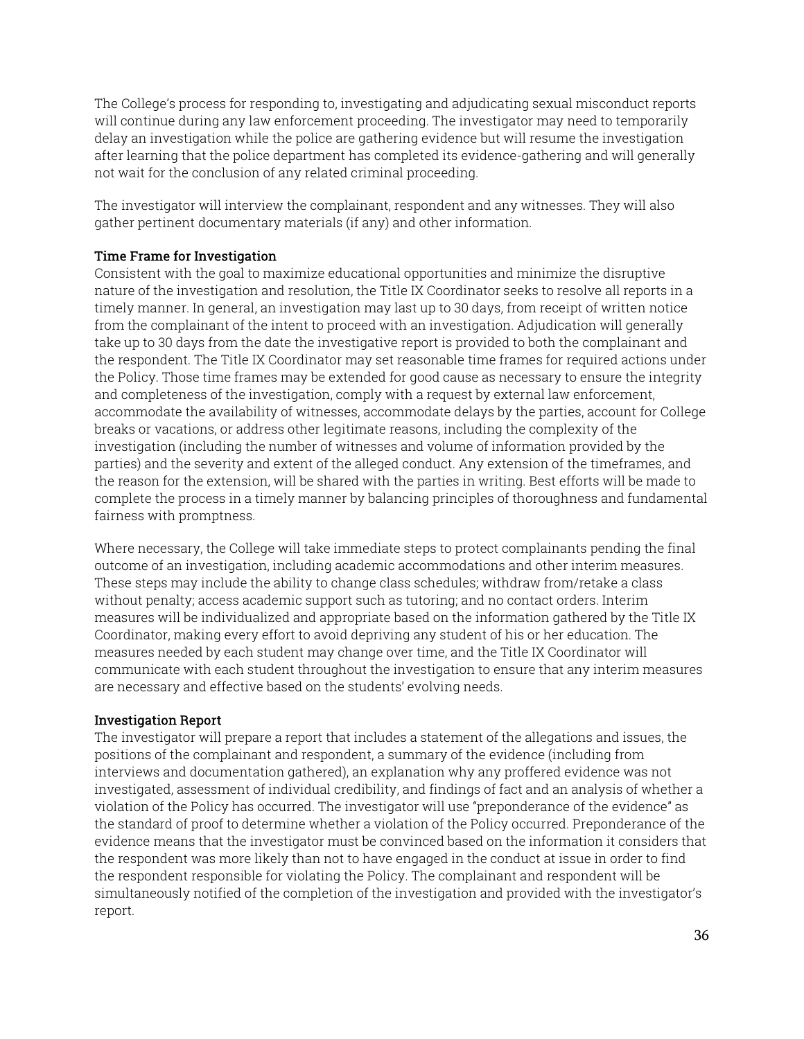The College's process for responding to, investigating and adjudicating sexual misconduct reports will continue during any law enforcement proceeding. The investigator may need to temporarily delay an investigation while the police are gathering evidence but will resume the investigation after learning that the police department has completed its evidence-gathering and will generally not wait for the conclusion of any related criminal proceeding.

The investigator will interview the complainant, respondent and any witnesses. They will also gather pertinent documentary materials (if any) and other information.

**Time Frame for Investigation**

Consistent with the goal to maximize educational opportunities and minimize the disruptive nature of the investigation and resolution, the Title IX Coordinator seeks to resolve all reports in a timely manner. In general, an investigation may last up to 30 days, from receipt of written notice from the complainant of the intent to proceed with an investigation. Adjudication will generally take up to 30 days from the date the investigative report is provided to both the complainant and the respondent. The Title IX Coordinator may set reasonable time frames for required actions under the Policy. Those time frames may be extended for good cause as necessary to ensure the integrity and completeness of the investigation, comply with a request by external law enforcement, accommodate the availability of witnesses, accommodate delays by the parties, account for College breaks or vacations, or address other legitimate reasons, including the complexity of the investigation (including the number of witnesses and volume of information provided by the parties) and the severity and extent of the alleged conduct. Any extension of the timeframes, and the reason for the extension, will be shared with the parties in writing. Best efforts will be made to complete the process in a timely manner by balancing principles of thoroughness and fundamental fairness with promptness.

Where necessary, the College will take immediate steps to protect complainants pending the final outcome of an investigation, including academic accommodations and other interim measures. These steps may include the ability to change class schedules; withdraw from/retake a class without penalty; access academic support such as tutoring; and no contact orders. Interim measures will be individualized and appropriate based on the information gathered by the Title IX Coordinator, making every effort to avoid depriving any student of his or her education. The measures needed by each student may change over time, and the Title IX Coordinator will communicate with each student throughout the investigation to ensure that any interim measures are necessary and effective based on the students' evolving needs.

**Investigation Report**

The investigator will prepare a report that includes a statement of the allegations and issues, the positions of the complainant and respondent, a summary of the evidence (including from interviews and documentation gathered), an explanation why any proffered evidence was not investigated, assessment of individual credibility, and findings of fact and an analysis of whether a violation of the Policy has occurred. The investigator will use "preponderance of the evidence" as the standard of proof to determine whether a violation of the Policy occurred. Preponderance of the evidence means that the investigator must be convinced based on the information it considers that the respondent was more likely than not to have engaged in the conduct at issue in order to find the respondent responsible for violating the Policy. The complainant and respondent will be simultaneously notified of the completion of the investigation and provided with the investigator's report.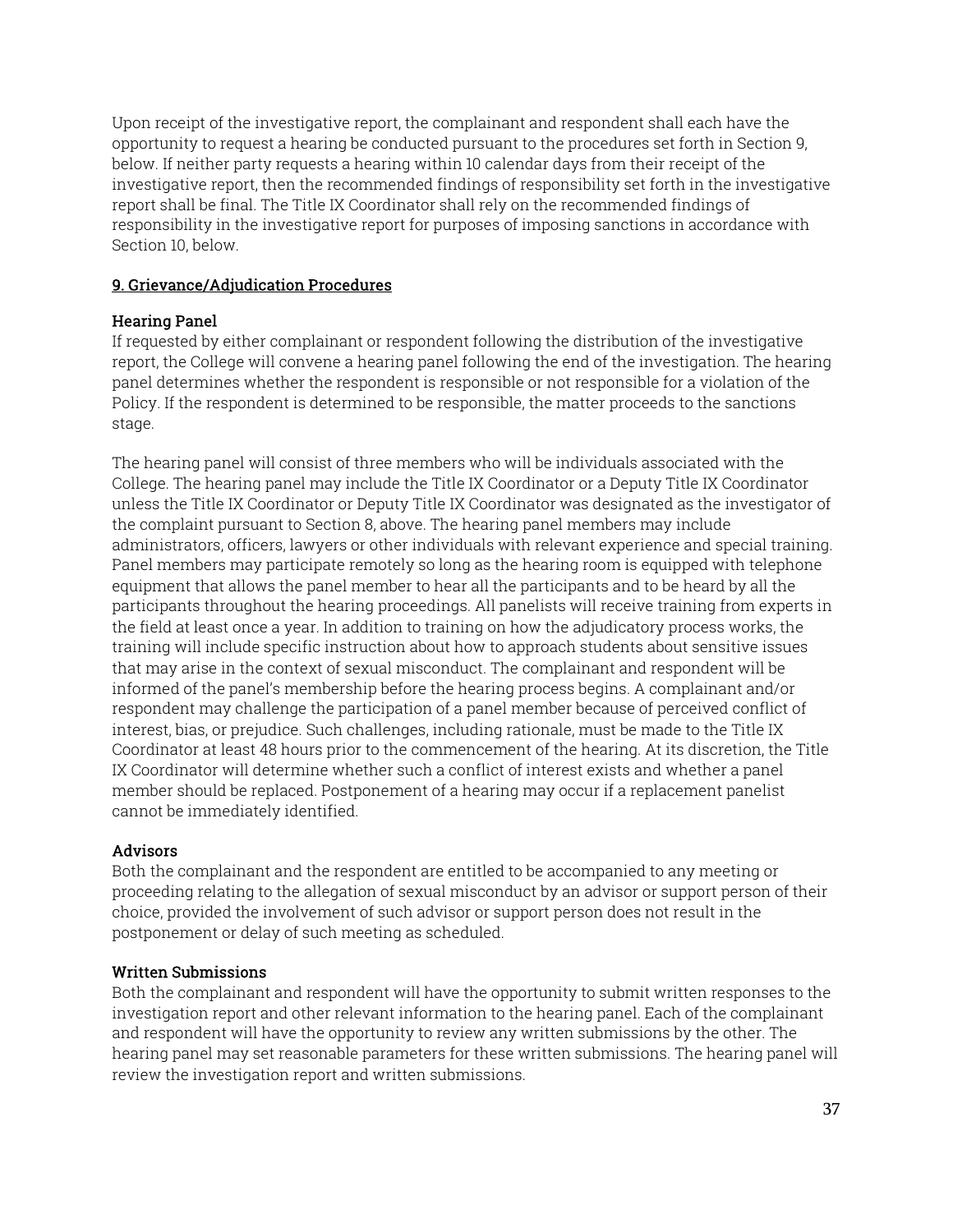Upon receipt of the investigative report, the complainant and respondent shall each have the opportunity to request a hearing be conducted pursuant to the procedures set forth in Section 9, below. If neither party requests a hearing within 10 calendar days from their receipt of the investigative report, then the recommended findings of responsibility set forth in the investigative report shall be final. The Title IX Coordinator shall rely on the recommended findings of responsibility in the investigative report for purposes of imposing sanctions in accordance with Section 10, below.

## 9. Grievance/Adjudication Procedures

### Hearing Panel

If requested by either complainant or respondent following the distribution of the investigative report, the College will convene a hearing panel following the end of the investigation. The hearing panel determines whether the respondent is responsible or not responsible for a violation of the Policy. If the respondent is determined to be responsible, the matter proceeds to the sanctions stage.

The hearing panel will consist of three members who will be individuals associated with the College. The hearing panel may include the Title IX Coordinator or a Deputy Title IX Coordinator unless the Title IX Coordinator or Deputy Title IX Coordinator was designated as the investigator of the complaint pursuant to Section 8, above. The hearing panel members may include administrators, officers, lawyers or other individuals with relevant experience and special training. Panel members may participate remotely so long as the hearing room is equipped with telephone equipment that allows the panel member to hear all the participants and to be heard by all the participants throughout the hearing proceedings. All panelists will receive training from experts in the field at least once a year. In addition to training on how the adjudicatory process works, the training will include specific instruction about how to approach students about sensitive issues that may arise in the context of sexual misconduct. The complainant and respondent will be informed of the panel's membership before the hearing process begins. A complainant and/or respondent may challenge the participation of a panel member because of perceived conflict of interest, bias, or prejudice. Such challenges, including rationale, must be made to the Title IX Coordinator at least 48 hours prior to the commencement of the hearing. At its discretion, the Title IX Coordinator will determine whether such a conflict of interest exists and whether a panel member should be replaced. Postponement of a hearing may occur if a replacement panelist cannot be immediately identified.

### Advisors

Both the complainant and the respondent are entitled to be accompanied to any meeting or proceeding relating to the allegation of sexual misconduct by an advisor or support person of their choice, provided the involvement of such advisor or support person does not result in the postponement or delay of such meeting as scheduled.

### Written Submissions

Both the complainant and respondent will have the opportunity to submit written responses to the investigation report and other relevant information to the hearing panel. Each of the complainant and respondent will have the opportunity to review any written submissions by the other. The hearing panel may set reasonable parameters for these written submissions. The hearing panel will review the investigation report and written submissions.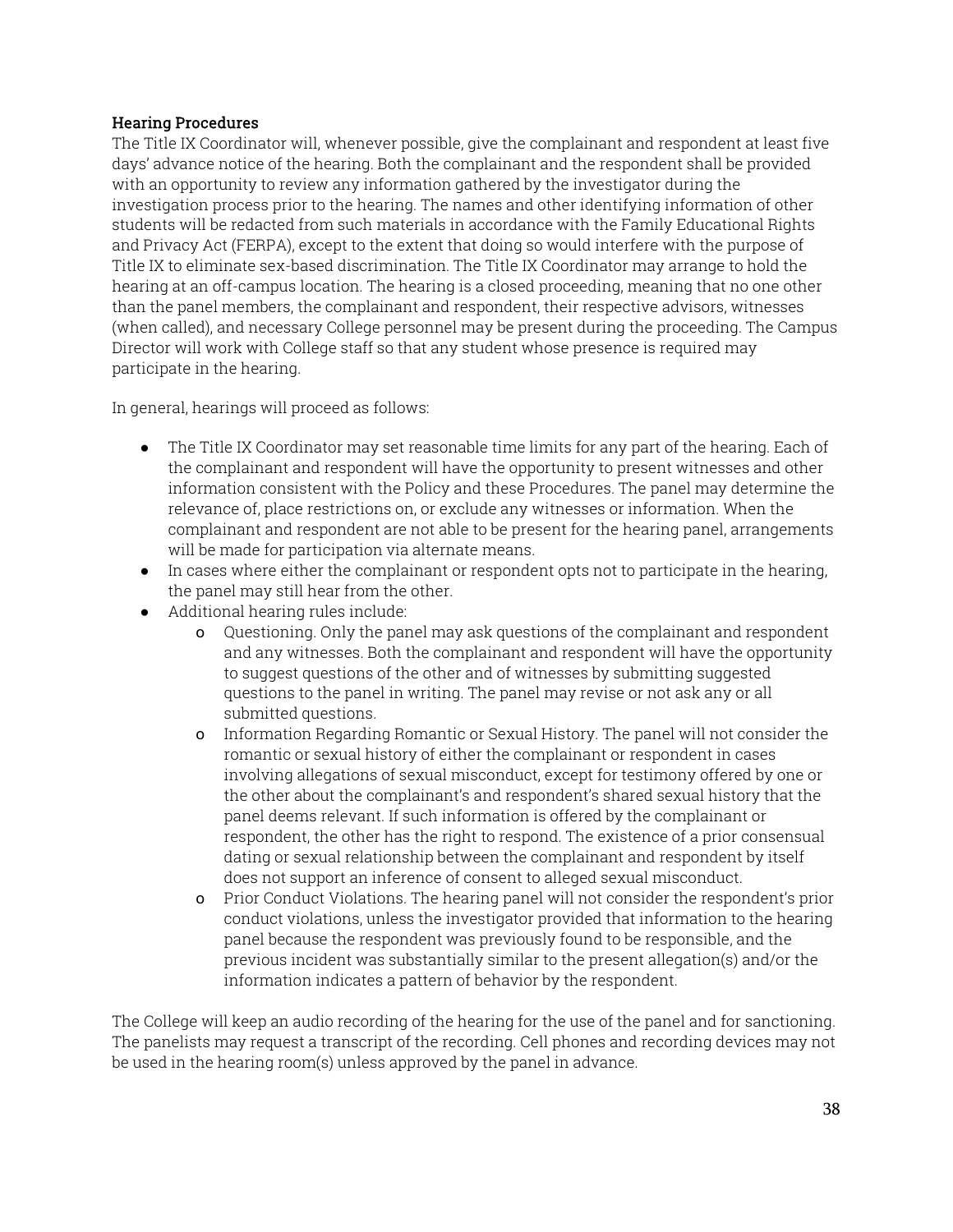**Hearing Procedures**

The Title IX Coordinator will, whenever possible, give the complainant and respondent at least five days' advance notice of the hearing. Both the complainant and the respondent shall be provided with an opportunity to review any information gathered by the investigator during the investigation process prior to the hearing. The names and other identifying information of other students will be redacted from such materials in accordance with the Family Educational Rights and Privacy Act (FERPA), except to the extent that doing so would interfere with the purpose of Title IX to eliminate sex-based discrimination. The Title IX Coordinator may arrange to hold the hearing at an off-campus location. The hearing is a closed proceeding, meaning that no one other than the panel members, the complainant and respondent, their respective advisors, witnesses (when called), and necessary College personnel may be present during the proceeding. The Campus Director will work with College staff so that any student whose presence is required may participate in the hearing.

In general, hearings will proceed as follows:

- The Title IX Coordinator may set reasonable time limits for any part of the hearing. Each of the complainant and respondent will have the opportunity to present witnesses and other information consistent with the Policy and these Procedures. The panel may determine the relevance of, place restrictions on, or exclude any witnesses or information. When the complainant and respondent are not able to be present for the hearing panel, arrangements will be made for participation via alternate means.
- In cases where either the complainant or respondent opts not to participate in the hearing, the panel may still hear from the other.
- Additional hearing rules include:
    - Questioning. Only the panel may ask questions of the complainant and respondent and any witnesses. Both the complainant and respondent will have the opportunity to suggest questions of the other and of witnesses by submitting suggested questions to the panel in writing. The panel may revise or not ask any or all submitted questions.
    - Information Regarding Romantic or Sexual History. The panel will not consider the romantic or sexual history of either the complainant or respondent in cases involving allegations of sexual misconduct, except for testimony offered by one or the other about the complainant's and respondent's shared sexual history that the panel deems relevant. If such information is offered by the complainant or respondent, the other has the right to respond. The existence of a prior consensual dating or sexual relationship between the complainant and respondent by itself does not support an inference of consent to alleged sexual misconduct.
    - Prior Conduct Violations. The hearing panel will not consider the respondent's prior conduct violations, unless the investigator provided that information to the hearing panel because the respondent was previously found to be responsible, and the previous incident was substantially similar to the present allegation(s) and/or the information indicates a pattern of behavior by the respondent.

The College will keep an audio recording of the hearing for the use of the panel and for sanctioning. The panelists may request a transcript of the recording. Cell phones and recording devices may not be used in the hearing room(s) unless approved by the panel in advance.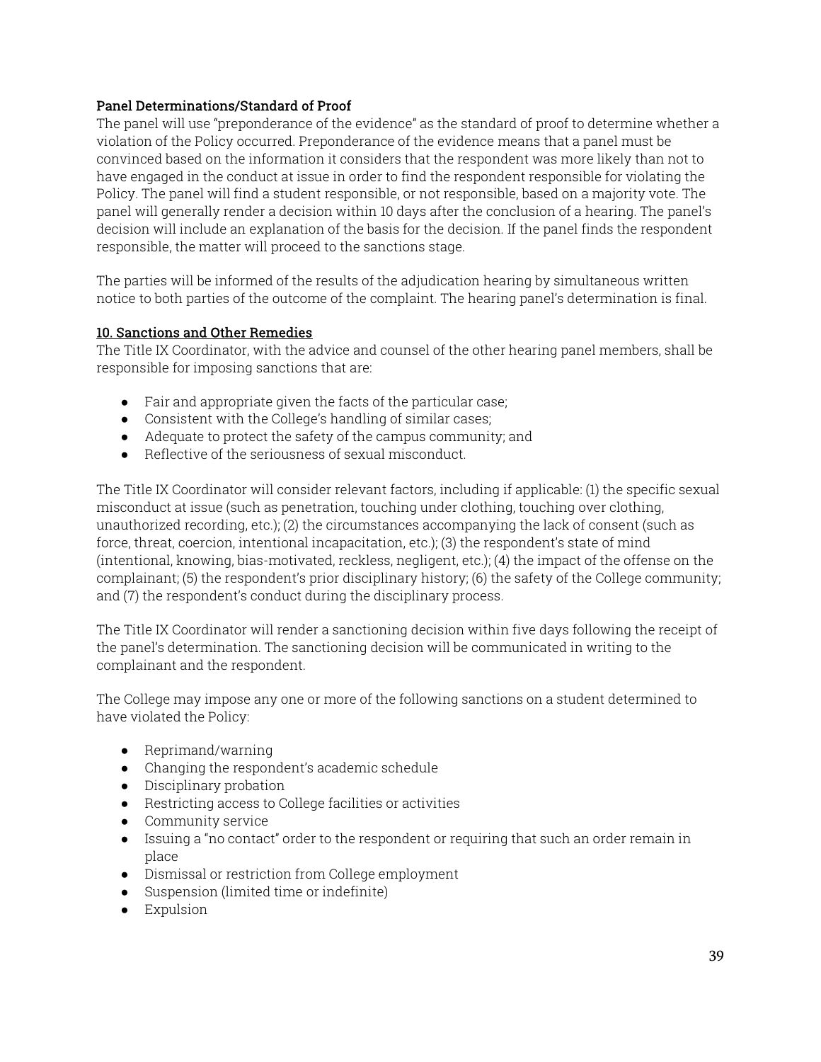**Panel Determinations/Standard of Proof**

The panel will use "preponderance of the evidence" as the standard of proof to determine whether a violation of the Policy occurred. Preponderance of the evidence means that a panel must be convinced based on the information it considers that the respondent was more likely than not to have engaged in the conduct at issue in order to find the respondent responsible for violating the Policy. The panel will find a student responsible, or not responsible, based on a majority vote. The panel will generally render a decision within 10 days after the conclusion of a hearing. The panel's decision will include an explanation of the basis for the decision. If the panel finds the respondent responsible, the matter will proceed to the sanctions stage.

The parties will be informed of the results of the adjudication hearing by simultaneous written notice to both parties of the outcome of the complaint. The hearing panel's determination is final.

**10. Sanctions and Other Remedies**

The Title IX Coordinator, with the advice and counsel of the other hearing panel members, shall be responsible for imposing sanctions that are:

- Fair and appropriate given the facts of the particular case;
- Consistent with the College's handling of similar cases;
- Adequate to protect the safety of the campus community; and
- Reflective of the seriousness of sexual misconduct.

The Title IX Coordinator will consider relevant factors, including if applicable: (1) the specific sexual misconduct at issue (such as penetration, touching under clothing, touching over clothing, unauthorized recording, etc.); (2) the circumstances accompanying the lack of consent (such as force, threat, coercion, intentional incapacitation, etc.); (3) the respondent's state of mind (intentional, knowing, bias-motivated, reckless, negligent, etc.); (4) the impact of the offense on the complainant; (5) the respondent's prior disciplinary history; (6) the safety of the College community; and (7) the respondent's conduct during the disciplinary process.

The Title IX Coordinator will render a sanctioning decision within five days following the receipt of the panel's determination. The sanctioning decision will be communicated in writing to the complainant and the respondent.

The College may impose any one or more of the following sanctions on a student determined to have violated the Policy:

- Reprimand/warning
- Changing the respondent's academic schedule
- Disciplinary probation
- Restricting access to College facilities or activities
- Community service
- Issuing a "no contact" order to the respondent or requiring that such an order remain in place
- Dismissal or restriction from College employment
- Suspension (limited time or indefinite)
- Expulsion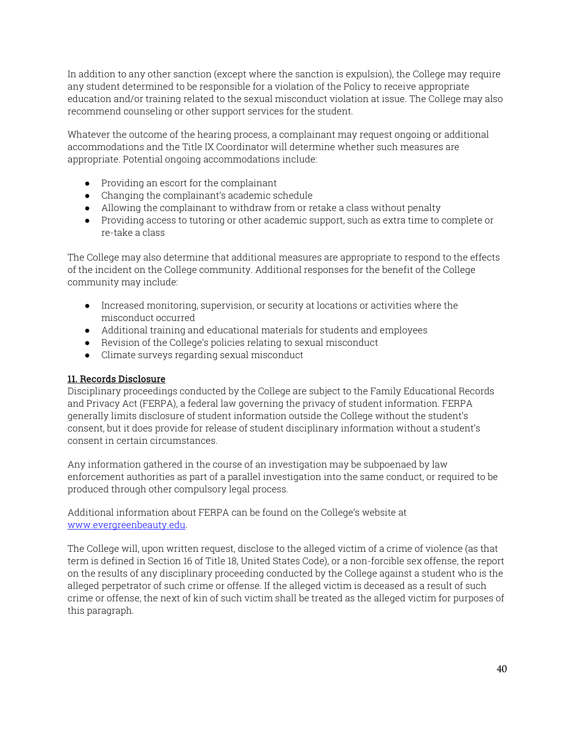In addition to any other sanction (except where the sanction is expulsion), the College may require any student determined to be responsible for a violation of the Policy to receive appropriate education and/or training related to the sexual misconduct violation at issue. The College may also recommend counseling or other support services for the student.

Whatever the outcome of the hearing process, a complainant may request ongoing or additional accommodations and the Title IX Coordinator will determine whether such measures are appropriate. Potential ongoing accommodations include:

- Providing an escort for the complainant
- Changing the complainant's academic schedule
- Allowing the complainant to withdraw from or retake a class without penalty
- Providing access to tutoring or other academic support, such as extra time to complete or re-take a class

The College may also determine that additional measures are appropriate to respond to the effects of the incident on the College community. Additional responses for the benefit of the College community may include:

- Increased monitoring, supervision, or security at locations or activities where the misconduct occurred
- Additional training and educational materials for students and employees
- Revision of the College's policies relating to sexual misconduct
- Climate surveys regarding sexual misconduct

### 11. Records Disclosure

Disciplinary proceedings conducted by the College are subject to the Family Educational Records and Privacy Act (FERPA), a federal law governing the privacy of student information. FERPA generally limits disclosure of student information outside the College without the student's consent, but it does provide for release of student disciplinary information without a student's consent in certain circumstances.

Any information gathered in the course of an investigation may be subpoenaed by law enforcement authorities as part of a parallel investigation into the same conduct, or required to be produced through other compulsory legal process.

Additional information about FERPA can be found on the College's website at [www.evergreenbeauty.edu](www.evergreenbeauty.edu).

The College will, upon written request, disclose to the alleged victim of a crime of violence (as that term is defined in Section 16 of Title 18, United States Code), or a non-forcible sex offense, the report on the results of any disciplinary proceeding conducted by the College against a student who is the alleged perpetrator of such crime or offense. If the alleged victim is deceased as a result of such crime or offense, the next of kin of such victim shall be treated as the alleged victim for purposes of this paragraph.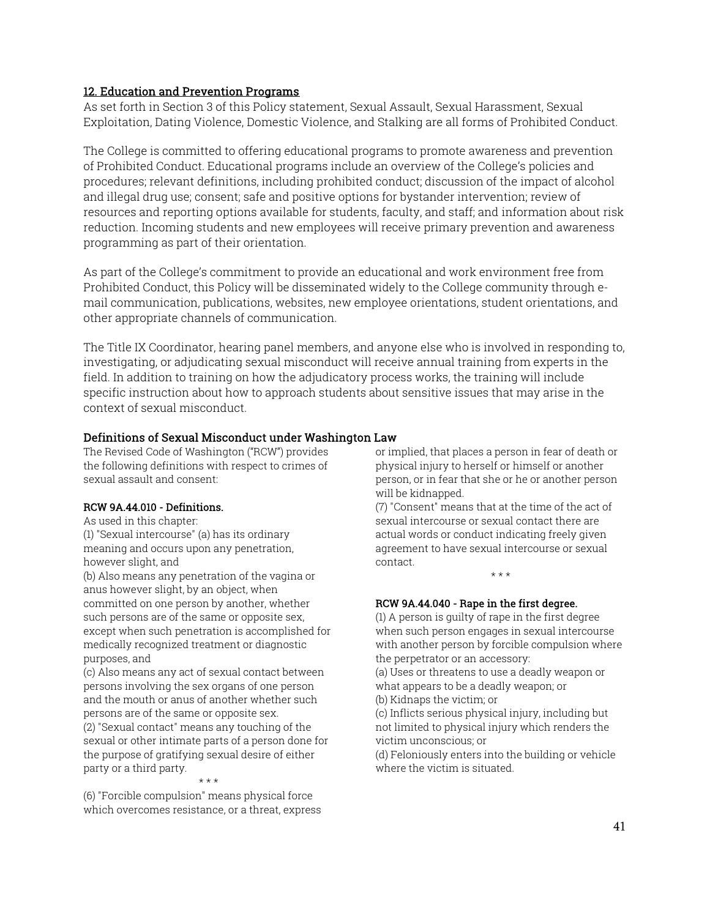## 12. Education and Prevention Programs

As set forth in Section 3 of this Policy statement, Sexual Assault, Sexual Harassment, Sexual Exploitation, Dating Violence, Domestic Violence, and Stalking are all forms of Prohibited Conduct.

The College is committed to offering educational programs to promote awareness and prevention of Prohibited Conduct. Educational programs include an overview of the College's policies and procedures; relevant definitions, including prohibited conduct; discussion of the impact of alcohol and illegal drug use; consent; safe and positive options for bystander intervention; review of resources and reporting options available for students, faculty, and staff; and information about risk reduction. Incoming students and new employees will receive primary prevention and awareness programming as part of their orientation.

As part of the College's commitment to provide an educational and work environment free from Prohibited Conduct, this Policy will be disseminated widely to the College community through e-mail communication, publications, websites, new employee orientations, student orientations, and other appropriate channels of communication.

The Title IX Coordinator, hearing panel members, and anyone else who is involved in responding to, investigating, or adjudicating sexual misconduct will receive annual training from experts in the field. In addition to training on how the adjudicatory process works, the training will include specific instruction about how to approach students about sensitive issues that may arise in the context of sexual misconduct.

### Definitions of Sexual Misconduct under Washington Law

The Revised Code of Washington ("RCW") provides the following definitions with respect to crimes of sexual assault and consent:

**RCW 9A.44.010 - Definitions.**

As used in this chapter:

(1) "Sexual intercourse" (a) has its ordinary meaning and occurs upon any penetration, however slight, and

(b) Also means any penetration of the vagina or anus however slight, by an object, when committed on one person by another, whether such persons are of the same or opposite sex, except when such penetration is accomplished for medically recognized treatment or diagnostic purposes, and

(c) Also means any act of sexual contact between persons involving the sex organs of one person and the mouth or anus of another whether such persons are of the same or opposite sex.

(2) "Sexual contact" means any touching of the sexual or other intimate parts of a person done for the purpose of gratifying sexual desire of either party or a third party.

\* \* \*

(6) "Forcible compulsion" means physical force which overcomes resistance, or a threat, express or implied, that places a person in fear of death or physical injury to herself or himself or another person, or in fear that she or he or another person will be kidnapped.

(7) "Consent" means that at the time of the act of sexual intercourse or sexual contact there are actual words or conduct indicating freely given agreement to have sexual intercourse or sexual contact.

\* \* \*

**RCW 9A.44.040 - Rape in the first degree.**

(1) A person is guilty of rape in the first degree when such person engages in sexual intercourse with another person by forcible compulsion where the perpetrator or an accessory:

(a) Uses or threatens to use a deadly weapon or what appears to be a deadly weapon; or

(b) Kidnaps the victim; or

(c) Inflicts serious physical injury, including but not limited to physical injury which renders the victim unconscious; or

(d) Feloniously enters into the building or vehicle where the victim is situated.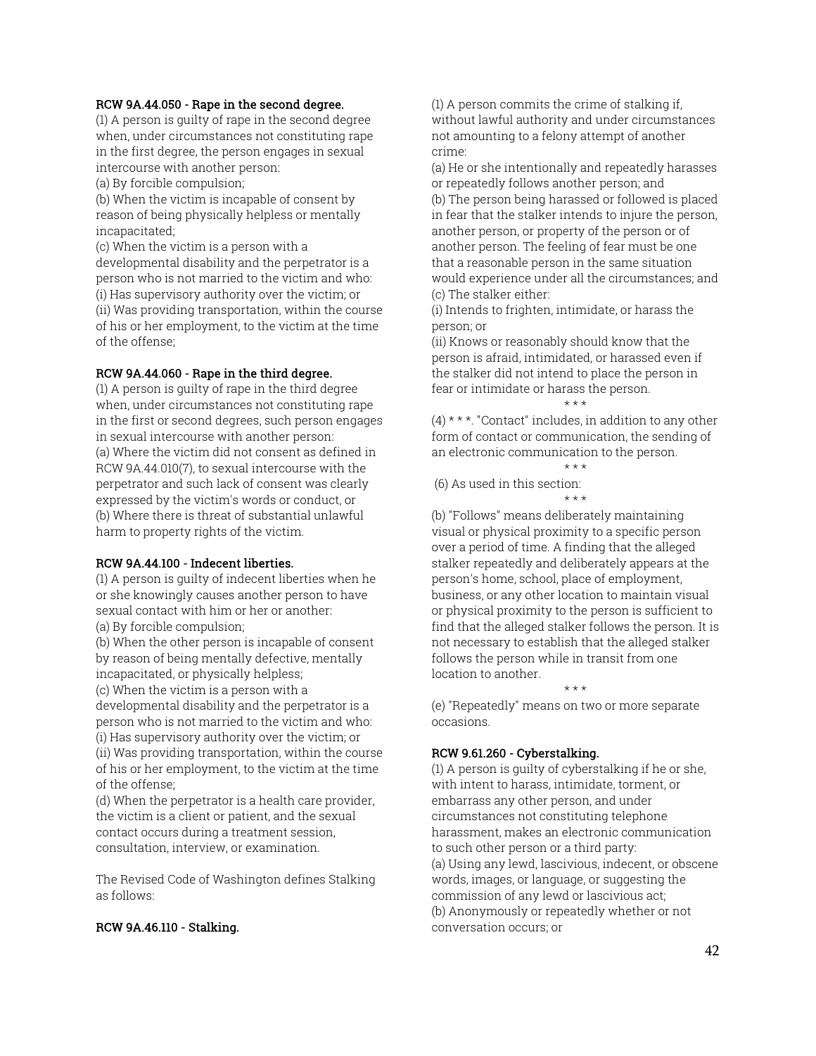**RCW 9A.44.050 - Rape in the second degree.**

(1) A person is guilty of rape in the second degree when, under circumstances not constituting rape in the first degree, the person engages in sexual intercourse with another person:

(a) By forcible compulsion;

(b) When the victim is incapable of consent by reason of being physically helpless or mentally incapacitated;

(c) When the victim is a person with a developmental disability and the perpetrator is a person who is not married to the victim and who:

(i) Has supervisory authority over the victim; or

(ii) Was providing transportation, within the course of his or her employment, to the victim at the time of the offense;

**RCW 9A.44.060 - Rape in the third degree.**

(1) A person is guilty of rape in the third degree when, under circumstances not constituting rape in the first or second degrees, such person engages in sexual intercourse with another person:

(a) Where the victim did not consent as defined in RCW 9A.44.010(7), to sexual intercourse with the perpetrator and such lack of consent was clearly expressed by the victim's words or conduct, or

(b) Where there is threat of substantial unlawful harm to property rights of the victim.

**RCW 9A.44.100 - Indecent liberties.**

(1) A person is guilty of indecent liberties when he or she knowingly causes another person to have sexual contact with him or her or another:

(a) By forcible compulsion;

(b) When the other person is incapable of consent by reason of being mentally defective, mentally incapacitated, or physically helpless;

(c) When the victim is a person with a developmental disability and the perpetrator is a person who is not married to the victim and who:

(i) Has supervisory authority over the victim; or

(ii) Was providing transportation, within the course of his or her employment, to the victim at the time of the offense;

(d) When the perpetrator is a health care provider, the victim is a client or patient, and the sexual contact occurs during a treatment session, consultation, interview, or examination.

The Revised Code of Washington defines Stalking as follows:

**RCW 9A.46.110 - Stalking.**

(1) A person commits the crime of stalking if, without lawful authority and under circumstances not amounting to a felony attempt of another crime:

(a) He or she intentionally and repeatedly harasses or repeatedly follows another person; and

(b) The person being harassed or followed is placed in fear that the stalker intends to injure the person, another person, or property of the person or of another person. The feeling of fear must be one that a reasonable person in the same situation would experience under all the circumstances; and

(c) The stalker either:

(i) Intends to frighten, intimidate, or harass the person; or

(ii) Knows or reasonably should know that the person is afraid, intimidated, or harassed even if the stalker did not intend to place the person in fear or intimidate or harass the person.

* * *

(4) * * *. "Contact" includes, in addition to any other form of contact or communication, the sending of an electronic communication to the person.

* * *

(6) As used in this section:

* * *

(b) "Follows" means deliberately maintaining visual or physical proximity to a specific person over a period of time. A finding that the alleged stalker repeatedly and deliberately appears at the person's home, school, place of employment, business, or any other location to maintain visual or physical proximity to the person is sufficient to find that the alleged stalker follows the person. It is not necessary to establish that the alleged stalker follows the person while in transit from one location to another.

* * *

(e) "Repeatedly" means on two or more separate occasions.

**RCW 9.61.260 - Cyberstalking.**

(1) A person is guilty of cyberstalking if he or she, with intent to harass, intimidate, torment, or embarrass any other person, and under circumstances not constituting telephone harassment, makes an electronic communication to such other person or a third party:

(a) Using any lewd, lascivious, indecent, or obscene words, images, or language, or suggesting the commission of any lewd or lascivious act;

(b) Anonymously or repeatedly whether or not conversation occurs; or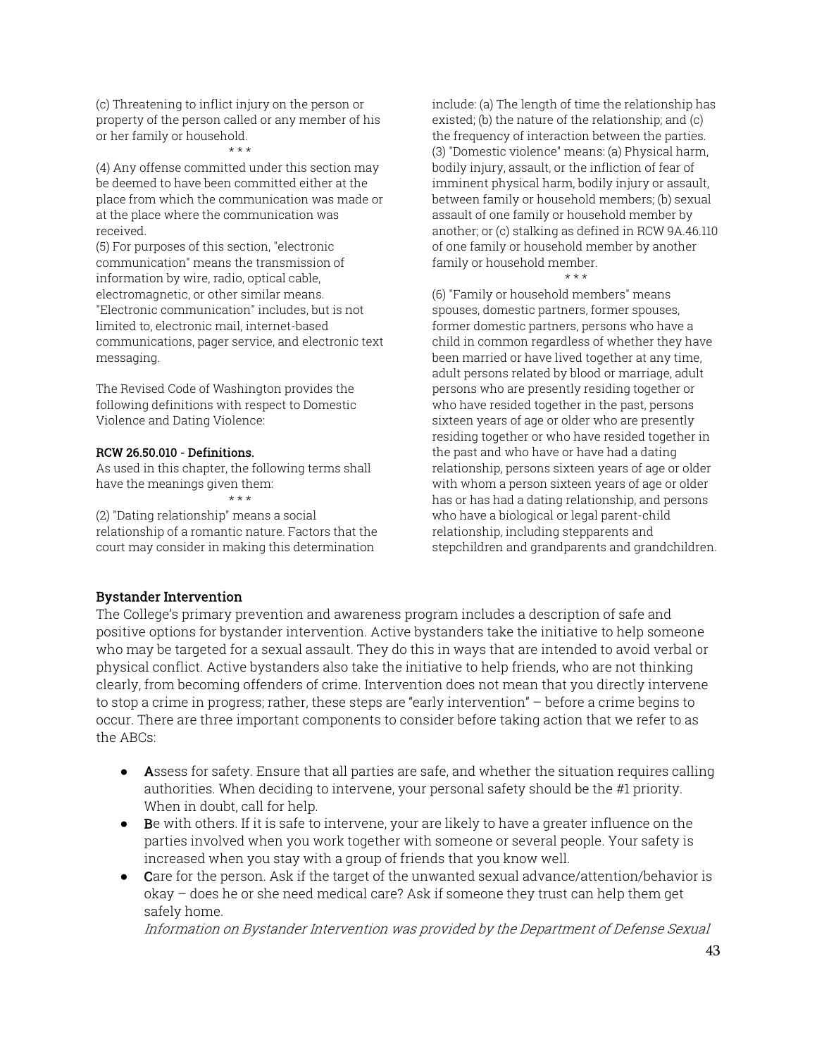(c) Threatening to inflict injury on the person or property of the person called or any member of his or her family or household.

\* \* \*

(4) Any offense committed under this section may be deemed to have been committed either at the place from which the communication was made or at the place where the communication was received.

(5) For purposes of this section, "electronic communication" means the transmission of information by wire, radio, optical cable, electromagnetic, or other similar means. "Electronic communication" includes, but is not limited to, electronic mail, internet-based communications, pager service, and electronic text messaging.

The Revised Code of Washington provides the following definitions with respect to Domestic Violence and Dating Violence:

**RCW 26.50.010 - Definitions.**

As used in this chapter, the following terms shall have the meanings given them:

\* \* \*

(2) "Dating relationship" means a social relationship of a romantic nature. Factors that the court may consider in making this determination include: (a) The length of time the relationship has existed; (b) the nature of the relationship; and (c) the frequency of interaction between the parties.

(3) "Domestic violence" means: (a) Physical harm, bodily injury, assault, or the infliction of fear of imminent physical harm, bodily injury or assault, between family or household members; (b) sexual assault of one family or household member by another; or (c) stalking as defined in RCW 9A.46.110 of one family or household member by another family or household member.

\* \* \*

(6) "Family or household members" means spouses, domestic partners, former spouses, former domestic partners, persons who have a child in common regardless of whether they have been married or have lived together at any time, adult persons related by blood or marriage, adult persons who are presently residing together or who have resided together in the past, persons sixteen years of age or older who are presently residing together or who have resided together in the past and who have or have had a dating relationship, persons sixteen years of age or older with whom a person sixteen years of age or older has or has had a dating relationship, and persons who have a biological or legal parent-child relationship, including stepparents and stepchildren and grandparents and grandchildren.

### Bystander Intervention

The College's primary prevention and awareness program includes a description of safe and positive options for bystander intervention. Active bystanders take the initiative to help someone who may be targeted for a sexual assault. They do this in ways that are intended to avoid verbal or physical conflict. Active bystanders also take the initiative to help friends, who are not thinking clearly, from becoming offenders of crime. Intervention does not mean that you directly intervene to stop a crime in progress; rather, these steps are "early intervention" – before a crime begins to occur. There are three important components to consider before taking action that we refer to as the ABCs:

- **A**ssess for safety. Ensure that all parties are safe, and whether the situation requires calling authorities. When deciding to intervene, your personal safety should be the #1 priority. When in doubt, call for help.
- **B**e with others. If it is safe to intervene, your are likely to have a greater influence on the parties involved when you work together with someone or several people. Your safety is increased when you stay with a group of friends that you know well.
- **C**are for the person. Ask if the target of the unwanted sexual advance/attention/behavior is okay – does he or she need medical care? Ask if someone they trust can help them get safely home.

  *Information on Bystander Intervention was provided by the Department of Defense Sexual*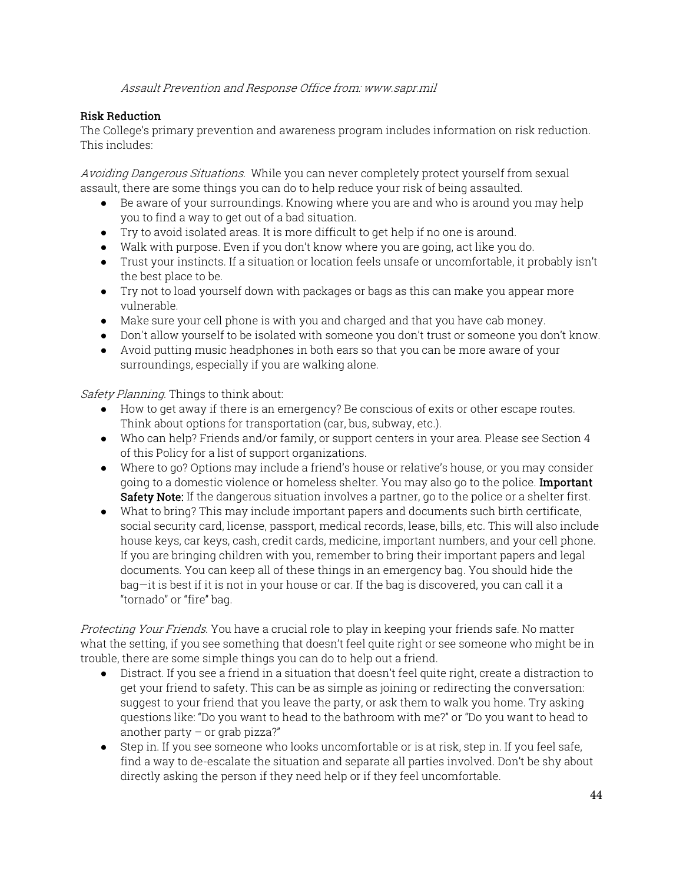*Assault Prevention and Response Office from: www.sapr.mil*

**Risk Reduction**

The College's primary prevention and awareness program includes information on risk reduction. This includes:

*Avoiding Dangerous Situations.* While you can never completely protect yourself from sexual assault, there are some things you can do to help reduce your risk of being assaulted.

- Be aware of your surroundings. Knowing where you are and who is around you may help you to find a way to get out of a bad situation.
- Try to avoid isolated areas. It is more difficult to get help if no one is around.
- Walk with purpose. Even if you don't know where you are going, act like you do.
- Trust your instincts. If a situation or location feels unsafe or uncomfortable, it probably isn't the best place to be.
- Try not to load yourself down with packages or bags as this can make you appear more vulnerable.
- Make sure your cell phone is with you and charged and that you have cab money.
- Don't allow yourself to be isolated with someone you don't trust or someone you don't know.
- Avoid putting music headphones in both ears so that you can be more aware of your surroundings, especially if you are walking alone.

*Safety Planning.* Things to think about:

- How to get away if there is an emergency? Be conscious of exits or other escape routes. Think about options for transportation (car, bus, subway, etc.).
- Who can help? Friends and/or family, or support centers in your area. Please see Section 4 of this Policy for a list of support organizations.
- Where to go? Options may include a friend's house or relative's house, or you may consider going to a domestic violence or homeless shelter. You may also go to the police. **Important Safety Note:** If the dangerous situation involves a partner, go to the police or a shelter first.
- What to bring? This may include important papers and documents such birth certificate, social security card, license, passport, medical records, lease, bills, etc. This will also include house keys, car keys, cash, credit cards, medicine, important numbers, and your cell phone. If you are bringing children with you, remember to bring their important papers and legal documents. You can keep all of these things in an emergency bag. You should hide the bag—it is best if it is not in your house or car. If the bag is discovered, you can call it a "tornado" or "fire" bag.

*Protecting Your Friends.* You have a crucial role to play in keeping your friends safe. No matter what the setting, if you see something that doesn't feel quite right or see someone who might be in trouble, there are some simple things you can do to help out a friend.

- Distract. If you see a friend in a situation that doesn't feel quite right, create a distraction to get your friend to safety. This can be as simple as joining or redirecting the conversation: suggest to your friend that you leave the party, or ask them to walk you home. Try asking questions like: "Do you want to head to the bathroom with me?" or "Do you want to head to another party – or grab pizza?"
- Step in. If you see someone who looks uncomfortable or is at risk, step in. If you feel safe, find a way to de-escalate the situation and separate all parties involved. Don't be shy about directly asking the person if they need help or if they feel uncomfortable.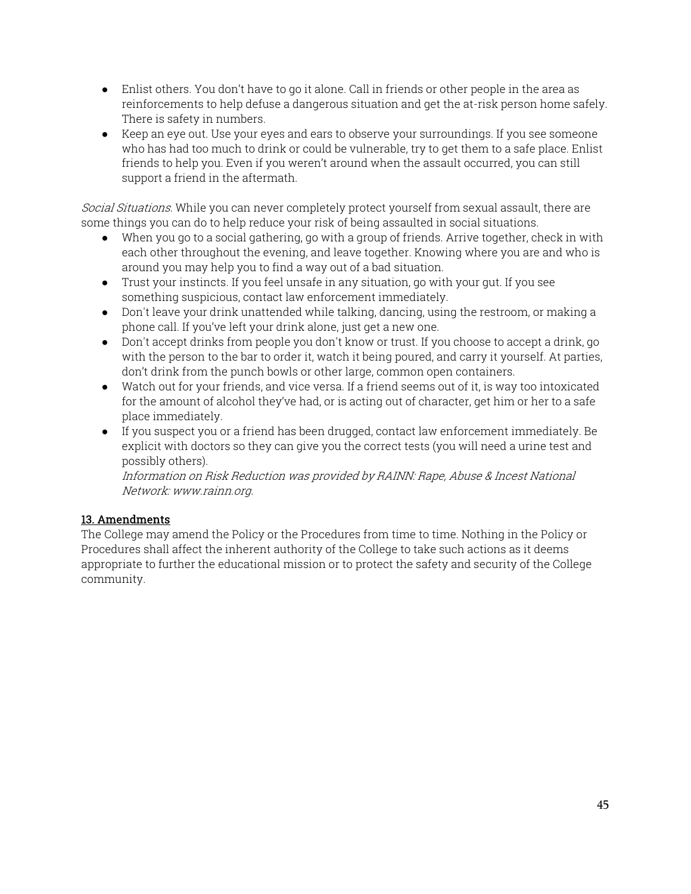- Enlist others. You don't have to go it alone. Call in friends or other people in the area as reinforcements to help defuse a dangerous situation and get the at-risk person home safely. There is safety in numbers.
- Keep an eye out. Use your eyes and ears to observe your surroundings. If you see someone who has had too much to drink or could be vulnerable, try to get them to a safe place. Enlist friends to help you. Even if you weren't around when the assault occurred, you can still support a friend in the aftermath.

*Social Situations.* While you can never completely protect yourself from sexual assault, there are some things you can do to help reduce your risk of being assaulted in social situations.

- When you go to a social gathering, go with a group of friends. Arrive together, check in with each other throughout the evening, and leave together. Knowing where you are and who is around you may help you to find a way out of a bad situation.
- Trust your instincts. If you feel unsafe in any situation, go with your gut. If you see something suspicious, contact law enforcement immediately.
- Don't leave your drink unattended while talking, dancing, using the restroom, or making a phone call. If you've left your drink alone, just get a new one.
- Don't accept drinks from people you don't know or trust. If you choose to accept a drink, go with the person to the bar to order it, watch it being poured, and carry it yourself. At parties, don't drink from the punch bowls or other large, common open containers.
- Watch out for your friends, and vice versa. If a friend seems out of it, is way too intoxicated for the amount of alcohol they've had, or is acting out of character, get him or her to a safe place immediately.
- If you suspect you or a friend has been drugged, contact law enforcement immediately. Be explicit with doctors so they can give you the correct tests (you will need a urine test and possibly others).
  *Information on Risk Reduction was provided by RAINN: Rape, Abuse & Incest National Network: www.rainn.org.*

## 13. Amendments

The College may amend the Policy or the Procedures from time to time. Nothing in the Policy or Procedures shall affect the inherent authority of the College to take such actions as it deems appropriate to further the educational mission or to protect the safety and security of the College community.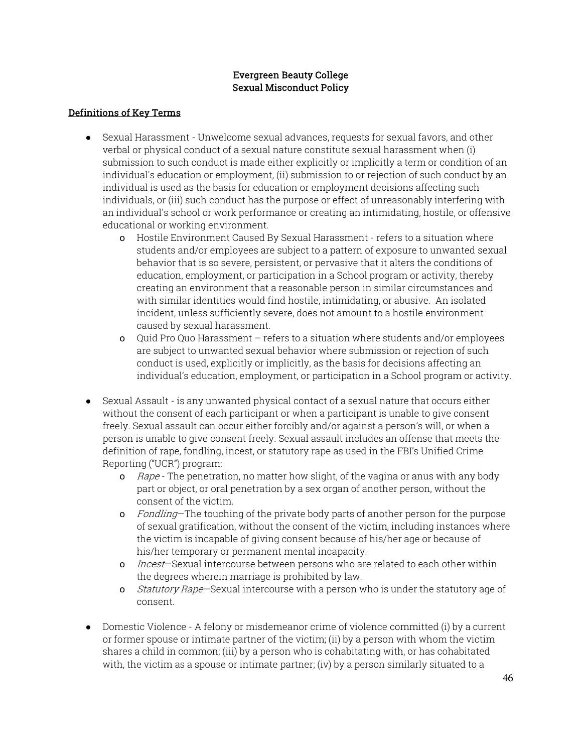**Evergreen Beauty College**
**Sexual Misconduct Policy**

## Definitions of Key Terms

- Sexual Harassment - Unwelcome sexual advances, requests for sexual favors, and other verbal or physical conduct of a sexual nature constitute sexual harassment when (i) submission to such conduct is made either explicitly or implicitly a term or condition of an individual's education or employment, (ii) submission to or rejection of such conduct by an individual is used as the basis for education or employment decisions affecting such individuals, or (iii) such conduct has the purpose or effect of unreasonably interfering with an individual's school or work performance or creating an intimidating, hostile, or offensive educational or working environment.
  - Hostile Environment Caused By Sexual Harassment - refers to a situation where students and/or employees are subject to a pattern of exposure to unwanted sexual behavior that is so severe, persistent, or pervasive that it alters the conditions of education, employment, or participation in a School program or activity, thereby creating an environment that a reasonable person in similar circumstances and with similar identities would find hostile, intimidating, or abusive. An isolated incident, unless sufficiently severe, does not amount to a hostile environment caused by sexual harassment.
  - Quid Pro Quo Harassment – refers to a situation where students and/or employees are subject to unwanted sexual behavior where submission or rejection of such conduct is used, explicitly or implicitly, as the basis for decisions affecting an individual's education, employment, or participation in a School program or activity.

- Sexual Assault - is any unwanted physical contact of a sexual nature that occurs either without the consent of each participant or when a participant is unable to give consent freely. Sexual assault can occur either forcibly and/or against a person's will, or when a person is unable to give consent freely. Sexual assault includes an offense that meets the definition of rape, fondling, incest, or statutory rape as used in the FBI's Unified Crime Reporting ("UCR") program:
  - *Rape* - The penetration, no matter how slight, of the vagina or anus with any body part or object, or oral penetration by a sex organ of another person, without the consent of the victim.
  - *Fondling*—The touching of the private body parts of another person for the purpose of sexual gratification, without the consent of the victim, including instances where the victim is incapable of giving consent because of his/her age or because of his/her temporary or permanent mental incapacity.
  - *Incest*—Sexual intercourse between persons who are related to each other within the degrees wherein marriage is prohibited by law.
  - *Statutory Rape*—Sexual intercourse with a person who is under the statutory age of consent.

- Domestic Violence - A felony or misdemeanor crime of violence committed (i) by a current or former spouse or intimate partner of the victim; (ii) by a person with whom the victim shares a child in common; (iii) by a person who is cohabitating with, or has cohabitated with, the victim as a spouse or intimate partner; (iv) by a person similarly situated to a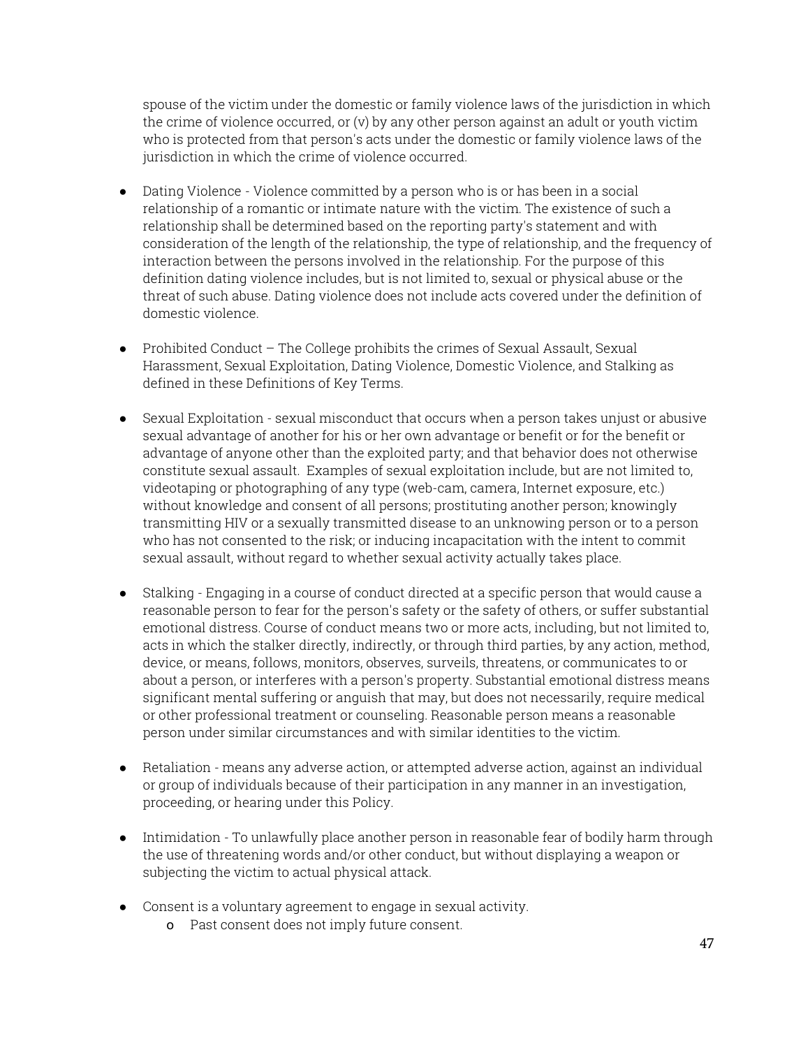spouse of the victim under the domestic or family violence laws of the jurisdiction in which the crime of violence occurred, or (v) by any other person against an adult or youth victim who is protected from that person's acts under the domestic or family violence laws of the jurisdiction in which the crime of violence occurred.

- Dating Violence - Violence committed by a person who is or has been in a social relationship of a romantic or intimate nature with the victim. The existence of such a relationship shall be determined based on the reporting party's statement and with consideration of the length of the relationship, the type of relationship, and the frequency of interaction between the persons involved in the relationship. For the purpose of this definition dating violence includes, but is not limited to, sexual or physical abuse or the threat of such abuse. Dating violence does not include acts covered under the definition of domestic violence.

- Prohibited Conduct – The College prohibits the crimes of Sexual Assault, Sexual Harassment, Sexual Exploitation, Dating Violence, Domestic Violence, and Stalking as defined in these Definitions of Key Terms.

- Sexual Exploitation - sexual misconduct that occurs when a person takes unjust or abusive sexual advantage of another for his or her own advantage or benefit or for the benefit or advantage of anyone other than the exploited party; and that behavior does not otherwise constitute sexual assault. Examples of sexual exploitation include, but are not limited to, videotaping or photographing of any type (web-cam, camera, Internet exposure, etc.) without knowledge and consent of all persons; prostituting another person; knowingly transmitting HIV or a sexually transmitted disease to an unknowing person or to a person who has not consented to the risk; or inducing incapacitation with the intent to commit sexual assault, without regard to whether sexual activity actually takes place.

- Stalking - Engaging in a course of conduct directed at a specific person that would cause a reasonable person to fear for the person's safety or the safety of others, or suffer substantial emotional distress. Course of conduct means two or more acts, including, but not limited to, acts in which the stalker directly, indirectly, or through third parties, by any action, method, device, or means, follows, monitors, observes, surveils, threatens, or communicates to or about a person, or interferes with a person's property. Substantial emotional distress means significant mental suffering or anguish that may, but does not necessarily, require medical or other professional treatment or counseling. Reasonable person means a reasonable person under similar circumstances and with similar identities to the victim.

- Retaliation - means any adverse action, or attempted adverse action, against an individual or group of individuals because of their participation in any manner in an investigation, proceeding, or hearing under this Policy.

- Intimidation - To unlawfully place another person in reasonable fear of bodily harm through the use of threatening words and/or other conduct, but without displaying a weapon or subjecting the victim to actual physical attack.

- Consent is a voluntary agreement to engage in sexual activity.
  - Past consent does not imply future consent.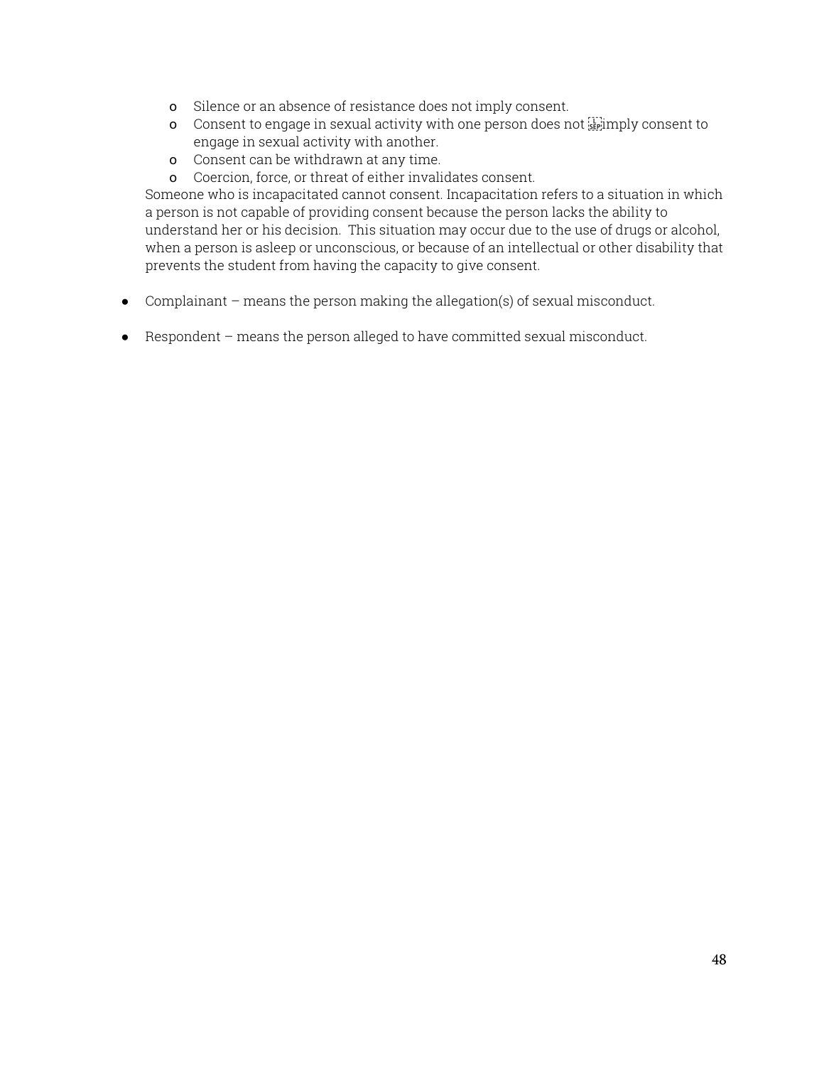- Silence or an absence of resistance does not imply consent.
  - Consent to engage in sexual activity with one person does not imply consent to engage in sexual activity with another.
  - Consent can be withdrawn at any time.
  - Coercion, force, or threat of either invalidates consent.

  Someone who is incapacitated cannot consent. Incapacitation refers to a situation in which a person is not capable of providing consent because the person lacks the ability to understand her or his decision. This situation may occur due to the use of drugs or alcohol, when a person is asleep or unconscious, or because of an intellectual or other disability that prevents the student from having the capacity to give consent.

- Complainant – means the person making the allegation(s) of sexual misconduct.

- Respondent – means the person alleged to have committed sexual misconduct.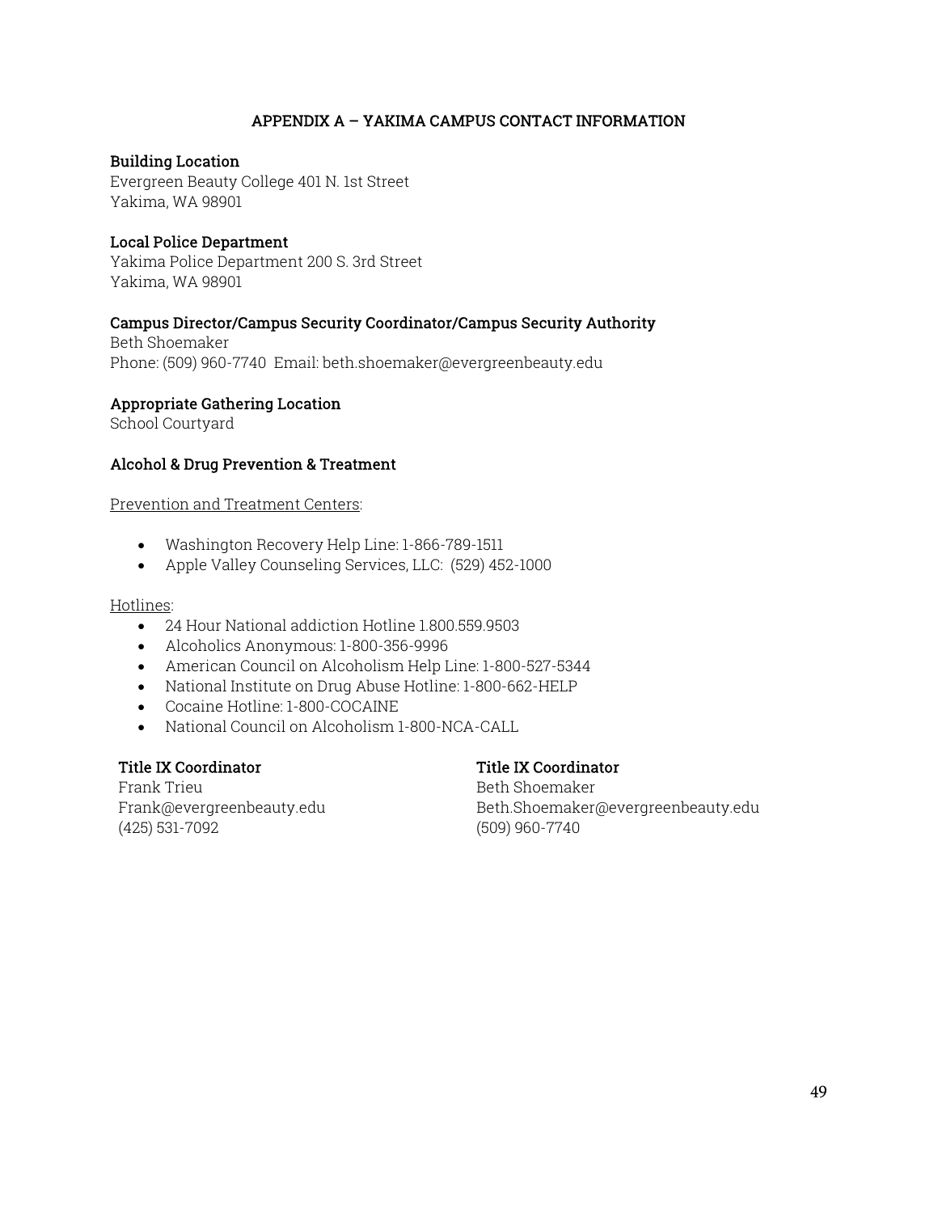## APPENDIX A – YAKIMA CAMPUS CONTACT INFORMATION

**Building Location**
Evergreen Beauty College 401 N. 1st Street
Yakima, WA 98901

**Local Police Department**
Yakima Police Department 200 S. 3rd Street
Yakima, WA 98901

**Campus Director/Campus Security Coordinator/Campus Security Authority**
Beth Shoemaker
Phone: (509) 960-7740 Email: beth.shoemaker@evergreenbeauty.edu

**Appropriate Gathering Location**
School Courtyard

**Alcohol & Drug Prevention & Treatment**

Prevention and Treatment Centers:

- Washington Recovery Help Line: 1-866-789-1511
- Apple Valley Counseling Services, LLC: (529) 452-1000

Hotlines:

- 24 Hour National addiction Hotline 1.800.559.9503
- Alcoholics Anonymous: 1-800-356-9996
- American Council on Alcoholism Help Line: 1-800-527-5344
- National Institute on Drug Abuse Hotline: 1-800-662-HELP
- Cocaine Hotline: 1-800-COCAINE
- National Council on Alcoholism 1-800-NCA-CALL

**Title IX Coordinator**
Frank Trieu
Frank@evergreenbeauty.edu
(425) 531-7092

**Title IX Coordinator**
Beth Shoemaker
Beth.Shoemaker@evergreenbeauty.edu
(509) 960-7740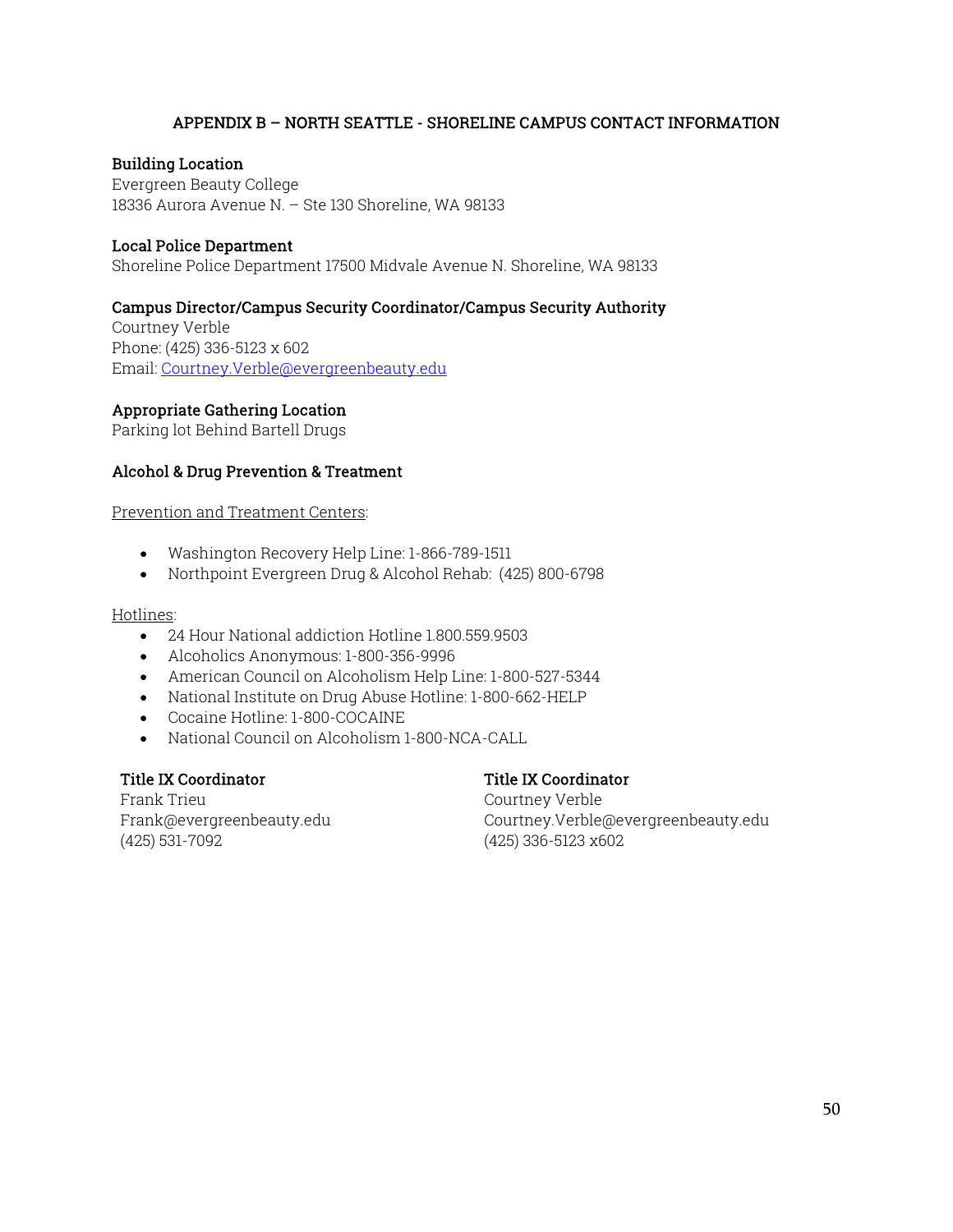## APPENDIX B – NORTH SEATTLE - SHORELINE CAMPUS CONTACT INFORMATION

**Building Location**
Evergreen Beauty College
18336 Aurora Avenue N. – Ste 130 Shoreline, WA 98133

**Local Police Department**
Shoreline Police Department 17500 Midvale Avenue N. Shoreline, WA 98133

**Campus Director/Campus Security Coordinator/Campus Security Authority**
Courtney Verble
Phone: (425) 336-5123 x 602
Email: Courtney.Verble@evergreenbeauty.edu

**Appropriate Gathering Location**
Parking lot Behind Bartell Drugs

**Alcohol & Drug Prevention & Treatment**

Prevention and Treatment Centers:

- Washington Recovery Help Line: 1-866-789-1511
- Northpoint Evergreen Drug & Alcohol Rehab: (425) 800-6798

Hotlines:

- 24 Hour National addiction Hotline 1.800.559.9503
- Alcoholics Anonymous: 1-800-356-9996
- American Council on Alcoholism Help Line: 1-800-527-5344
- National Institute on Drug Abuse Hotline: 1-800-662-HELP
- Cocaine Hotline: 1-800-COCAINE
- National Council on Alcoholism 1-800-NCA-CALL

**Title IX Coordinator**
Frank Trieu
Frank@evergreenbeauty.edu
(425) 531-7092

**Title IX Coordinator**
Courtney Verble
Courtney.Verble@evergreenbeauty.edu
(425) 336-5123 x602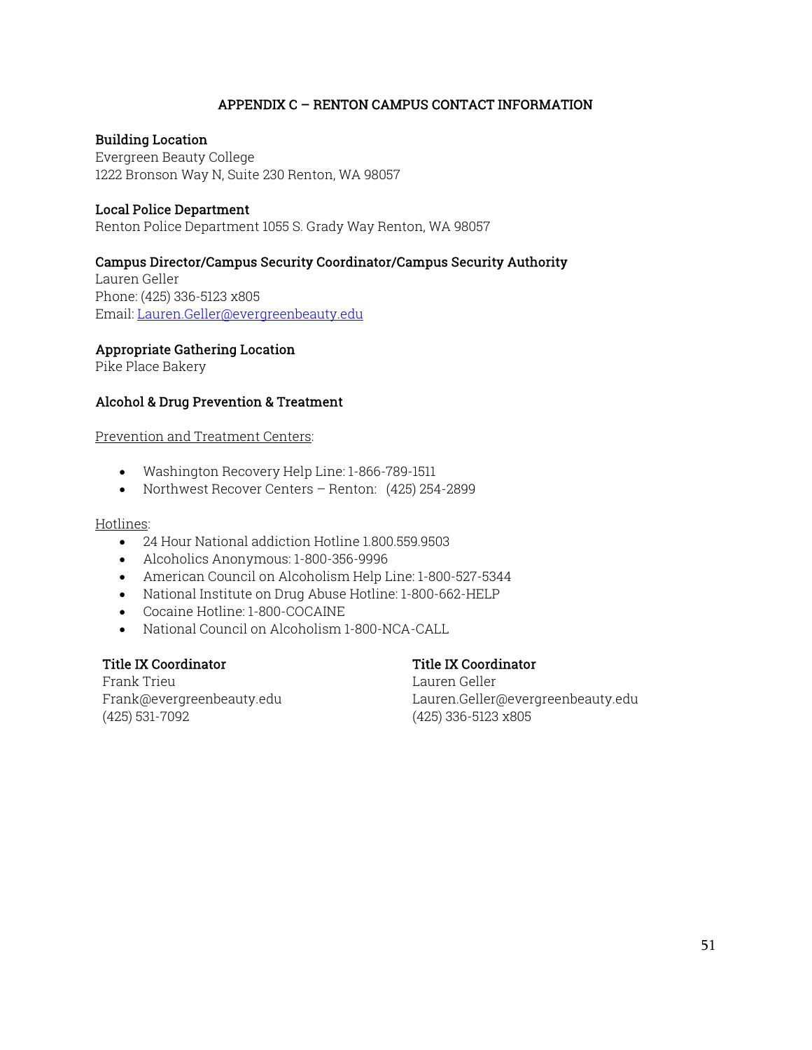## APPENDIX C – RENTON CAMPUS CONTACT INFORMATION

**Building Location**
Evergreen Beauty College
1222 Bronson Way N, Suite 230 Renton, WA 98057

**Local Police Department**
Renton Police Department 1055 S. Grady Way Renton, WA 98057

**Campus Director/Campus Security Coordinator/Campus Security Authority**
Lauren Geller
Phone: (425) 336-5123 x805
Email: Lauren.Geller@evergreenbeauty.edu

**Appropriate Gathering Location**
Pike Place Bakery

**Alcohol & Drug Prevention & Treatment**

Prevention and Treatment Centers:

- Washington Recovery Help Line: 1-866-789-1511
- Northwest Recover Centers – Renton: (425) 254-2899

Hotlines:

- 24 Hour National addiction Hotline 1.800.559.9503
- Alcoholics Anonymous: 1-800-356-9996
- American Council on Alcoholism Help Line: 1-800-527-5344
- National Institute on Drug Abuse Hotline: 1-800-662-HELP
- Cocaine Hotline: 1-800-COCAINE
- National Council on Alcoholism 1-800-NCA-CALL

**Title IX Coordinator**
Frank Trieu
Frank@evergreenbeauty.edu
(425) 531-7092

**Title IX Coordinator**
Lauren Geller
Lauren.Geller@evergreenbeauty.edu
(425) 336-5123 x805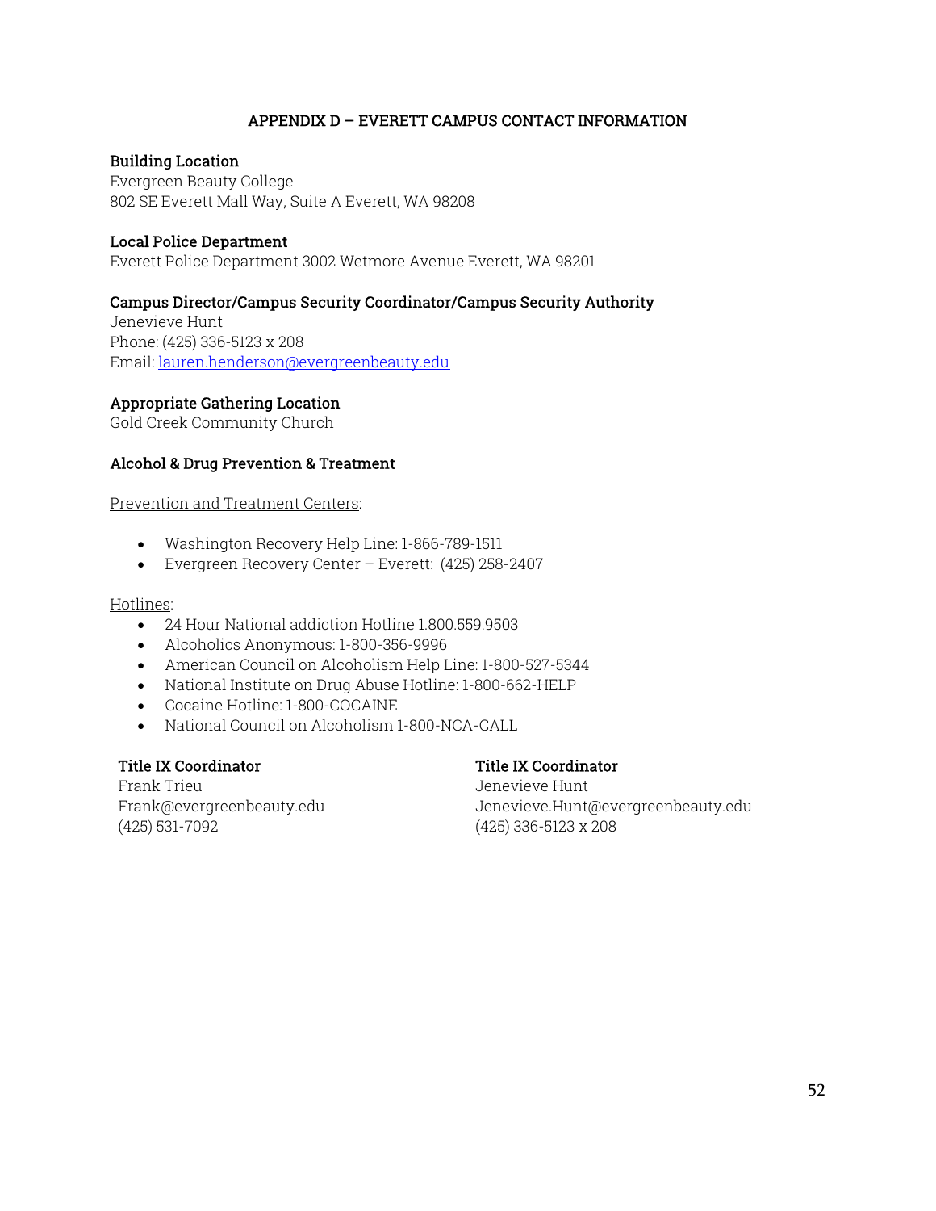## APPENDIX D – EVERETT CAMPUS CONTACT INFORMATION

**Building Location**
Evergreen Beauty College
802 SE Everett Mall Way, Suite A Everett, WA 98208

**Local Police Department**
Everett Police Department 3002 Wetmore Avenue Everett, WA 98201

**Campus Director/Campus Security Coordinator/Campus Security Authority**
Jenevieve Hunt
Phone: (425) 336-5123 x 208
Email: lauren.henderson@evergreenbeauty.edu

**Appropriate Gathering Location**
Gold Creek Community Church

**Alcohol & Drug Prevention & Treatment**

Prevention and Treatment Centers:

- Washington Recovery Help Line: 1-866-789-1511
- Evergreen Recovery Center – Everett: (425) 258-2407

Hotlines:

- 24 Hour National addiction Hotline 1.800.559.9503
- Alcoholics Anonymous: 1-800-356-9996
- American Council on Alcoholism Help Line: 1-800-527-5344
- National Institute on Drug Abuse Hotline: 1-800-662-HELP
- Cocaine Hotline: 1-800-COCAINE
- National Council on Alcoholism 1-800-NCA-CALL

**Title IX Coordinator**
Frank Trieu
Frank@evergreenbeauty.edu
(425) 531-7092

**Title IX Coordinator**
Jenevieve Hunt
Jenevieve.Hunt@evergreenbeauty.edu
(425) 336-5123 x 208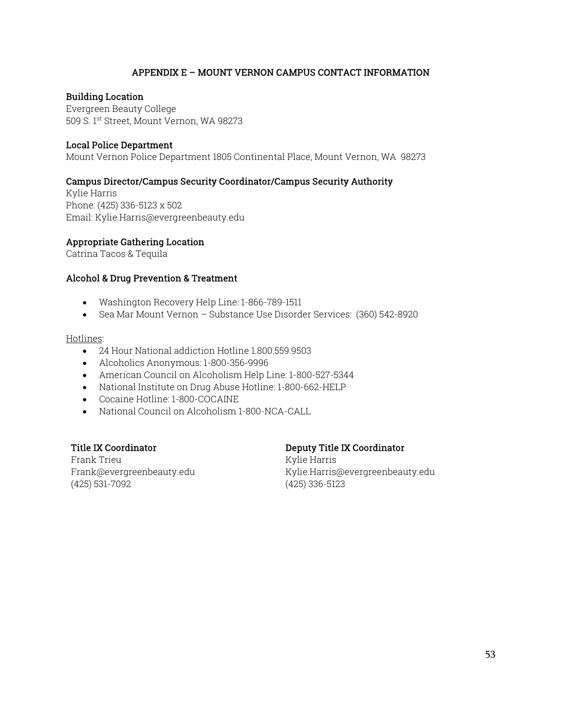## APPENDIX E – MOUNT VERNON CAMPUS CONTACT INFORMATION

**Building Location**
Evergreen Beauty College
509 S. 1st Street, Mount Vernon, WA 98273

**Local Police Department**
Mount Vernon Police Department 1805 Continental Place, Mount Vernon, WA 98273

**Campus Director/Campus Security Coordinator/Campus Security Authority**
Kylie Harris
Phone: (425) 336-5123 x 502
Email: Kylie.Harris@evergreenbeauty.edu

**Appropriate Gathering Location**
Catrina Tacos & Tequila

**Alcohol & Drug Prevention & Treatment**

- Washington Recovery Help Line: 1-866-789-1511
- Sea Mar Mount Vernon – Substance Use Disorder Services: (360) 542-8920

Hotlines:

- 24 Hour National addiction Hotline 1.800.559.9503
- Alcoholics Anonymous: 1-800-356-9996
- American Council on Alcoholism Help Line: 1-800-527-5344
- National Institute on Drug Abuse Hotline: 1-800-662-HELP
- Cocaine Hotline: 1-800-COCAINE
- National Council on Alcoholism 1-800-NCA-CALL

**Title IX Coordinator**
Frank Trieu
Frank@evergreenbeauty.edu
(425) 531-7092

**Deputy Title IX Coordinator**
Kylie Harris
Kylie.Harris@evergreenbeauty.edu
(425) 336-5123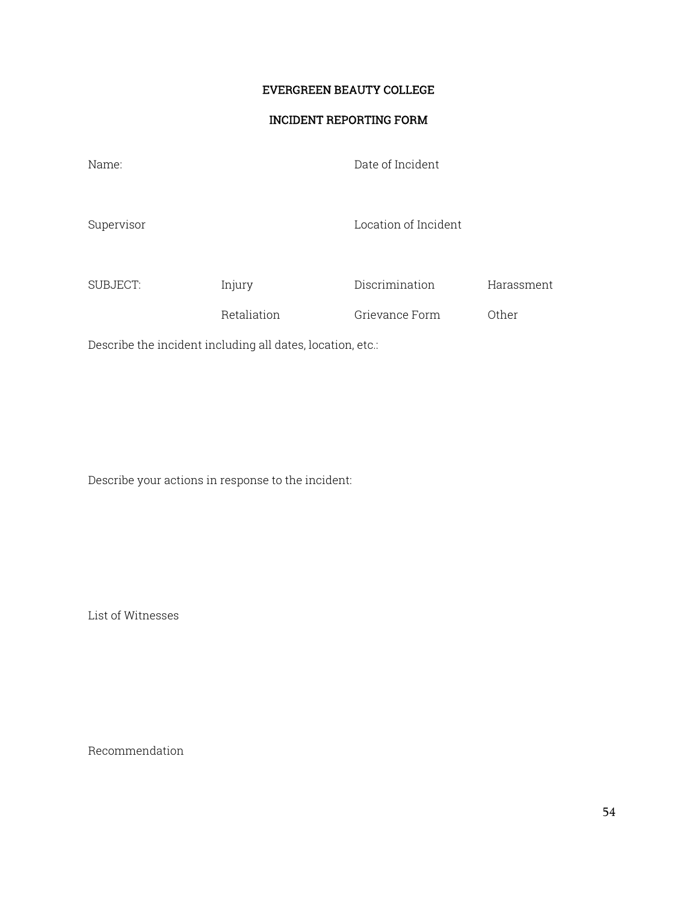# EVERGREEN BEAUTY COLLEGE

## INCIDENT REPORTING FORM

Name: Date of Incident

Supervisor Location of Incident

| | | | |
|---|---|---|---|
| SUBJECT: | Injury | Discrimination | Harassment |
| | Retaliation | Grievance Form | Other |

Describe the incident including all dates, location, etc.:

Describe your actions in response to the incident:

List of Witnesses

Recommendation